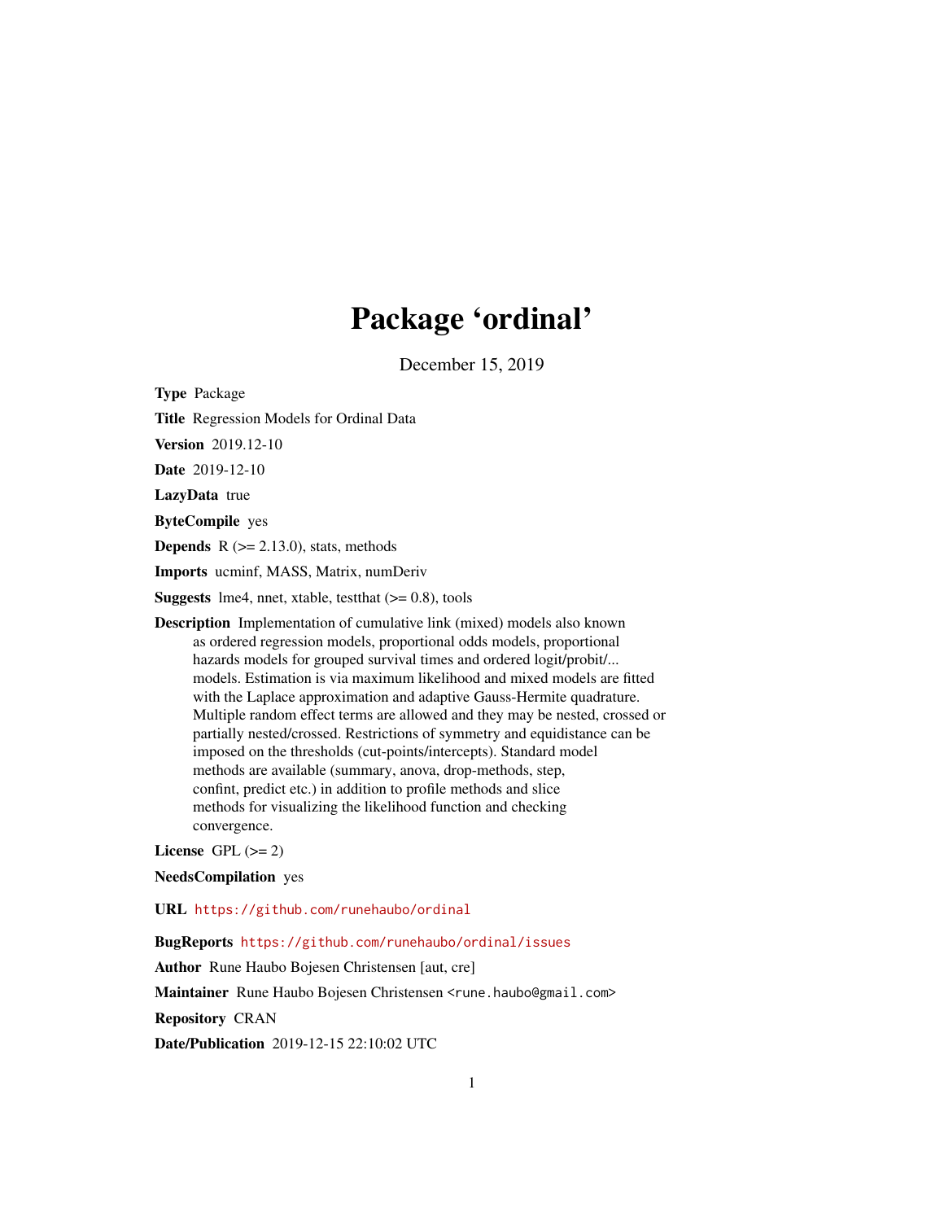# Package 'ordinal'

December 15, 2019

**Type** Package

**Title** Regression Models for Ordinal Data

**Version** 2019.12-10

**Date** 2019-12-10

**LazyData** true

**ByteCompile** yes

**Depends** R (>= 2.13.0), stats, methods

**Imports** ucminf, MASS, Matrix, numDeriv

**Suggests** lme4, nnet, xtable, testthat (>= 0.8), tools

**Description** Implementation of cumulative link (mixed) models also known as ordered regression models, proportional odds models, proportional hazards models for grouped survival times and ordered logit/probit/... models. Estimation is via maximum likelihood and mixed models are fitted with the Laplace approximation and adaptive Gauss-Hermite quadrature. Multiple random effect terms are allowed and they may be nested, crossed or partially nested/crossed. Restrictions of symmetry and equidistance can be imposed on the thresholds (cut-points/intercepts). Standard model methods are available (summary, anova, drop-methods, step, confint, predict etc.) in addition to profile methods and slice methods for visualizing the likelihood function and checking convergence.

**License** GPL (>= 2)

**NeedsCompilation** yes

**URL** https://github.com/runehaubo/ordinal

**BugReports** https://github.com/runehaubo/ordinal/issues

**Author** Rune Haubo Bojesen Christensen [aut, cre]

**Maintainer** Rune Haubo Bojesen Christensen <rune.haubo@gmail.com>

**Repository** CRAN

**Date/Publication** 2019-12-15 22:10:02 UTC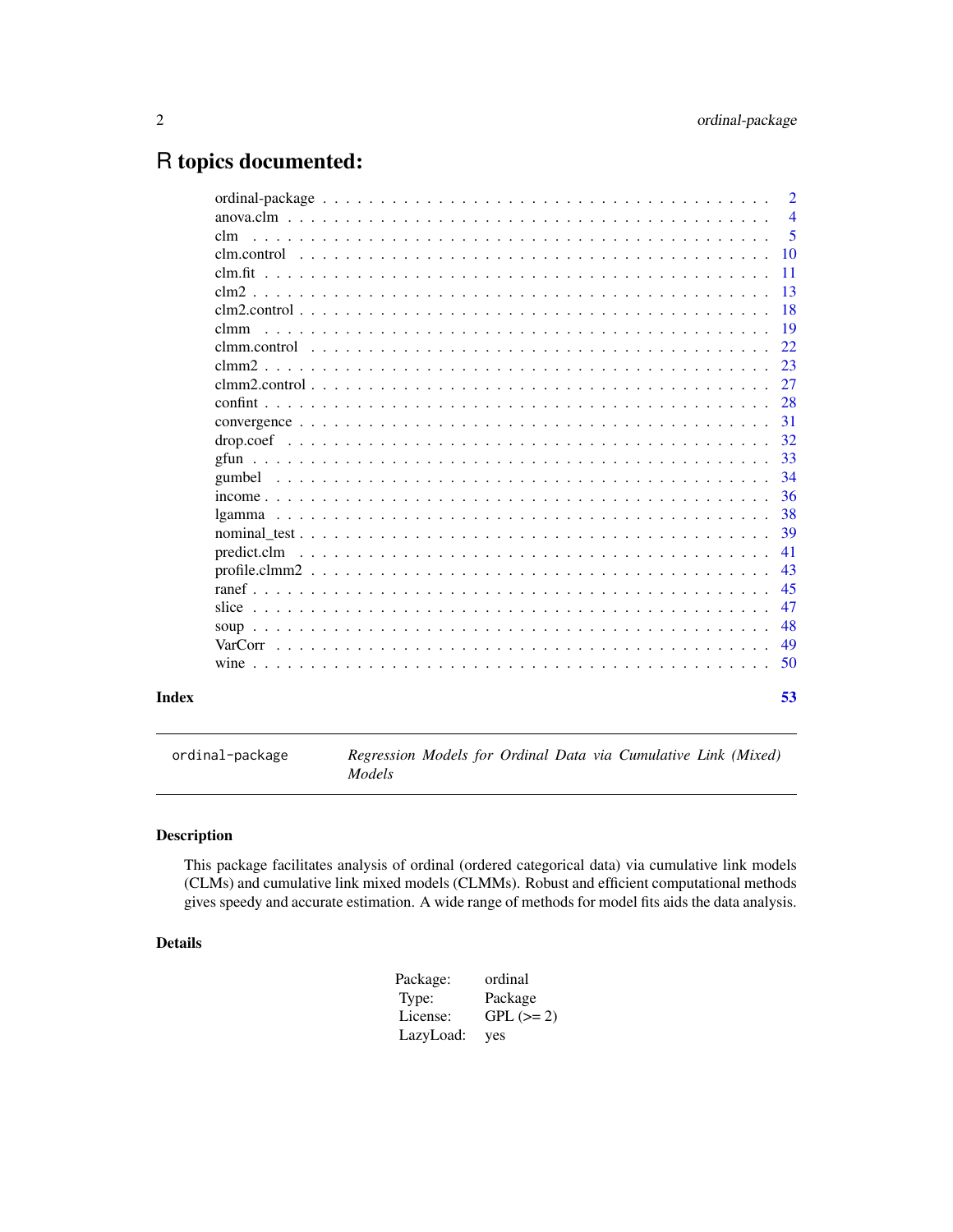# R topics documented:

| Topic | Page |
|---|---|
| ordinal-package | 2 |
| anova.clm | 4 |
| clm | 5 |
| clm.control | 10 |
| clm.fit | 11 |
| clm2 | 13 |
| clm2.control | 18 |
| clmm | 19 |
| clmm.control | 22 |
| clmm2 | 23 |
| clmm2.control | 27 |
| confint | 28 |
| convergence | 31 |
| drop.coef | 32 |
| gfun | 33 |
| gumbel | 34 |
| income | 36 |
| lgamma | 38 |
| nominal_test | 39 |
| predict.clm | 41 |
| profile.clmm2 | 43 |
| ranef | 45 |
| slice | 47 |
| soup | 48 |
| VarCorr | 49 |
| wine | 50 |
| **Index** | **53** |

---

`ordinal-package` *Regression Models for Ordinal Data via Cumulative Link (Mixed) Models*

---

## Description

This package facilitates analysis of ordinal (ordered categorical data) via cumulative link models (CLMs) and cumulative link mixed models (CLMMs). Robust and efficient computational methods gives speedy and accurate estimation. A wide range of methods for model fits aids the data analysis.

## Details

| | |
|---|---|
| Package: | ordinal |
| Type: | Package |
| License: | GPL (>= 2) |
| LazyLoad: | yes |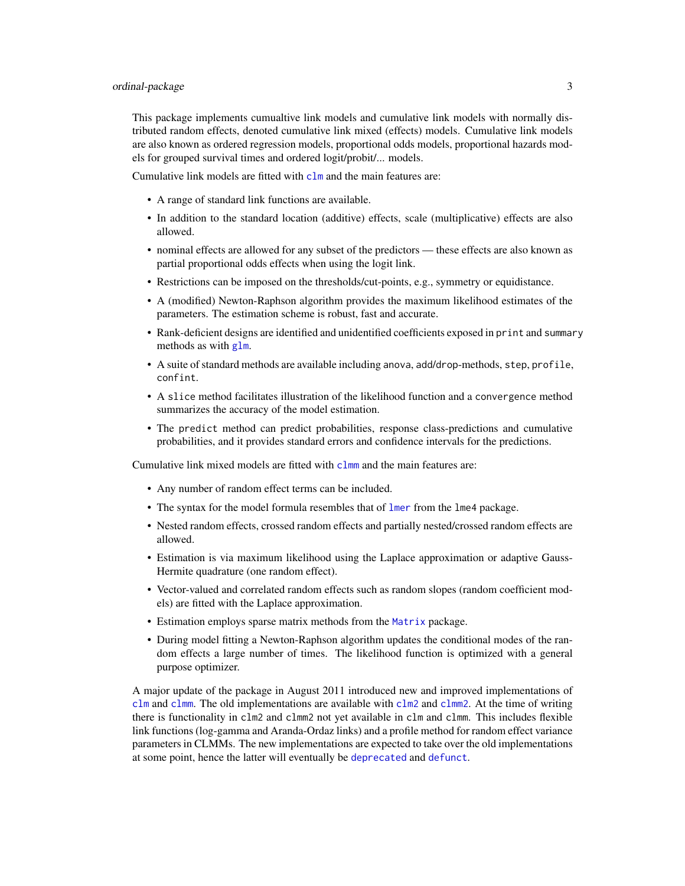This package implements cumualtive link models and cumulative link models with normally distributed random effects, denoted cumulative link mixed (effects) models. Cumulative link models are also known as ordered regression models, proportional odds models, proportional hazards models for grouped survival times and ordered logit/probit/... models.

Cumulative link models are fitted with `clm` and the main features are:

- A range of standard link functions are available.
- In addition to the standard location (additive) effects, scale (multiplicative) effects are also allowed.
- nominal effects are allowed for any subset of the predictors — these effects are also known as partial proportional odds effects when using the logit link.
- Restrictions can be imposed on the thresholds/cut-points, e.g., symmetry or equidistance.
- A (modified) Newton-Raphson algorithm provides the maximum likelihood estimates of the parameters. The estimation scheme is robust, fast and accurate.
- Rank-deficient designs are identified and unidentified coefficients exposed in `print` and `summary` methods as with `glm`.
- A suite of standard methods are available including `anova`, `add`/`drop`-methods, `step`, `profile`, `confint`.
- A `slice` method facilitates illustration of the likelihood function and a `convergence` method summarizes the accuracy of the model estimation.
- The `predict` method can predict probabilities, response class-predictions and cumulative probabilities, and it provides standard errors and confidence intervals for the predictions.

Cumulative link mixed models are fitted with `clmm` and the main features are:

- Any number of random effect terms can be included.
- The syntax for the model formula resembles that of `lmer` from the `lme4` package.
- Nested random effects, crossed random effects and partially nested/crossed random effects are allowed.
- Estimation is via maximum likelihood using the Laplace approximation or adaptive Gauss-Hermite quadrature (one random effect).
- Vector-valued and correlated random effects such as random slopes (random coefficient models) are fitted with the Laplace approximation.
- Estimation employs sparse matrix methods from the `Matrix` package.
- During model fitting a Newton-Raphson algorithm updates the conditional modes of the random effects a large number of times. The likelihood function is optimized with a general purpose optimizer.

A major update of the package in August 2011 introduced new and improved implementations of `clm` and `clmm`. The old implementations are available with `clm2` and `clmm2`. At the time of writing there is functionality in `clm2` and `clmm2` not yet available in `clm` and `clmm`. This includes flexible link functions (log-gamma and Aranda-Ordaz links) and a profile method for random effect variance parameters in CLMMs. The new implementations are expected to take over the old implementations at some point, hence the latter will eventually be `deprecated` and `defunct`.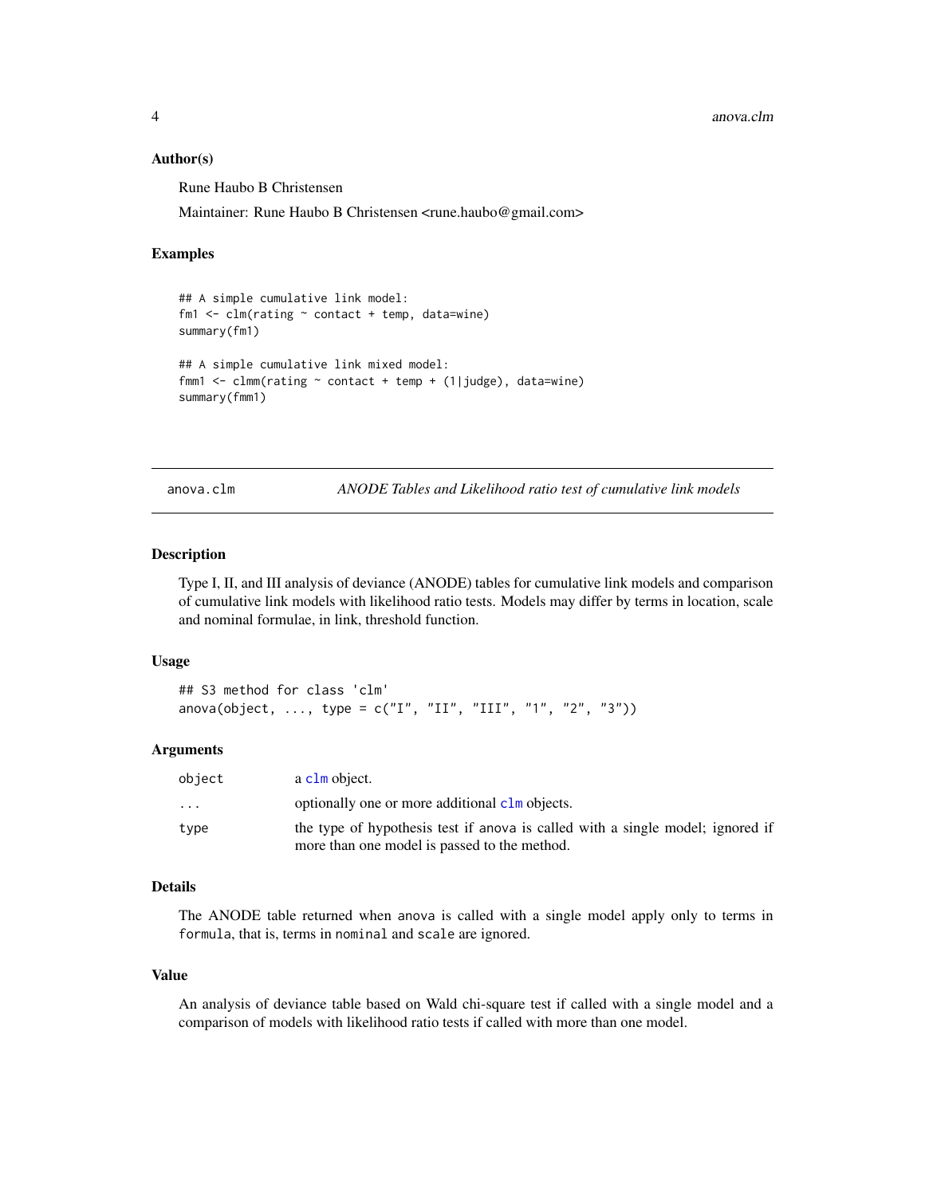### Author(s)

Rune Haubo B Christensen

Maintainer: Rune Haubo B Christensen <rune.haubo@gmail.com>

### Examples

```
## A simple cumulative link model:
fm1 <- clm(rating ~ contact + temp, data=wine)
summary(fm1)

## A simple cumulative link mixed model:
fmm1 <- clmm(rating ~ contact + temp + (1|judge), data=wine)
summary(fmm1)
```

---

## anova.clm — *ANODE Tables and Likelihood ratio test of cumulative link models*

---

### Description

Type I, II, and III analysis of deviance (ANODE) tables for cumulative link models and comparison of cumulative link models with likelihood ratio tests. Models may differ by terms in location, scale and nominal formulae, in link, threshold function.

### Usage

```
## S3 method for class 'clm'
anova(object, ..., type = c("I", "II", "III", "1", "2", "3"))
```

### Arguments

| | |
|---|---|
| `object` | a `clm` object. |
| `...` | optionally one or more additional `clm` objects. |
| `type` | the type of hypothesis test if anova is called with a single model; ignored if more than one model is passed to the method. |

### Details

The ANODE table returned when anova is called with a single model apply only to terms in `formula`, that is, terms in `nominal` and `scale` are ignored.

### Value

An analysis of deviance table based on Wald chi-square test if called with a single model and a comparison of models with likelihood ratio tests if called with more than one model.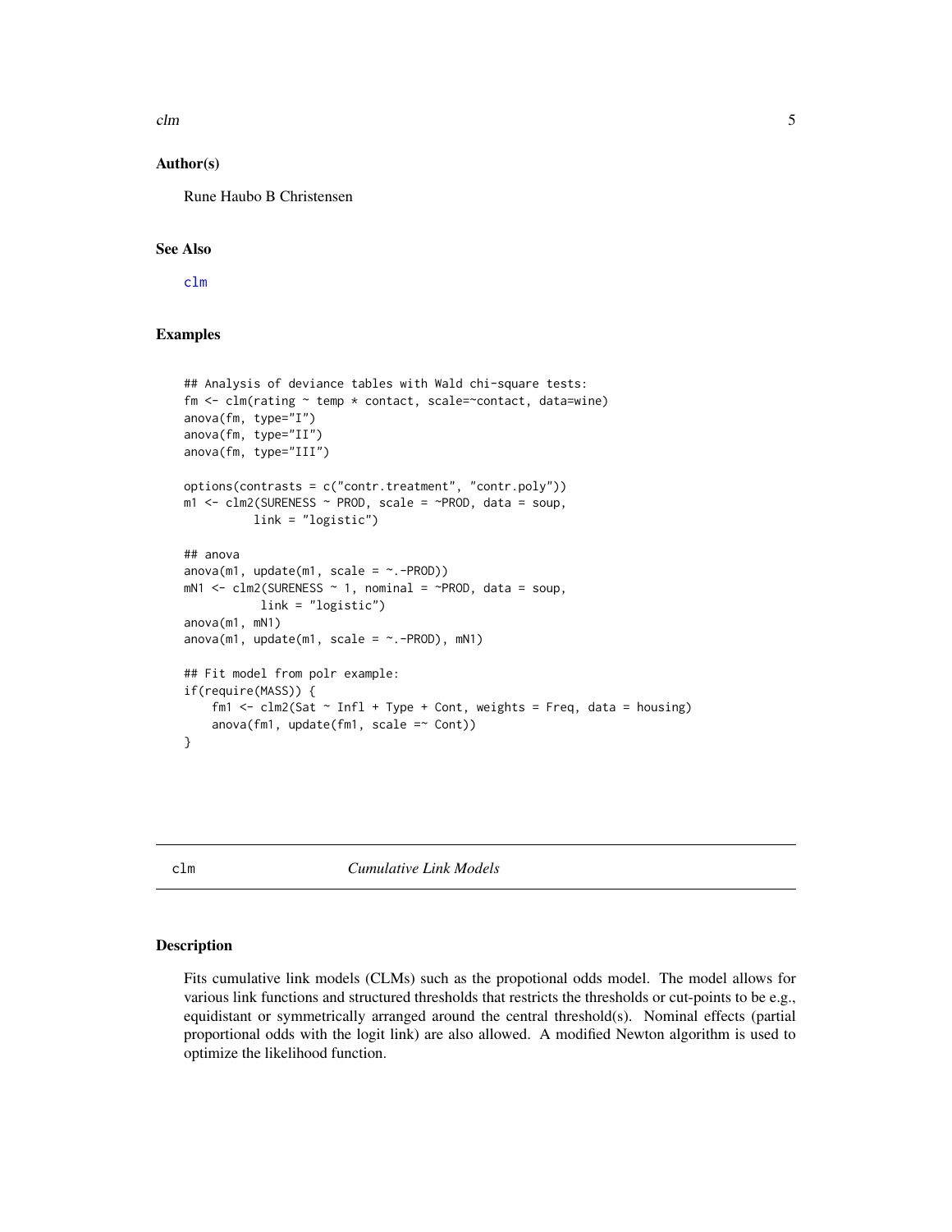### Author(s)

Rune Haubo B Christensen

### See Also

clm

### Examples

```
## Analysis of deviance tables with Wald chi-square tests:
fm <- clm(rating ~ temp * contact, scale=~contact, data=wine)
anova(fm, type="I")
anova(fm, type="II")
anova(fm, type="III")

options(contrasts = c("contr.treatment", "contr.poly"))
m1 <- clm2(SURENESS ~ PROD, scale = ~PROD, data = soup,
          link = "logistic")

## anova
anova(m1, update(m1, scale = ~.-PROD))
mN1 <- clm2(SURENESS ~ 1, nominal = ~PROD, data = soup,
           link = "logistic")
anova(m1, mN1)
anova(m1, update(m1, scale = ~.-PROD), mN1)

## Fit model from polr example:
if(require(MASS)) {
    fm1 <- clm2(Sat ~ Infl + Type + Cont, weights = Freq, data = housing)
    anova(fm1, update(fm1, scale =~ Cont))
}
```

---

## clm — *Cumulative Link Models*

### Description

Fits cumulative link models (CLMs) such as the propotional odds model. The model allows for various link functions and structured thresholds that restricts the thresholds or cut-points to be e.g., equidistant or symmetrically arranged around the central threshold(s). Nominal effects (partial proportional odds with the logit link) are also allowed. A modified Newton algorithm is used to optimize the likelihood function.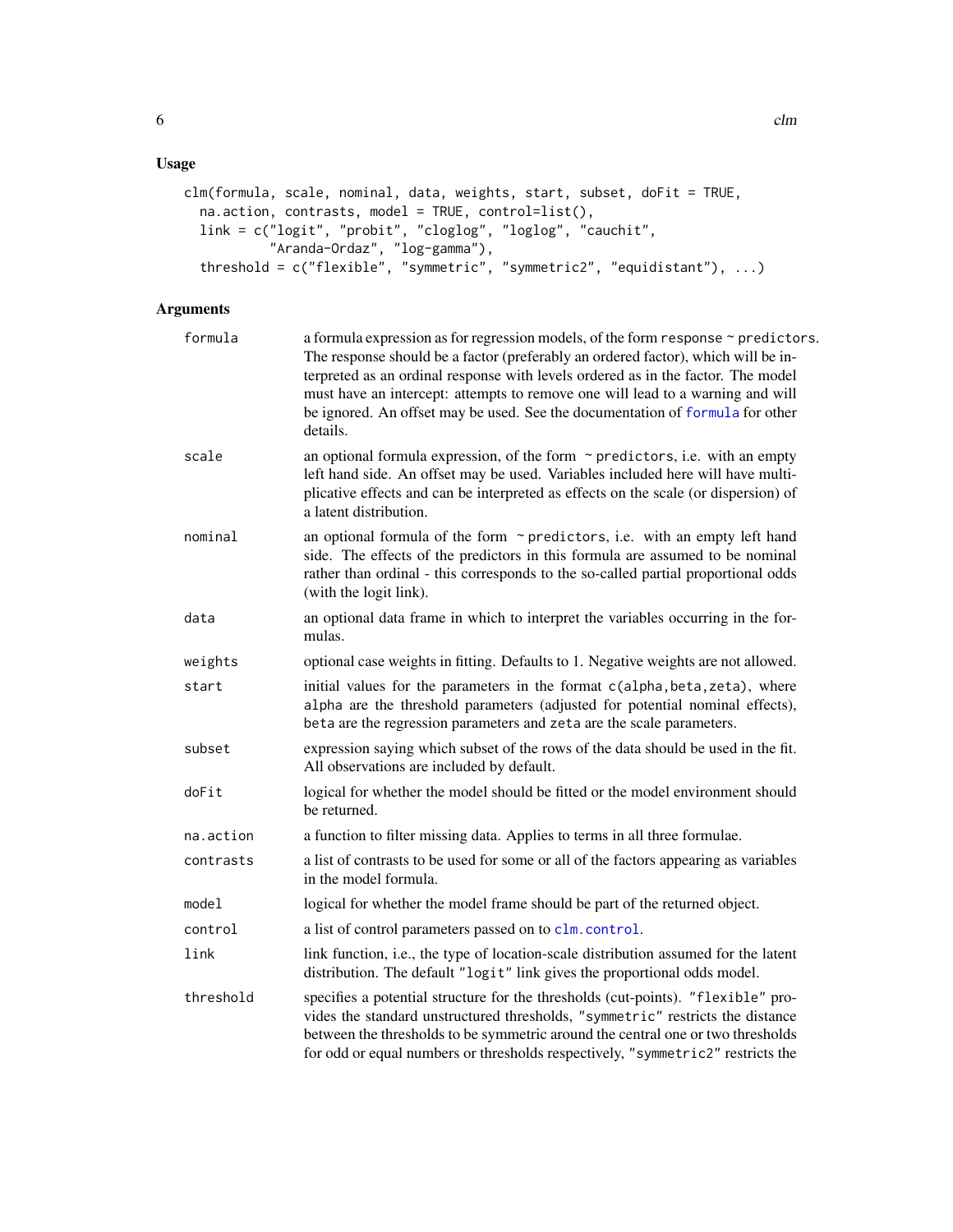## Usage

```
clm(formula, scale, nominal, data, weights, start, subset, doFit = TRUE,
  na.action, contrasts, model = TRUE, control=list(),
  link = c("logit", "probit", "cloglog", "loglog", "cauchit",
           "Aranda-Ordaz", "log-gamma"),
  threshold = c("flexible", "symmetric", "symmetric2", "equidistant"), ...)
```

## Arguments

`formula` a formula expression as for regression models, of the form `response ~ predictors`. The response should be a factor (preferably an ordered factor), which will be interpreted as an ordinal response with levels ordered as in the factor. The model must have an intercept: attempts to remove one will lead to a warning and will be ignored. An offset may be used. See the documentation of `formula` for other details.

`scale` an optional formula expression, of the form `~ predictors`, i.e. with an empty left hand side. An offset may be used. Variables included here will have multiplicative effects and can be interpreted as effects on the scale (or dispersion) of a latent distribution.

`nominal` an optional formula of the form `~ predictors`, i.e. with an empty left hand side. The effects of the predictors in this formula are assumed to be nominal rather than ordinal - this corresponds to the so-called partial proportional odds (with the logit link).

`data` an optional data frame in which to interpret the variables occurring in the formulas.

`weights` optional case weights in fitting. Defaults to 1. Negative weights are not allowed.

`start` initial values for the parameters in the format `c(alpha,beta,zeta)`, where `alpha` are the threshold parameters (adjusted for potential nominal effects), `beta` are the regression parameters and `zeta` are the scale parameters.

`subset` expression saying which subset of the rows of the data should be used in the fit. All observations are included by default.

`doFit` logical for whether the model should be fitted or the model environment should be returned.

`na.action` a function to filter missing data. Applies to terms in all three formulae.

`contrasts` a list of contrasts to be used for some or all of the factors appearing as variables in the model formula.

`model` logical for whether the model frame should be part of the returned object.

`control` a list of control parameters passed on to `clm.control`.

`link` link function, i.e., the type of location-scale distribution assumed for the latent distribution. The default `"logit"` link gives the proportional odds model.

`threshold` specifies a potential structure for the thresholds (cut-points). `"flexible"` provides the standard unstructured thresholds, `"symmetric"` restricts the distance between the thresholds to be symmetric around the central one or two thresholds for odd or equal numbers or thresholds respectively, `"symmetric2"` restricts the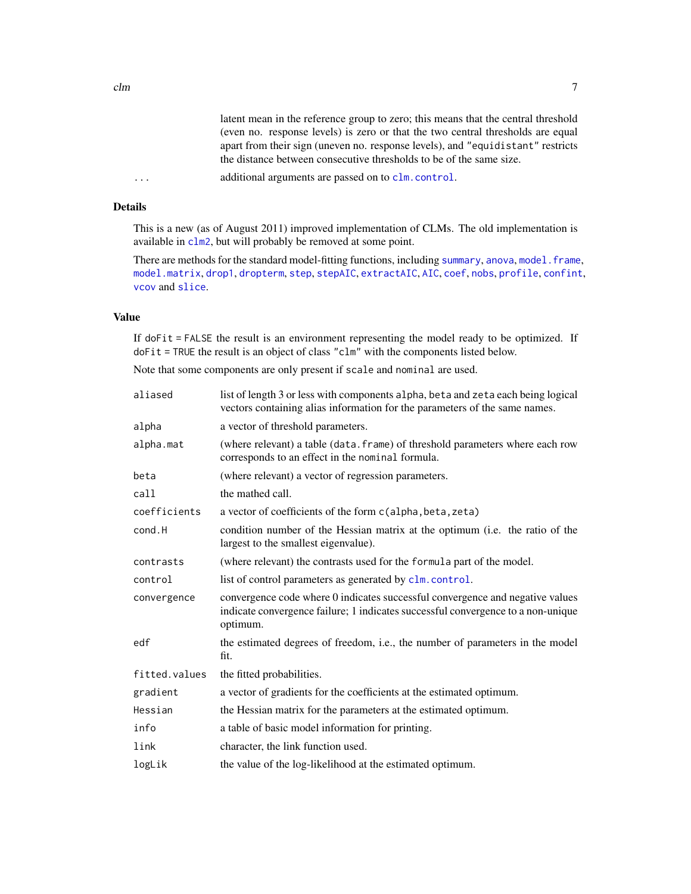latent mean in the reference group to zero; this means that the central threshold (even no. response levels) is zero or that the two central thresholds are equal apart from their sign (uneven no. response levels), and "equidistant" restricts the distance between consecutive thresholds to be of the same size.

| | |
|---|---|
| `...` | additional arguments are passed on to `clm.control`. |

## Details

This is a new (as of August 2011) improved implementation of CLMs. The old implementation is available in `clm2`, but will probably be removed at some point.

There are methods for the standard model-fitting functions, including `summary`, `anova`, `model.frame`, `model.matrix`, `drop1`, `dropterm`, `step`, `stepAIC`, `extractAIC`, `AIC`, `coef`, `nobs`, `profile`, `confint`, `vcov` and `slice`.

## Value

If `doFit = FALSE` the result is an environment representing the model ready to be optimized. If `doFit = TRUE` the result is an object of class "clm" with the components listed below.

Note that some components are only present if `scale` and `nominal` are used.

| | |
|---|---|
| `aliased` | list of length 3 or less with components `alpha`, `beta` and `zeta` each being logical vectors containing alias information for the parameters of the same names. |
| `alpha` | a vector of threshold parameters. |
| `alpha.mat` | (where relevant) a table (`data.frame`) of threshold parameters where each row corresponds to an effect in the `nominal` formula. |
| `beta` | (where relevant) a vector of regression parameters. |
| `call` | the mathed call. |
| `coefficients` | a vector of coefficients of the form `c(alpha,beta,zeta)` |
| `cond.H` | condition number of the Hessian matrix at the optimum (i.e. the ratio of the largest to the smallest eigenvalue). |
| `contrasts` | (where relevant) the contrasts used for the `formula` part of the model. |
| `control` | list of control parameters as generated by `clm.control`. |
| `convergence` | convergence code where 0 indicates successful convergence and negative values indicate convergence failure; 1 indicates successful convergence to a non-unique optimum. |
| `edf` | the estimated degrees of freedom, i.e., the number of parameters in the model fit. |
| `fitted.values` | the fitted probabilities. |
| `gradient` | a vector of gradients for the coefficients at the estimated optimum. |
| `Hessian` | the Hessian matrix for the parameters at the estimated optimum. |
| `info` | a table of basic model information for printing. |
| `link` | character, the link function used. |
| `logLik` | the value of the log-likelihood at the estimated optimum. |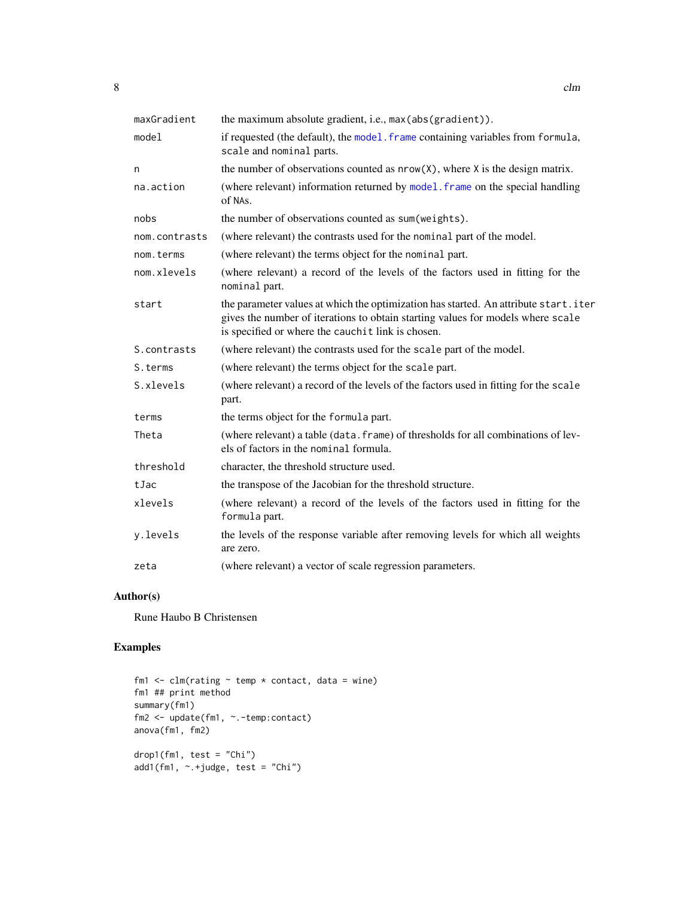| | |
|---|---|
| maxGradient | the maximum absolute gradient, i.e., `max(abs(gradient))`. |
| model | if requested (the default), the `model.frame` containing variables from `formula`, `scale` and `nominal` parts. |
| n | the number of observations counted as `nrow(X)`, where `X` is the design matrix. |
| na.action | (where relevant) information returned by `model.frame` on the special handling of NAs. |
| nobs | the number of observations counted as `sum(weights)`. |
| nom.contrasts | (where relevant) the contrasts used for the `nominal` part of the model. |
| nom.terms | (where relevant) the terms object for the `nominal` part. |
| nom.xlevels | (where relevant) a record of the levels of the factors used in fitting for the `nominal` part. |
| start | the parameter values at which the optimization has started. An attribute `start.iter` gives the number of iterations to obtain starting values for models where `scale` is specified or where the `cauchit` link is chosen. |
| S.contrasts | (where relevant) the contrasts used for the `scale` part of the model. |
| S.terms | (where relevant) the terms object for the `scale` part. |
| S.xlevels | (where relevant) a record of the levels of the factors used in fitting for the `scale` part. |
| terms | the terms object for the `formula` part. |
| Theta | (where relevant) a table (`data.frame`) of thresholds for all combinations of levels of factors in the `nominal` formula. |
| threshold | character, the threshold structure used. |
| tJac | the transpose of the Jacobian for the threshold structure. |
| xlevels | (where relevant) a record of the levels of the factors used in fitting for the `formula` part. |
| y.levels | the levels of the response variable after removing levels for which all weights are zero. |
| zeta | (where relevant) a vector of scale regression parameters. |

## Author(s)

Rune Haubo B Christensen

## Examples

```
fm1 <- clm(rating ~ temp * contact, data = wine)
fm1 ## print method
summary(fm1)
fm2 <- update(fm1, ~.-temp:contact)
anova(fm1, fm2)

drop1(fm1, test = "Chi")
add1(fm1, ~.+judge, test = "Chi")
```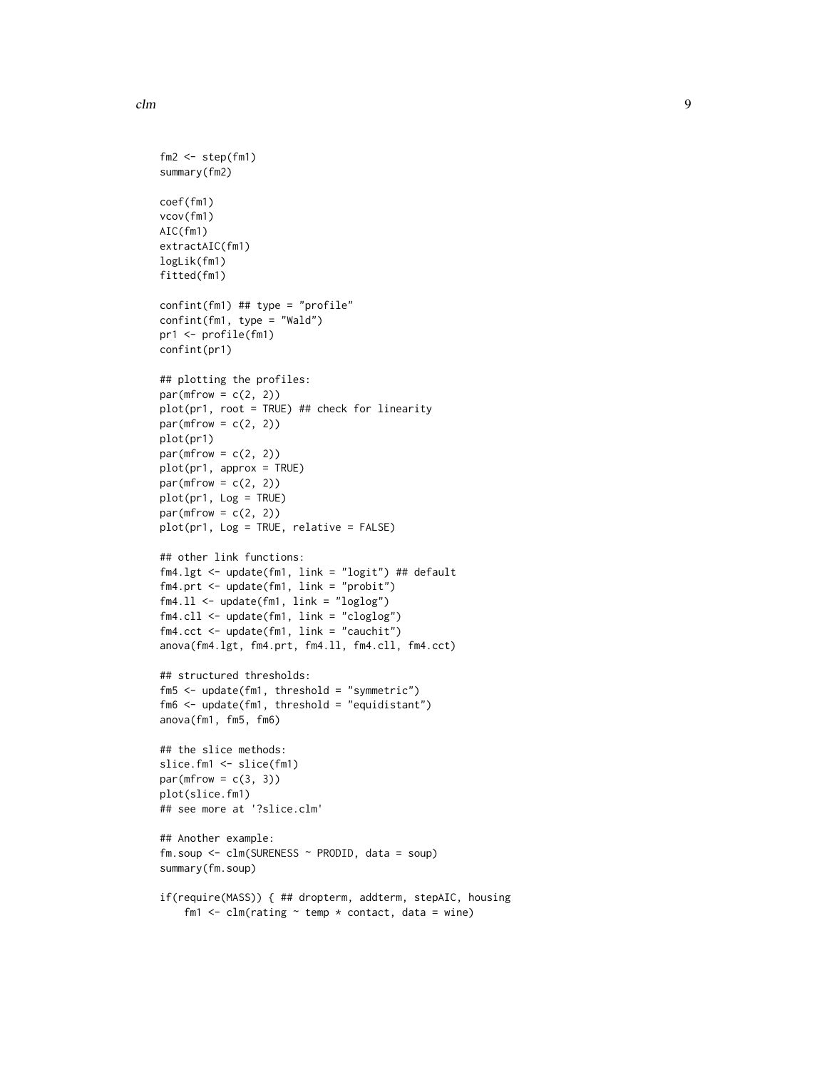```
fm2 <- step(fm1)
summary(fm2)

coef(fm1)
vcov(fm1)
AIC(fm1)
extractAIC(fm1)
logLik(fm1)
fitted(fm1)

confint(fm1) ## type = "profile"
confint(fm1, type = "Wald")
pr1 <- profile(fm1)
confint(pr1)

## plotting the profiles:
par(mfrow = c(2, 2))
plot(pr1, root = TRUE) ## check for linearity
par(mfrow = c(2, 2))
plot(pr1)
par(mfrow = c(2, 2))
plot(pr1, approx = TRUE)
par(mfrow = c(2, 2))
plot(pr1, Log = TRUE)
par(mfrow = c(2, 2))
plot(pr1, Log = TRUE, relative = FALSE)

## other link functions:
fm4.lgt <- update(fm1, link = "logit") ## default
fm4.prt <- update(fm1, link = "probit")
fm4.ll <- update(fm1, link = "loglog")
fm4.cll <- update(fm1, link = "cloglog")
fm4.cct <- update(fm1, link = "cauchit")
anova(fm4.lgt, fm4.prt, fm4.ll, fm4.cll, fm4.cct)

## structured thresholds:
fm5 <- update(fm1, threshold = "symmetric")
fm6 <- update(fm1, threshold = "equidistant")
anova(fm1, fm5, fm6)

## the slice methods:
slice.fm1 <- slice(fm1)
par(mfrow = c(3, 3))
plot(slice.fm1)
## see more at '?slice.clm'

## Another example:
fm.soup <- clm(SURENESS ~ PRODID, data = soup)
summary(fm.soup)

if(require(MASS)) { ## dropterm, addterm, stepAIC, housing
    fm1 <- clm(rating ~ temp * contact, data = wine)
```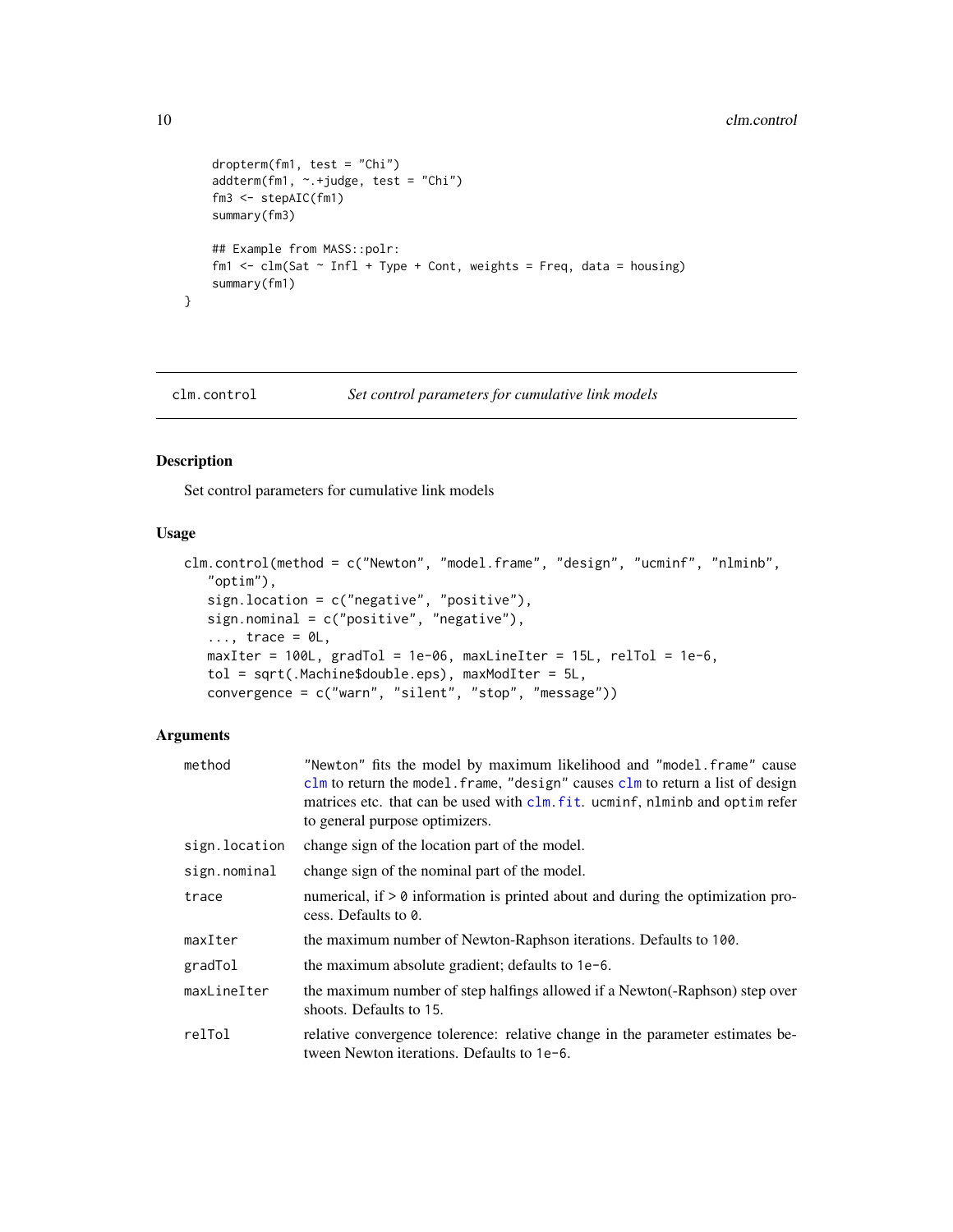```
    dropterm(fm1, test = "Chi")
    addterm(fm1, ~.+judge, test = "Chi")
    fm3 <- stepAIC(fm1)
    summary(fm3)

    ## Example from MASS::polr:
    fm1 <- clm(Sat ~ Infl + Type + Cont, weights = Freq, data = housing)
    summary(fm1)
}
```

---

## clm.control — *Set control parameters for cumulative link models*

---

### Description

Set control parameters for cumulative link models

### Usage

```
clm.control(method = c("Newton", "model.frame", "design", "ucminf", "nlminb",
   "optim"),
   sign.location = c("negative", "positive"),
   sign.nominal = c("positive", "negative"),
   ..., trace = 0L,
   maxIter = 100L, gradTol = 1e-06, maxLineIter = 15L, relTol = 1e-6,
   tol = sqrt(.Machine$double.eps), maxModIter = 5L,
   convergence = c("warn", "silent", "stop", "message"))
```

### Arguments

| | |
|---|---|
| `method` | "Newton" fits the model by maximum likelihood and "model.frame" cause `clm` to return the `model.frame`, "design" causes `clm` to return a list of design matrices etc. that can be used with `clm.fit`. `ucminf`, `nlminb` and `optim` refer to general purpose optimizers. |
| `sign.location` | change sign of the location part of the model. |
| `sign.nominal` | change sign of the nominal part of the model. |
| `trace` | numerical, if > 0 information is printed about and during the optimization process. Defaults to `0`. |
| `maxIter` | the maximum number of Newton-Raphson iterations. Defaults to `100`. |
| `gradTol` | the maximum absolute gradient; defaults to `1e-6`. |
| `maxLineIter` | the maximum number of step halfings allowed if a Newton(-Raphson) step over shoots. Defaults to `15`. |
| `relTol` | relative convergence tolerence: relative change in the parameter estimates between Newton iterations. Defaults to `1e-6`. |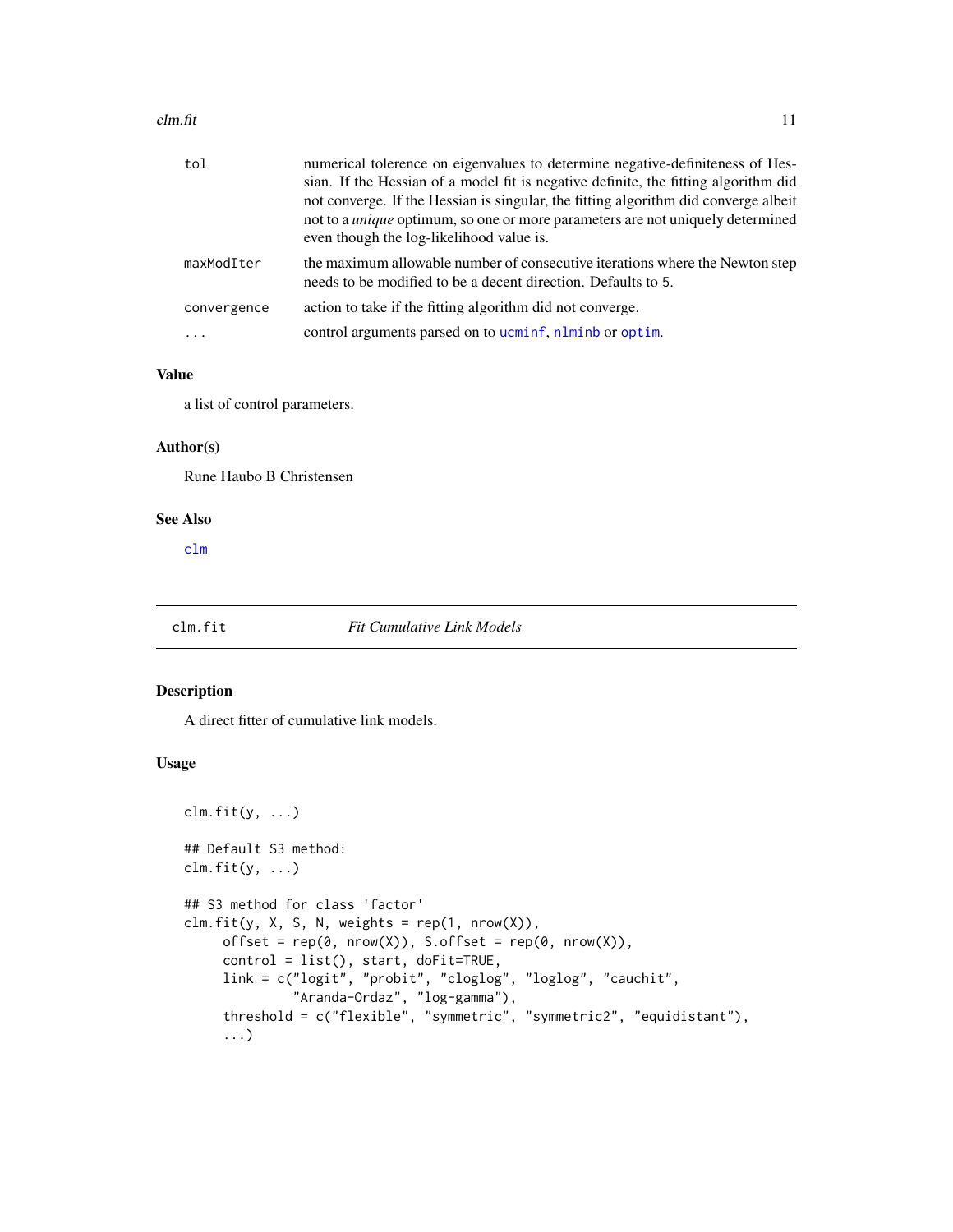| | |
|---|---|
| `tol` | numerical tolerence on eigenvalues to determine negative-definiteness of Hessian. If the Hessian of a model fit is negative definite, the fitting algorithm did not converge. If the Hessian is singular, the fitting algorithm did converge albeit not to a *unique* optimum, so one or more parameters are not uniquely determined even though the log-likelihood value is. |
| `maxModIter` | the maximum allowable number of consecutive iterations where the Newton step needs to be modified to be a decent direction. Defaults to `5`. |
| `convergence` | action to take if the fitting algorithm did not converge. |
| `...` | control arguments parsed on to `ucminf`, `nlminb` or `optim`. |

### Value

a list of control parameters.

### Author(s)

Rune Haubo B Christensen

### See Also

`clm`

---

## `clm.fit` *Fit Cumulative Link Models*

### Description

A direct fitter of cumulative link models.

### Usage

```
clm.fit(y, ...)

## Default S3 method:
clm.fit(y, ...)

## S3 method for class 'factor'
clm.fit(y, X, S, N, weights = rep(1, nrow(X)),
     offset = rep(0, nrow(X)), S.offset = rep(0, nrow(X)),
     control = list(), start, doFit=TRUE,
     link = c("logit", "probit", "cloglog", "loglog", "cauchit",
              "Aranda-Ordaz", "log-gamma"),
     threshold = c("flexible", "symmetric", "symmetric2", "equidistant"),
     ...)
```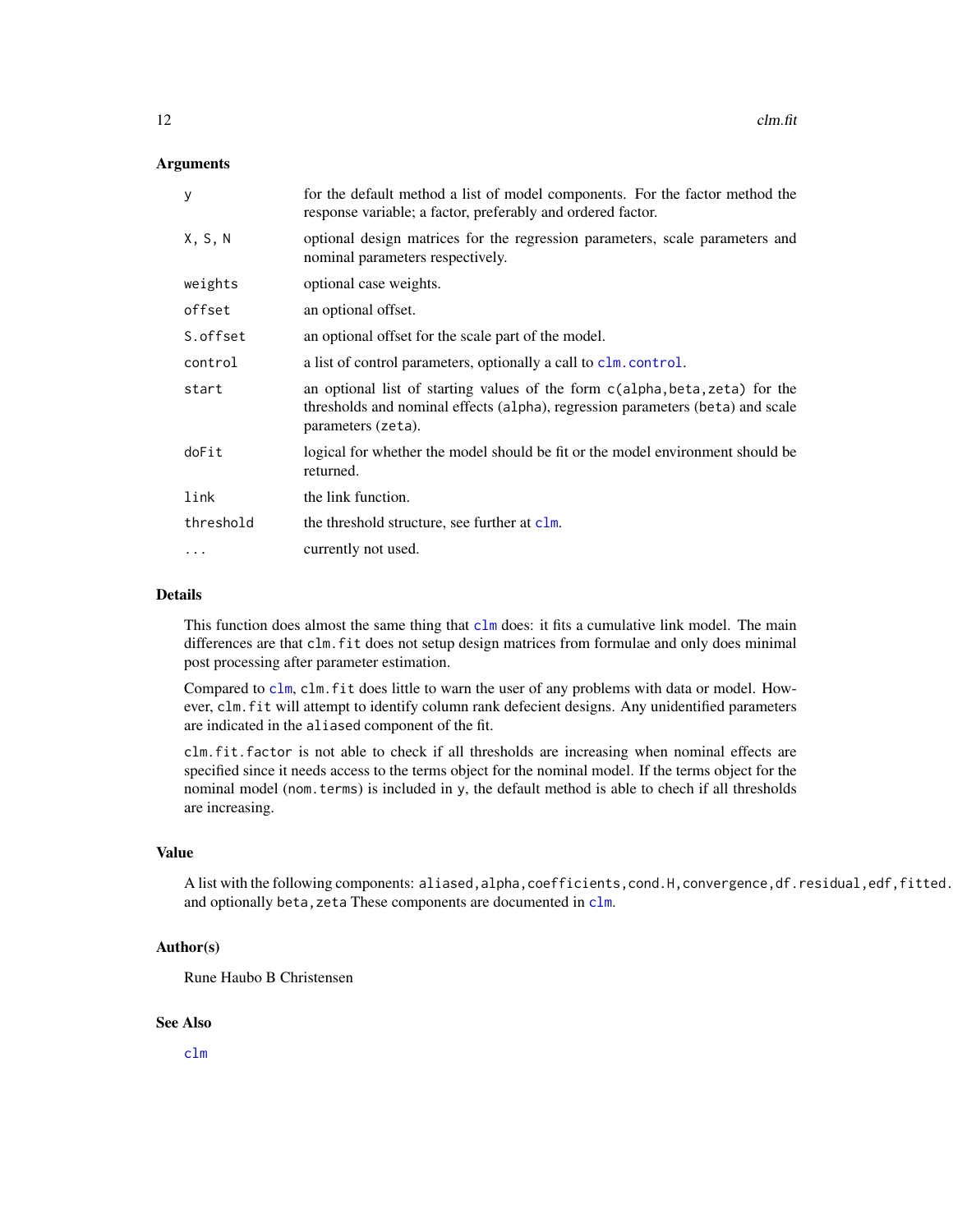### Arguments

| | |
|---|---|
| `y` | for the default method a list of model components. For the factor method the response variable; a factor, preferably and ordered factor. |
| `X, S, N` | optional design matrices for the regression parameters, scale parameters and nominal parameters respectively. |
| `weights` | optional case weights. |
| `offset` | an optional offset. |
| `S.offset` | an optional offset for the scale part of the model. |
| `control` | a list of control parameters, optionally a call to `clm.control`. |
| `start` | an optional list of starting values of the form `c(alpha,beta,zeta)` for the thresholds and nominal effects (`alpha`), regression parameters (`beta`) and scale parameters (`zeta`). |
| `doFit` | logical for whether the model should be fit or the model environment should be returned. |
| `link` | the link function. |
| `threshold` | the threshold structure, see further at `clm`. |
| `...` | currently not used. |

### Details

This function does almost the same thing that `clm` does: it fits a cumulative link model. The main differences are that `clm.fit` does not setup design matrices from formulae and only does minimal post processing after parameter estimation.

Compared to `clm`, `clm.fit` does little to warn the user of any problems with data or model. However, `clm.fit` will attempt to identify column rank defecient designs. Any unidentified parameters are indicated in the `aliased` component of the fit.

`clm.fit.factor` is not able to check if all thresholds are increasing when nominal effects are specified since it needs access to the terms object for the nominal model. If the terms object for the nominal model (`nom.terms`) is included in `y`, the default method is able to chech if all thresholds are increasing.

### Value

A list with the following components: `aliased,alpha,coefficients,cond.H,convergence,df.residual,edf,fitted.` and optionally `beta,zeta` These components are documented in `clm`.

### Author(s)

Rune Haubo B Christensen

### See Also

`clm`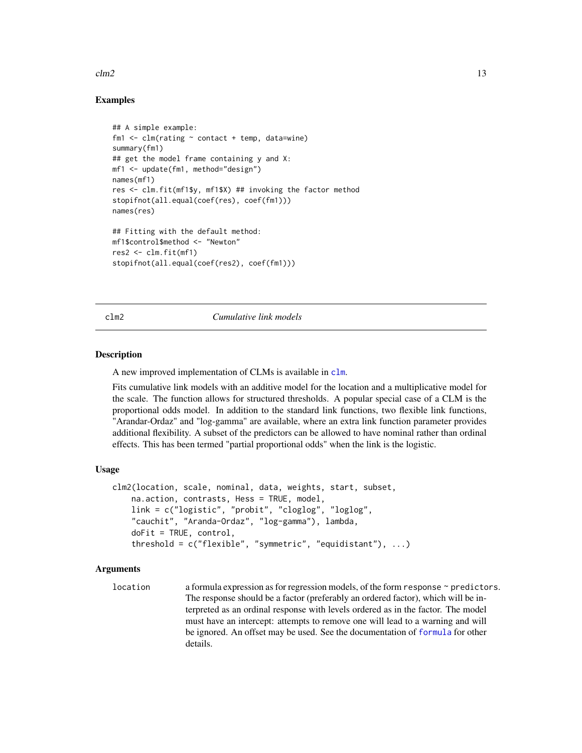## Examples

```
## A simple example:
fm1 <- clm(rating ~ contact + temp, data=wine)
summary(fm1)
## get the model frame containing y and X:
mf1 <- update(fm1, method="design")
names(mf1)
res <- clm.fit(mf1$y, mf1$X) ## invoking the factor method
stopifnot(all.equal(coef(res), coef(fm1)))
names(res)

## Fitting with the default method:
mf1$control$method <- "Newton"
res2 <- clm.fit(mf1)
stopifnot(all.equal(coef(res2), coef(fm1)))
```

---

# clm2 *Cumulative link models*

---

## Description

A new improved implementation of CLMs is available in `clm`.

Fits cumulative link models with an additive model for the location and a multiplicative model for the scale. The function allows for structured thresholds. A popular special case of a CLM is the proportional odds model. In addition to the standard link functions, two flexible link functions, "Arandar-Ordaz" and "log-gamma" are available, where an extra link function parameter provides additional flexibility. A subset of the predictors can be allowed to have nominal rather than ordinal effects. This has been termed "partial proportional odds" when the link is the logistic.

## Usage

```
clm2(location, scale, nominal, data, weights, start, subset,
    na.action, contrasts, Hess = TRUE, model,
    link = c("logistic", "probit", "cloglog", "loglog",
    "cauchit", "Aranda-Ordaz", "log-gamma"), lambda,
    doFit = TRUE, control,
    threshold = c("flexible", "symmetric", "equidistant"), ...)
```

## Arguments

`location` a formula expression as for regression models, of the form `response ~ predictors`. The response should be a factor (preferably an ordered factor), which will be interpreted as an ordinal response with levels ordered as in the factor. The model must have an intercept: attempts to remove one will lead to a warning and will be ignored. An offset may be used. See the documentation of `formula` for other details.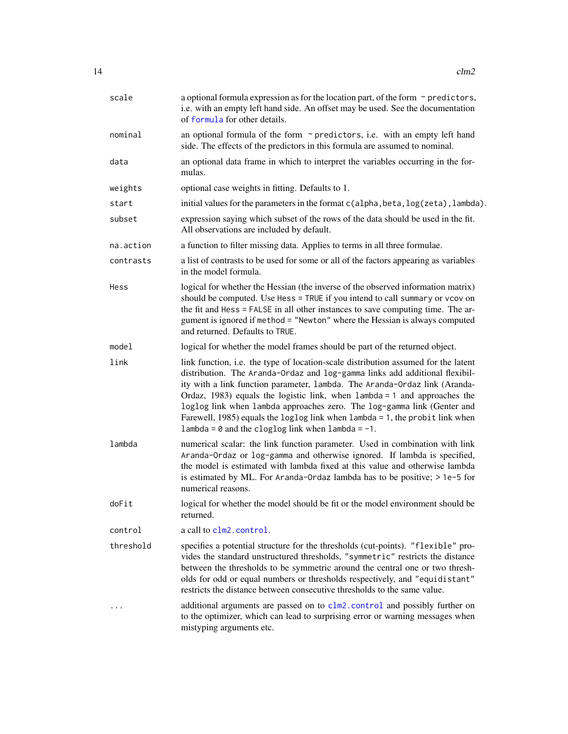| | |
|---|---|
| `scale` | a optional formula expression as for the location part, of the form `~ predictors`, i.e. with an empty left hand side. An offset may be used. See the documentation of `formula` for other details. |
| `nominal` | an optional formula of the form `~ predictors`, i.e. with an empty left hand side. The effects of the predictors in this formula are assumed to nominal. |
| `data` | an optional data frame in which to interpret the variables occurring in the formulas. |
| `weights` | optional case weights in fitting. Defaults to 1. |
| `start` | initial values for the parameters in the format `c(alpha,beta,log(zeta),lambda)`. |
| `subset` | expression saying which subset of the rows of the data should be used in the fit. All observations are included by default. |
| `na.action` | a function to filter missing data. Applies to terms in all three formulae. |
| `contrasts` | a list of contrasts to be used for some or all of the factors appearing as variables in the model formula. |
| `Hess` | logical for whether the Hessian (the inverse of the observed information matrix) should be computed. Use `Hess = TRUE` if you intend to call `summary` or `vcov` on the fit and `Hess = FALSE` in all other instances to save computing time. The argument is ignored if `method = "Newton"` where the Hessian is always computed and returned. Defaults to `TRUE`. |
| `model` | logical for whether the model frames should be part of the returned object. |
| `link` | link function, i.e. the type of location-scale distribution assumed for the latent distribution. The `Aranda-Ordaz` and `log-gamma` links add additional flexibility with a link function parameter, `lambda`. The `Aranda-Ordaz` link (Aranda-Ordaz, 1983) equals the logistic link, when `lambda = 1` and approaches the `loglog` link when `lambda` approaches zero. The `log-gamma` link (Genter and Farewell, 1985) equals the `loglog` link when `lambda = 1`, the `probit` link when `lambda = 0` and the `cloglog` link when `lambda = -1`. |
| `lambda` | numerical scalar: the link function parameter. Used in combination with link `Aranda-Ordaz` or `log-gamma` and otherwise ignored. If lambda is specified, the model is estimated with lambda fixed at this value and otherwise lambda is estimated by ML. For `Aranda-Ordaz` lambda has to be positive; `> 1e-5` for numerical reasons. |
| `doFit` | logical for whether the model should be fit or the model environment should be returned. |
| `control` | a call to `clm2.control`. |
| `threshold` | specifies a potential structure for the thresholds (cut-points). `"flexible"` provides the standard unstructured thresholds, `"symmetric"` restricts the distance between the thresholds to be symmetric around the central one or two thresholds for odd or equal numbers or thresholds respectively, and `"equidistant"` restricts the distance between consecutive thresholds to the same value. |
| `...` | additional arguments are passed on to `clm2.control` and possibly further on to the optimizer, which can lead to surprising error or warning messages when mistyping arguments etc. |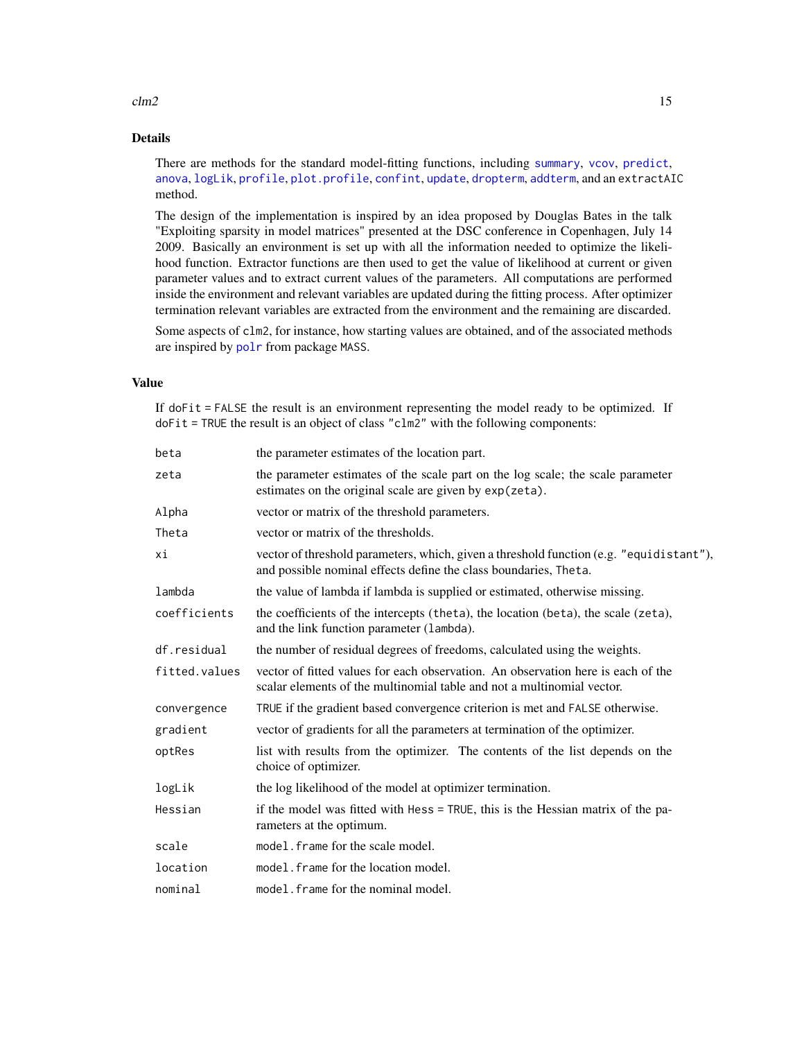## Details

There are methods for the standard model-fitting functions, including `summary`, `vcov`, `predict`, `anova`, `logLik`, `profile`, `plot.profile`, `confint`, `update`, `dropterm`, `addterm`, and an `extractAIC` method.

The design of the implementation is inspired by an idea proposed by Douglas Bates in the talk "Exploiting sparsity in model matrices" presented at the DSC conference in Copenhagen, July 14 2009. Basically an environment is set up with all the information needed to optimize the likelihood function. Extractor functions are then used to get the value of likelihood at current or given parameter values and to extract current values of the parameters. All computations are performed inside the environment and relevant variables are updated during the fitting process. After optimizer termination relevant variables are extracted from the environment and the remaining are discarded.

Some aspects of `clm2`, for instance, how starting values are obtained, and of the associated methods are inspired by `polr` from package `MASS`.

## Value

If `doFit = FALSE` the result is an environment representing the model ready to be optimized. If `doFit = TRUE` the result is an object of class `"clm2"` with the following components:

| | |
|---|---|
| `beta` | the parameter estimates of the location part. |
| `zeta` | the parameter estimates of the scale part on the log scale; the scale parameter estimates on the original scale are given by `exp(zeta)`. |
| `Alpha` | vector or matrix of the threshold parameters. |
| `Theta` | vector or matrix of the thresholds. |
| `xi` | vector of threshold parameters, which, given a threshold function (e.g. `"equidistant"`), and possible nominal effects define the class boundaries, `Theta`. |
| `lambda` | the value of lambda if lambda is supplied or estimated, otherwise missing. |
| `coefficients` | the coefficients of the intercepts (`theta`), the location (`beta`), the scale (`zeta`), and the link function parameter (`lambda`). |
| `df.residual` | the number of residual degrees of freedoms, calculated using the weights. |
| `fitted.values` | vector of fitted values for each observation. An observation here is each of the scalar elements of the multinomial table and not a multinomial vector. |
| `convergence` | `TRUE` if the gradient based convergence criterion is met and `FALSE` otherwise. |
| `gradient` | vector of gradients for all the parameters at termination of the optimizer. |
| `optRes` | list with results from the optimizer. The contents of the list depends on the choice of optimizer. |
| `logLik` | the log likelihood of the model at optimizer termination. |
| `Hessian` | if the model was fitted with `Hess = TRUE`, this is the Hessian matrix of the parameters at the optimum. |
| `scale` | `model.frame` for the scale model. |
| `location` | `model.frame` for the location model. |
| `nominal` | `model.frame` for the nominal model. |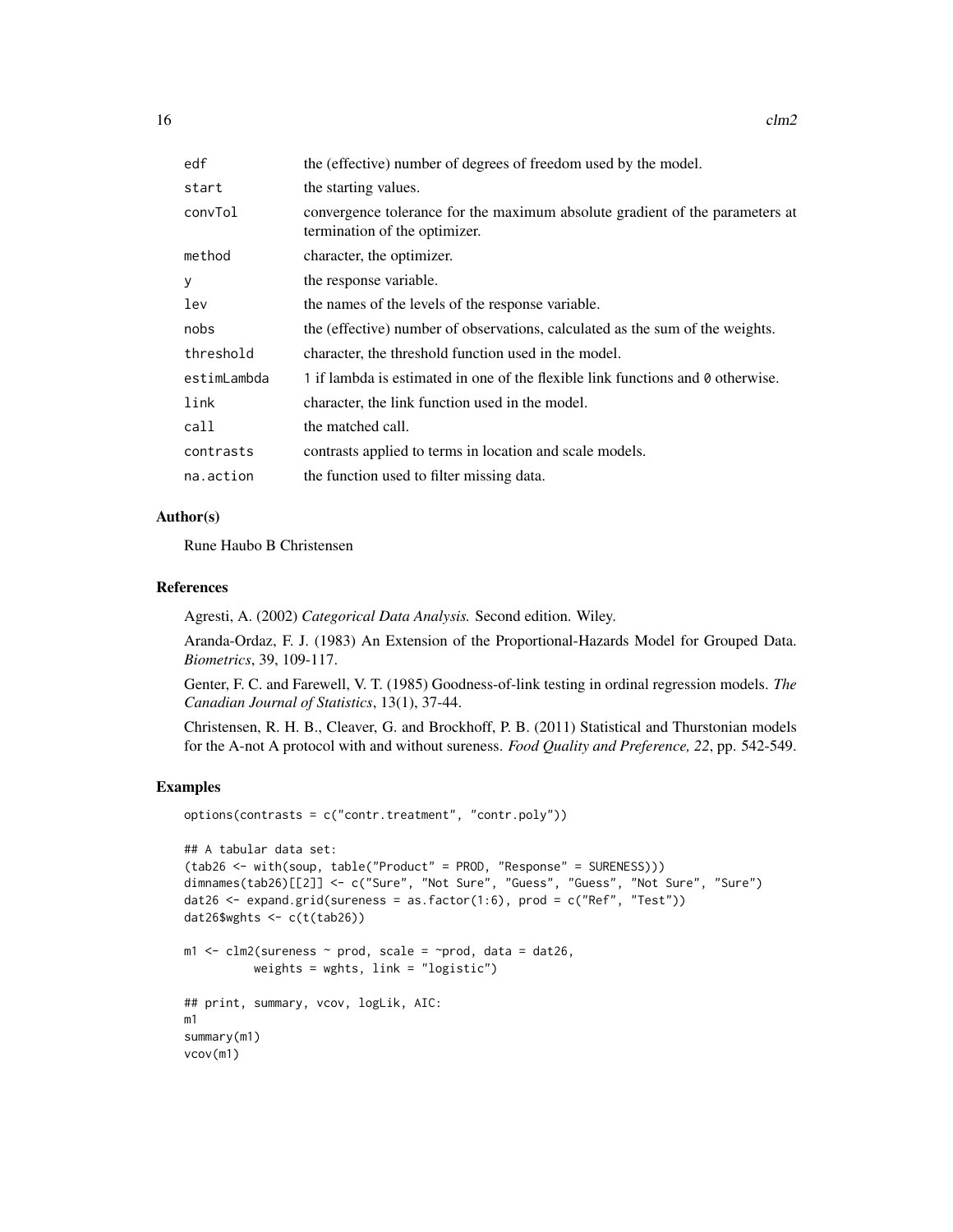| | |
|---|---|
| edf | the (effective) number of degrees of freedom used by the model. |
| start | the starting values. |
| convTol | convergence tolerance for the maximum absolute gradient of the parameters at termination of the optimizer. |
| method | character, the optimizer. |
| y | the response variable. |
| lev | the names of the levels of the response variable. |
| nobs | the (effective) number of observations, calculated as the sum of the weights. |
| threshold | character, the threshold function used in the model. |
| estimLambda | 1 if lambda is estimated in one of the flexible link functions and 0 otherwise. |
| link | character, the link function used in the model. |
| call | the matched call. |
| contrasts | contrasts applied to terms in location and scale models. |
| na.action | the function used to filter missing data. |

## Author(s)

Rune Haubo B Christensen

## References

Agresti, A. (2002) *Categorical Data Analysis.* Second edition. Wiley.

Aranda-Ordaz, F. J. (1983) An Extension of the Proportional-Hazards Model for Grouped Data. *Biometrics*, 39, 109-117.

Genter, F. C. and Farewell, V. T. (1985) Goodness-of-link testing in ordinal regression models. *The Canadian Journal of Statistics*, 13(1), 37-44.

Christensen, R. H. B., Cleaver, G. and Brockhoff, P. B. (2011) Statistical and Thurstonian models for the A-not A protocol with and without sureness. *Food Quality and Preference, 22*, pp. 542-549.

## Examples

```
options(contrasts = c("contr.treatment", "contr.poly"))

## A tabular data set:
(tab26 <- with(soup, table("Product" = PROD, "Response" = SURENESS)))
dimnames(tab26)[[2]] <- c("Sure", "Not Sure", "Guess", "Guess", "Not Sure", "Sure")
dat26 <- expand.grid(sureness = as.factor(1:6), prod = c("Ref", "Test"))
dat26$wghts <- c(t(tab26))

m1 <- clm2(sureness ~ prod, scale = ~prod, data = dat26,
          weights = wghts, link = "logistic")

## print, summary, vcov, logLik, AIC:
m1
summary(m1)
vcov(m1)
```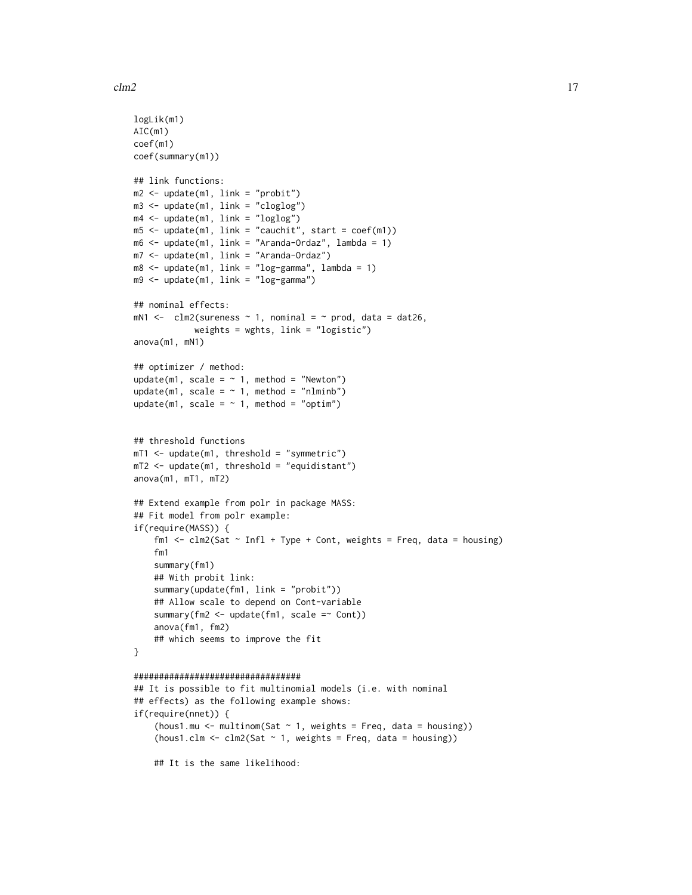```
logLik(m1)
AIC(m1)
coef(m1)
coef(summary(m1))

## link functions:
m2 <- update(m1, link = "probit")
m3 <- update(m1, link = "cloglog")
m4 <- update(m1, link = "loglog")
m5 <- update(m1, link = "cauchit", start = coef(m1))
m6 <- update(m1, link = "Aranda-Ordaz", lambda = 1)
m7 <- update(m1, link = "Aranda-Ordaz")
m8 <- update(m1, link = "log-gamma", lambda = 1)
m9 <- update(m1, link = "log-gamma")

## nominal effects:
mN1 <-  clm2(sureness ~ 1, nominal = ~ prod, data = dat26,
            weights = wghts, link = "logistic")
anova(m1, mN1)

## optimizer / method:
update(m1, scale = ~ 1, method = "Newton")
update(m1, scale = ~ 1, method = "nlminb")
update(m1, scale = ~ 1, method = "optim")


## threshold functions
mT1 <- update(m1, threshold = "symmetric")
mT2 <- update(m1, threshold = "equidistant")
anova(m1, mT1, mT2)

## Extend example from polr in package MASS:
## Fit model from polr example:
if(require(MASS)) {
    fm1 <- clm2(Sat ~ Infl + Type + Cont, weights = Freq, data = housing)
    fm1
    summary(fm1)
    ## With probit link:
    summary(update(fm1, link = "probit"))
    ## Allow scale to depend on Cont-variable
    summary(fm2 <- update(fm1, scale =~ Cont))
    anova(fm1, fm2)
    ## which seems to improve the fit
}

#################################
## It is possible to fit multinomial models (i.e. with nominal
## effects) as the following example shows:
if(require(nnet)) {
    (hous1.mu <- multinom(Sat ~ 1, weights = Freq, data = housing))
    (hous1.clm <- clm2(Sat ~ 1, weights = Freq, data = housing))

    ## It is the same likelihood:
```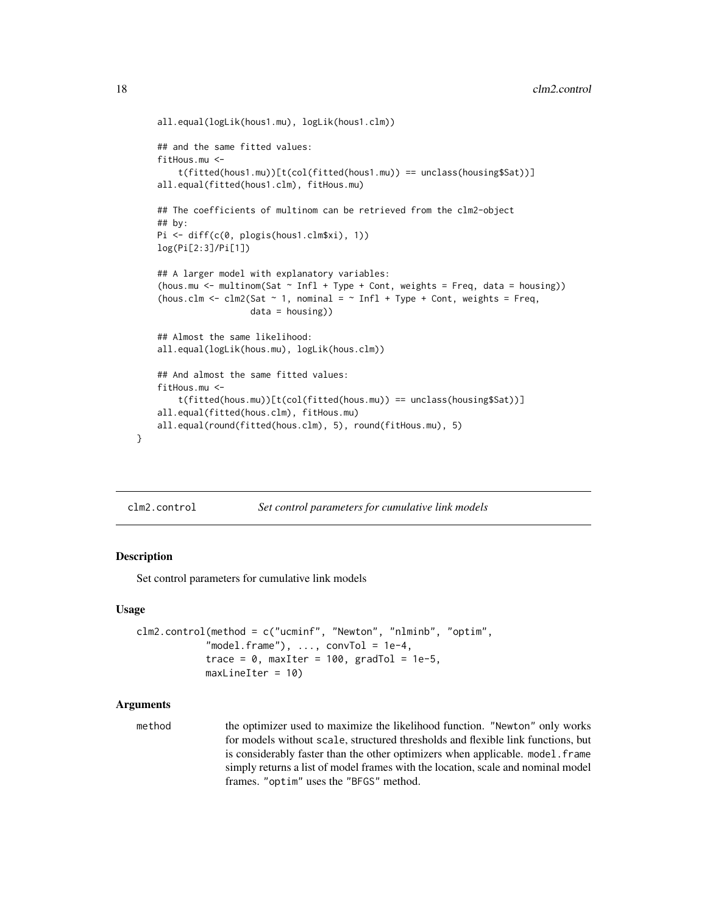```
    all.equal(logLik(hous1.mu), logLik(hous1.clm))

    ## and the same fitted values:
    fitHous.mu <-
        t(fitted(hous1.mu))[t(col(fitted(hous1.mu)) == unclass(housing$Sat))]
    all.equal(fitted(hous1.clm), fitHous.mu)

    ## The coefficients of multinom can be retrieved from the clm2-object
    ## by:
    Pi <- diff(c(0, plogis(hous1.clm$xi), 1))
    log(Pi[2:3]/Pi[1])

    ## A larger model with explanatory variables:
    (hous.mu <- multinom(Sat ~ Infl + Type + Cont, weights = Freq, data = housing))
    (hous.clm <- clm2(Sat ~ 1, nominal = ~ Infl + Type + Cont, weights = Freq,
                      data = housing))

    ## Almost the same likelihood:
    all.equal(logLik(hous.mu), logLik(hous.clm))

    ## And almost the same fitted values:
    fitHous.mu <-
        t(fitted(hous.mu))[t(col(fitted(hous.mu)) == unclass(housing$Sat))]
    all.equal(fitted(hous.clm), fitHous.mu)
    all.equal(round(fitted(hous.clm), 5), round(fitHous.mu), 5)
}
```

## clm2.control — *Set control parameters for cumulative link models*

### Description

Set control parameters for cumulative link models

### Usage

```
clm2.control(method = c("ucminf", "Newton", "nlminb", "optim",
            "model.frame"), ..., convTol = 1e-4,
            trace = 0, maxIter = 100, gradTol = 1e-5,
            maxLineIter = 10)
```

### Arguments

`method` — the optimizer used to maximize the likelihood function. `"Newton"` only works for models without `scale`, structured thresholds and flexible link functions, but is considerably faster than the other optimizers when applicable. `model.frame` simply returns a list of model frames with the location, scale and nominal model frames. `"optim"` uses the `"BFGS"` method.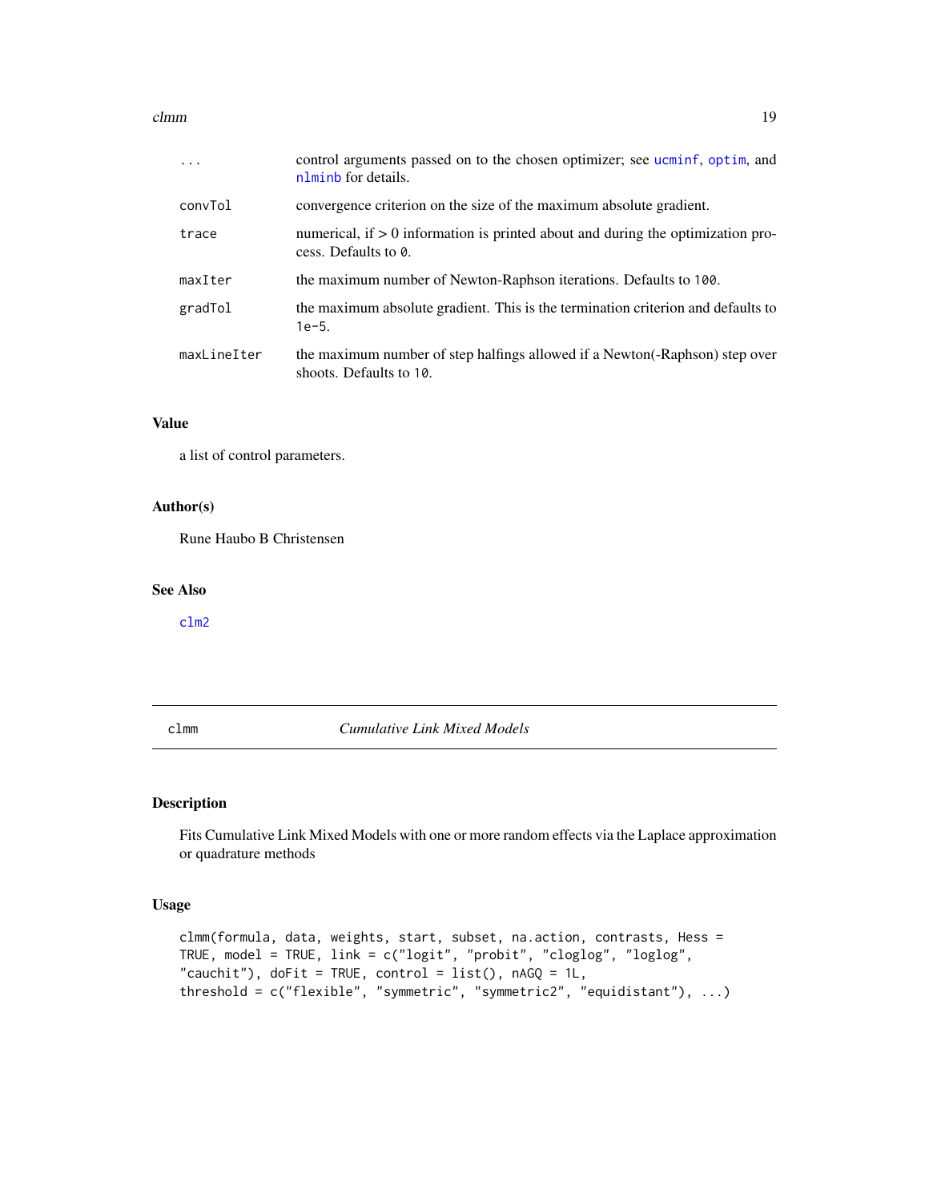| | |
|---|---|
| `...` | control arguments passed on to the chosen optimizer; see `ucminf`, `optim`, and `nlminb` for details. |
| `convTol` | convergence criterion on the size of the maximum absolute gradient. |
| `trace` | numerical, if > 0 information is printed about and during the optimization process. Defaults to `0`. |
| `maxIter` | the maximum number of Newton-Raphson iterations. Defaults to `100`. |
| `gradTol` | the maximum absolute gradient. This is the termination criterion and defaults to `1e-5`. |
| `maxLineIter` | the maximum number of step halfings allowed if a Newton(-Raphson) step over shoots. Defaults to `10`. |

### Value

a list of control parameters.

### Author(s)

Rune Haubo B Christensen

### See Also

`clm2`

---

## clmm *Cumulative Link Mixed Models*

---

### Description

Fits Cumulative Link Mixed Models with one or more random effects via the Laplace approximation or quadrature methods

### Usage

```
clmm(formula, data, weights, start, subset, na.action, contrasts, Hess =
TRUE, model = TRUE, link = c("logit", "probit", "cloglog", "loglog",
"cauchit"), doFit = TRUE, control = list(), nAGQ = 1L,
threshold = c("flexible", "symmetric", "symmetric2", "equidistant"), ...)
```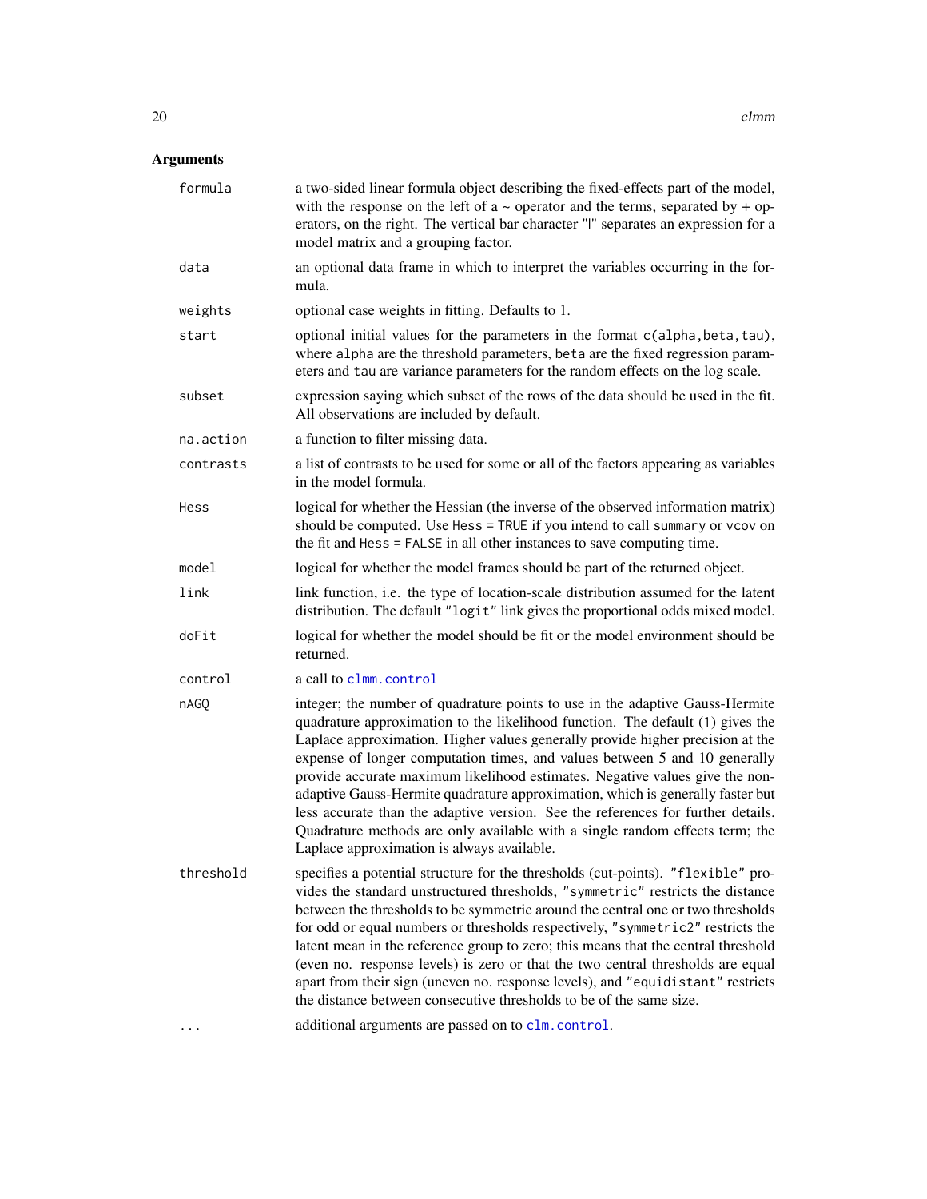## Arguments

| | |
|---|---|
| `formula` | a two-sided linear formula object describing the fixed-effects part of the model, with the response on the left of a ~ operator and the terms, separated by + operators, on the right. The vertical bar character "\|" separates an expression for a model matrix and a grouping factor. |
| `data` | an optional data frame in which to interpret the variables occurring in the formula. |
| `weights` | optional case weights in fitting. Defaults to 1. |
| `start` | optional initial values for the parameters in the format `c(alpha,beta,tau)`, where `alpha` are the threshold parameters, `beta` are the fixed regression parameters and `tau` are variance parameters for the random effects on the log scale. |
| `subset` | expression saying which subset of the rows of the data should be used in the fit. All observations are included by default. |
| `na.action` | a function to filter missing data. |
| `contrasts` | a list of contrasts to be used for some or all of the factors appearing as variables in the model formula. |
| `Hess` | logical for whether the Hessian (the inverse of the observed information matrix) should be computed. Use `Hess = TRUE` if you intend to call `summary` or `vcov` on the fit and `Hess = FALSE` in all other instances to save computing time. |
| `model` | logical for whether the model frames should be part of the returned object. |
| `link` | link function, i.e. the type of location-scale distribution assumed for the latent distribution. The default `"logit"` link gives the proportional odds mixed model. |
| `doFit` | logical for whether the model should be fit or the model environment should be returned. |
| `control` | a call to `clmm.control` |
| `nAGQ` | integer; the number of quadrature points to use in the adaptive Gauss-Hermite quadrature approximation to the likelihood function. The default (`1`) gives the Laplace approximation. Higher values generally provide higher precision at the expense of longer computation times, and values between 5 and 10 generally provide accurate maximum likelihood estimates. Negative values give the non-adaptive Gauss-Hermite quadrature approximation, which is generally faster but less accurate than the adaptive version. See the references for further details. Quadrature methods are only available with a single random effects term; the Laplace approximation is always available. |
| `threshold` | specifies a potential structure for the thresholds (cut-points). `"flexible"` provides the standard unstructured thresholds, `"symmetric"` restricts the distance between the thresholds to be symmetric around the central one or two thresholds for odd or equal numbers or thresholds respectively, `"symmetric2"` restricts the latent mean in the reference group to zero; this means that the central threshold (even no. response levels) is zero or that the two central thresholds are equal apart from their sign (uneven no. response levels), and `"equidistant"` restricts the distance between consecutive thresholds to be of the same size. |
| `...` | additional arguments are passed on to `clm.control`. |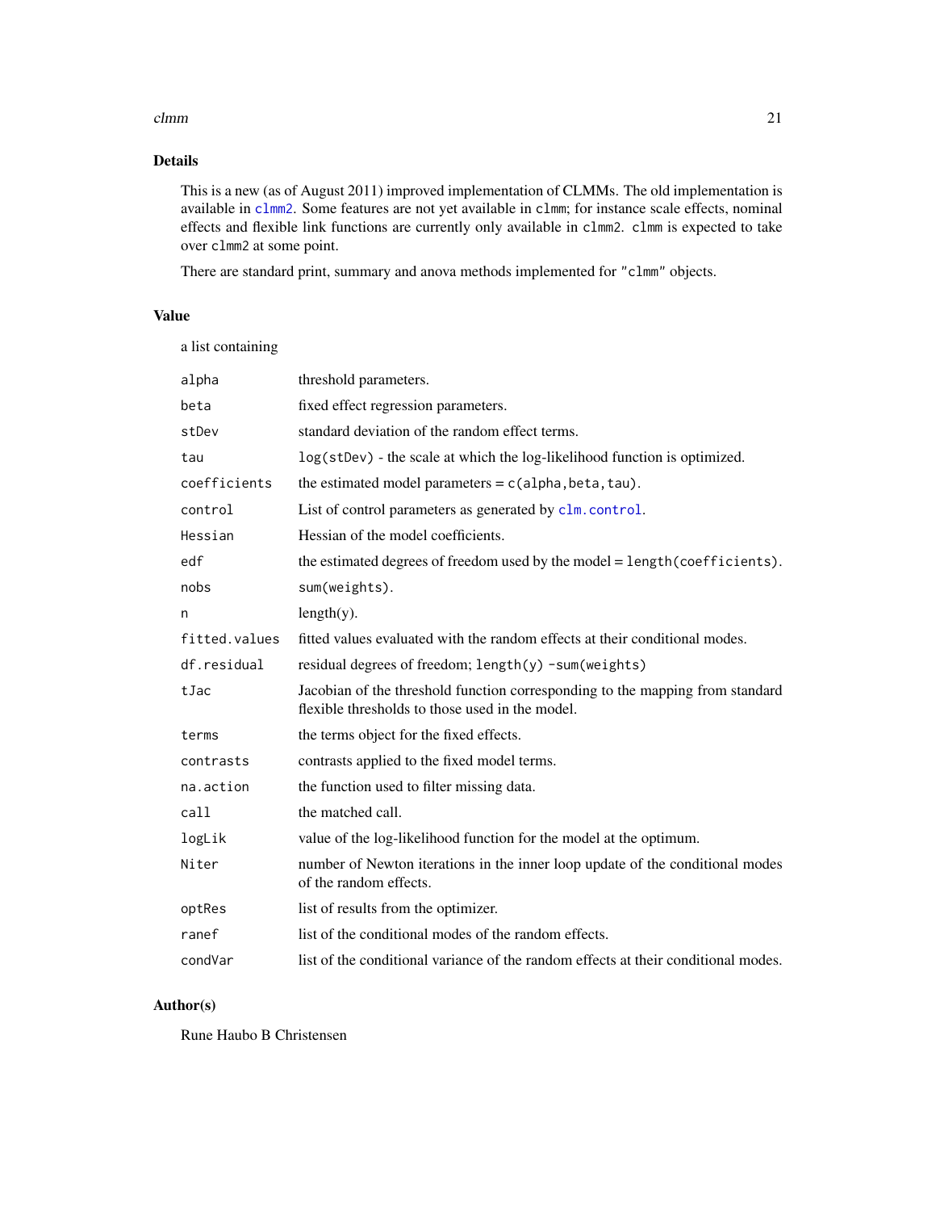## Details

This is a new (as of August 2011) improved implementation of CLMMs. The old implementation is available in `clmm2`. Some features are not yet available in `clmm`; for instance scale effects, nominal effects and flexible link functions are currently only available in `clmm2`. `clmm` is expected to take over `clmm2` at some point.

There are standard print, summary and anova methods implemented for `"clmm"` objects.

## Value

a list containing

| | |
|---|---|
| `alpha` | threshold parameters. |
| `beta` | fixed effect regression parameters. |
| `stDev` | standard deviation of the random effect terms. |
| `tau` | `log(stDev)` - the scale at which the log-likelihood function is optimized. |
| `coefficients` | the estimated model parameters = `c(alpha,beta,tau)`. |
| `control` | List of control parameters as generated by `clm.control`. |
| `Hessian` | Hessian of the model coefficients. |
| `edf` | the estimated degrees of freedom used by the model = `length(coefficients)`. |
| `nobs` | `sum(weights)`. |
| `n` | length(y). |
| `fitted.values` | fitted values evaluated with the random effects at their conditional modes. |
| `df.residual` | residual degrees of freedom; `length(y) -sum(weights)` |
| `tJac` | Jacobian of the threshold function corresponding to the mapping from standard flexible thresholds to those used in the model. |
| `terms` | the terms object for the fixed effects. |
| `contrasts` | contrasts applied to the fixed model terms. |
| `na.action` | the function used to filter missing data. |
| `call` | the matched call. |
| `logLik` | value of the log-likelihood function for the model at the optimum. |
| `Niter` | number of Newton iterations in the inner loop update of the conditional modes of the random effects. |
| `optRes` | list of results from the optimizer. |
| `ranef` | list of the conditional modes of the random effects. |
| `condVar` | list of the conditional variance of the random effects at their conditional modes. |

## Author(s)

Rune Haubo B Christensen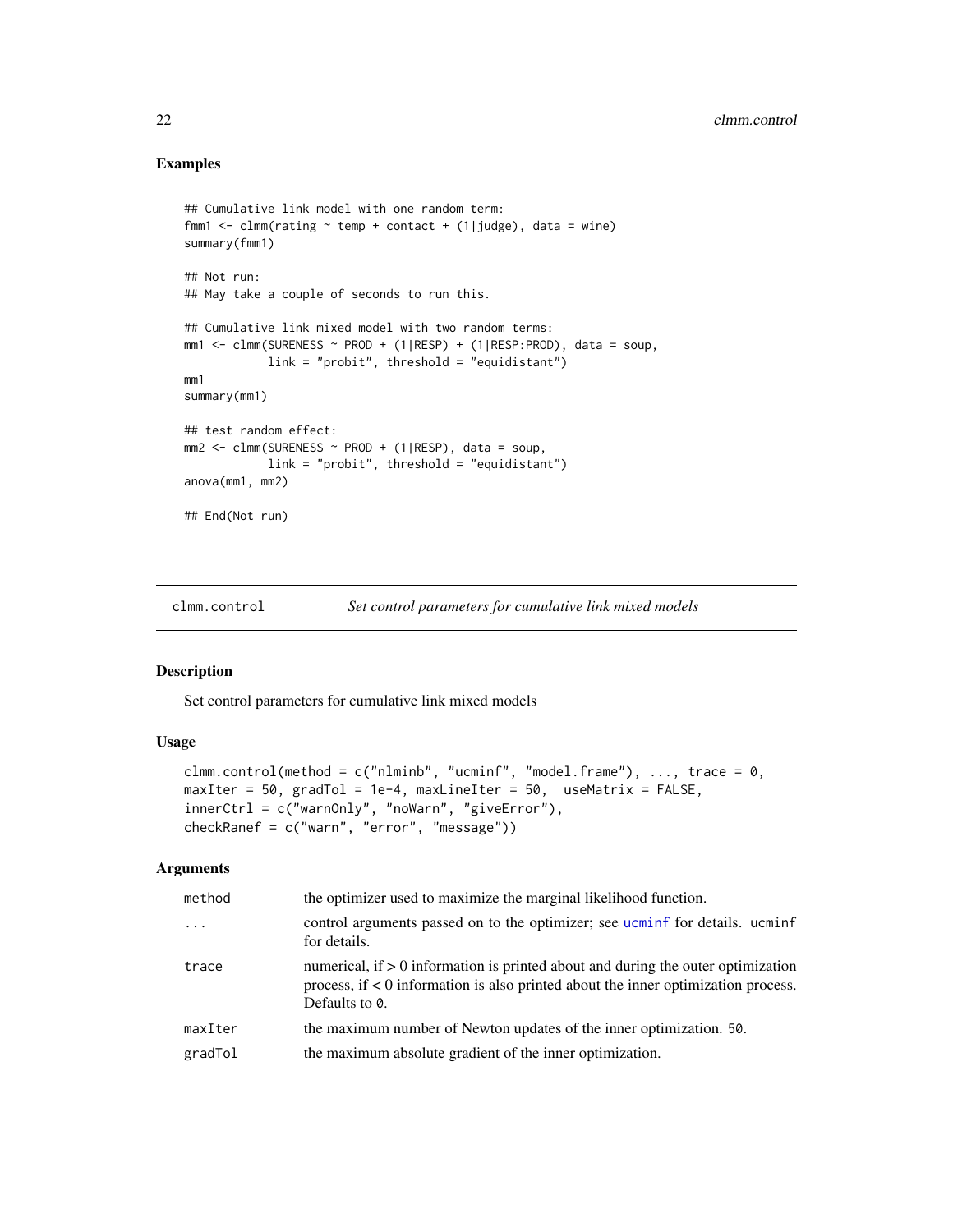### Examples

```
## Cumulative link model with one random term:
fmm1 <- clmm(rating ~ temp + contact + (1|judge), data = wine)
summary(fmm1)

## Not run:
## May take a couple of seconds to run this.

## Cumulative link mixed model with two random terms:
mm1 <- clmm(SURENESS ~ PROD + (1|RESP) + (1|RESP:PROD), data = soup,
            link = "probit", threshold = "equidistant")
mm1
summary(mm1)

## test random effect:
mm2 <- clmm(SURENESS ~ PROD + (1|RESP), data = soup,
            link = "probit", threshold = "equidistant")
anova(mm1, mm2)

## End(Not run)
```

---

## clmm.control *Set control parameters for cumulative link mixed models*

### Description

Set control parameters for cumulative link mixed models

### Usage

```
clmm.control(method = c("nlminb", "ucminf", "model.frame"), ..., trace = 0,
maxIter = 50, gradTol = 1e-4, maxLineIter = 50,  useMatrix = FALSE,
innerCtrl = c("warnOnly", "noWarn", "giveError"),
checkRanef = c("warn", "error", "message"))
```

### Arguments

| | |
|---|---|
| method | the optimizer used to maximize the marginal likelihood function. |
| ... | control arguments passed on to the optimizer; see ucminf for details. ucminf for details. |
| trace | numerical, if > 0 information is printed about and during the outer optimization process, if < 0 information is also printed about the inner optimization process. Defaults to 0. |
| maxIter | the maximum number of Newton updates of the inner optimization. 50. |
| gradTol | the maximum absolute gradient of the inner optimization. |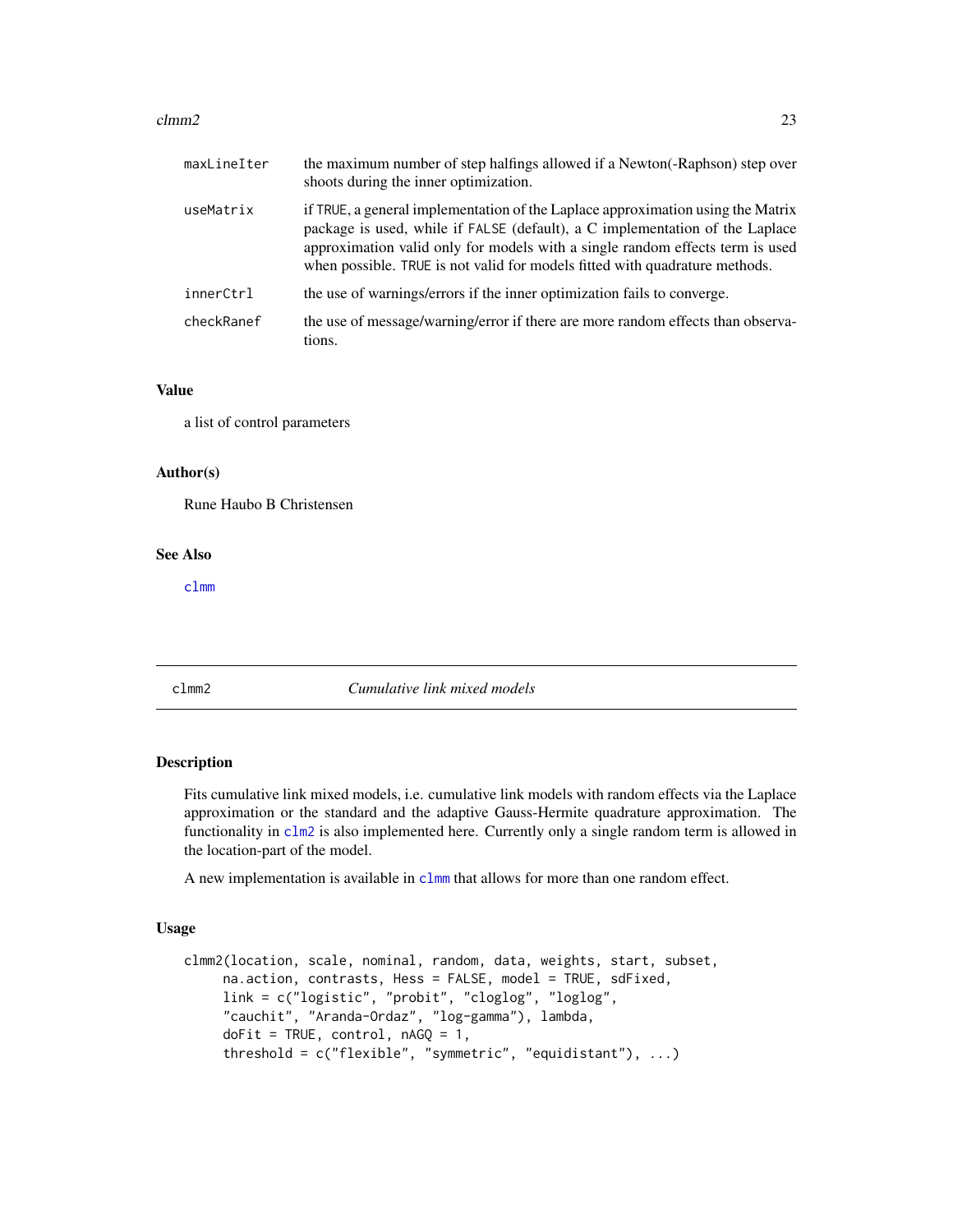| | |
|---|---|
| maxLineIter | the maximum number of step halfings allowed if a Newton(-Raphson) step over shoots during the inner optimization. |
| useMatrix | if TRUE, a general implementation of the Laplace approximation using the Matrix package is used, while if FALSE (default), a C implementation of the Laplace approximation valid only for models with a single random effects term is used when possible. TRUE is not valid for models fitted with quadrature methods. |
| innerCtrl | the use of warnings/errors if the inner optimization fails to converge. |
| checkRanef | the use of message/warning/error if there are more random effects than observations. |

### Value

a list of control parameters

### Author(s)

Rune Haubo B Christensen

### See Also

clmm

---

## clmm2 *Cumulative link mixed models*

---

### Description

Fits cumulative link mixed models, i.e. cumulative link models with random effects via the Laplace approximation or the standard and the adaptive Gauss-Hermite quadrature approximation. The functionality in clm2 is also implemented here. Currently only a single random term is allowed in the location-part of the model.

A new implementation is available in clmm that allows for more than one random effect.

### Usage

```
clmm2(location, scale, nominal, random, data, weights, start, subset,
     na.action, contrasts, Hess = FALSE, model = TRUE, sdFixed,
     link = c("logistic", "probit", "cloglog", "loglog",
     "cauchit", "Aranda-Ordaz", "log-gamma"), lambda,
     doFit = TRUE, control, nAGQ = 1,
     threshold = c("flexible", "symmetric", "equidistant"), ...)
```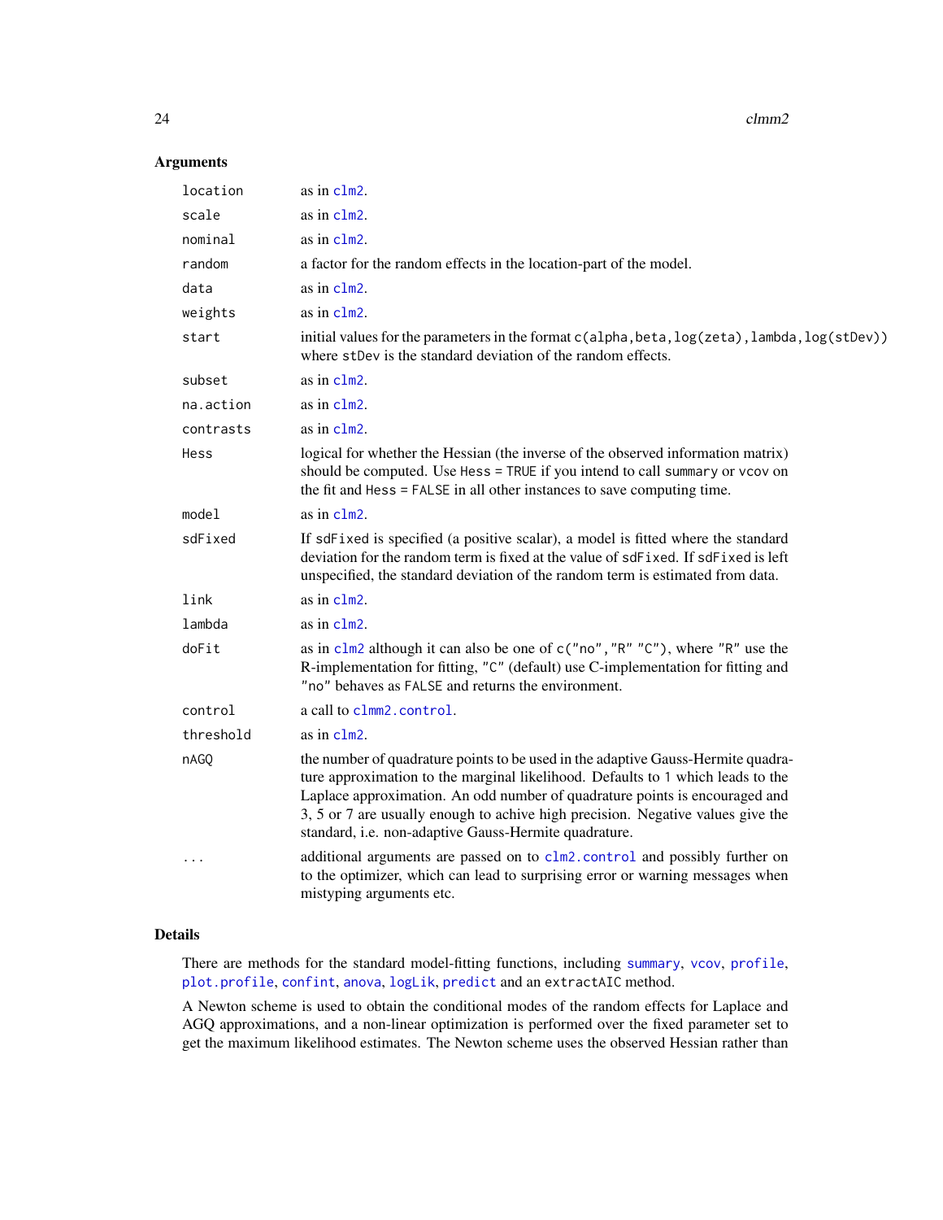## Arguments

| | |
|---|---|
| `location` | as in `clm2`. |
| `scale` | as in `clm2`. |
| `nominal` | as in `clm2`. |
| `random` | a factor for the random effects in the location-part of the model. |
| `data` | as in `clm2`. |
| `weights` | as in `clm2`. |
| `start` | initial values for the parameters in the format `c(alpha,beta,log(zeta),lambda,log(stDev))` where `stDev` is the standard deviation of the random effects. |
| `subset` | as in `clm2`. |
| `na.action` | as in `clm2`. |
| `contrasts` | as in `clm2`. |
| `Hess` | logical for whether the Hessian (the inverse of the observed information matrix) should be computed. Use `Hess = TRUE` if you intend to call `summary` or `vcov` on the fit and `Hess = FALSE` in all other instances to save computing time. |
| `model` | as in `clm2`. |
| `sdFixed` | If `sdFixed` is specified (a positive scalar), a model is fitted where the standard deviation for the random term is fixed at the value of `sdFixed`. If `sdFixed` is left unspecified, the standard deviation of the random term is estimated from data. |
| `link` | as in `clm2`. |
| `lambda` | as in `clm2`. |
| `doFit` | as in `clm2` although it can also be one of `c("no","R" "C")`, where `"R"` use the R-implementation for fitting, `"C"` (default) use C-implementation for fitting and `"no"` behaves as `FALSE` and returns the environment. |
| `control` | a call to `clmm2.control`. |
| `threshold` | as in `clm2`. |
| `nAGQ` | the number of quadrature points to be used in the adaptive Gauss-Hermite quadrature approximation to the marginal likelihood. Defaults to `1` which leads to the Laplace approximation. An odd number of quadrature points is encouraged and 3, 5 or 7 are usually enough to achive high precision. Negative values give the standard, i.e. non-adaptive Gauss-Hermite quadrature. |
| `...` | additional arguments are passed on to `clm2.control` and possibly further on to the optimizer, which can lead to surprising error or warning messages when mistyping arguments etc. |

## Details

There are methods for the standard model-fitting functions, including `summary`, `vcov`, `profile`, `plot.profile`, `confint`, `anova`, `logLik`, `predict` and an `extractAIC` method.

A Newton scheme is used to obtain the conditional modes of the random effects for Laplace and AGQ approximations, and a non-linear optimization is performed over the fixed parameter set to get the maximum likelihood estimates. The Newton scheme uses the observed Hessian rather than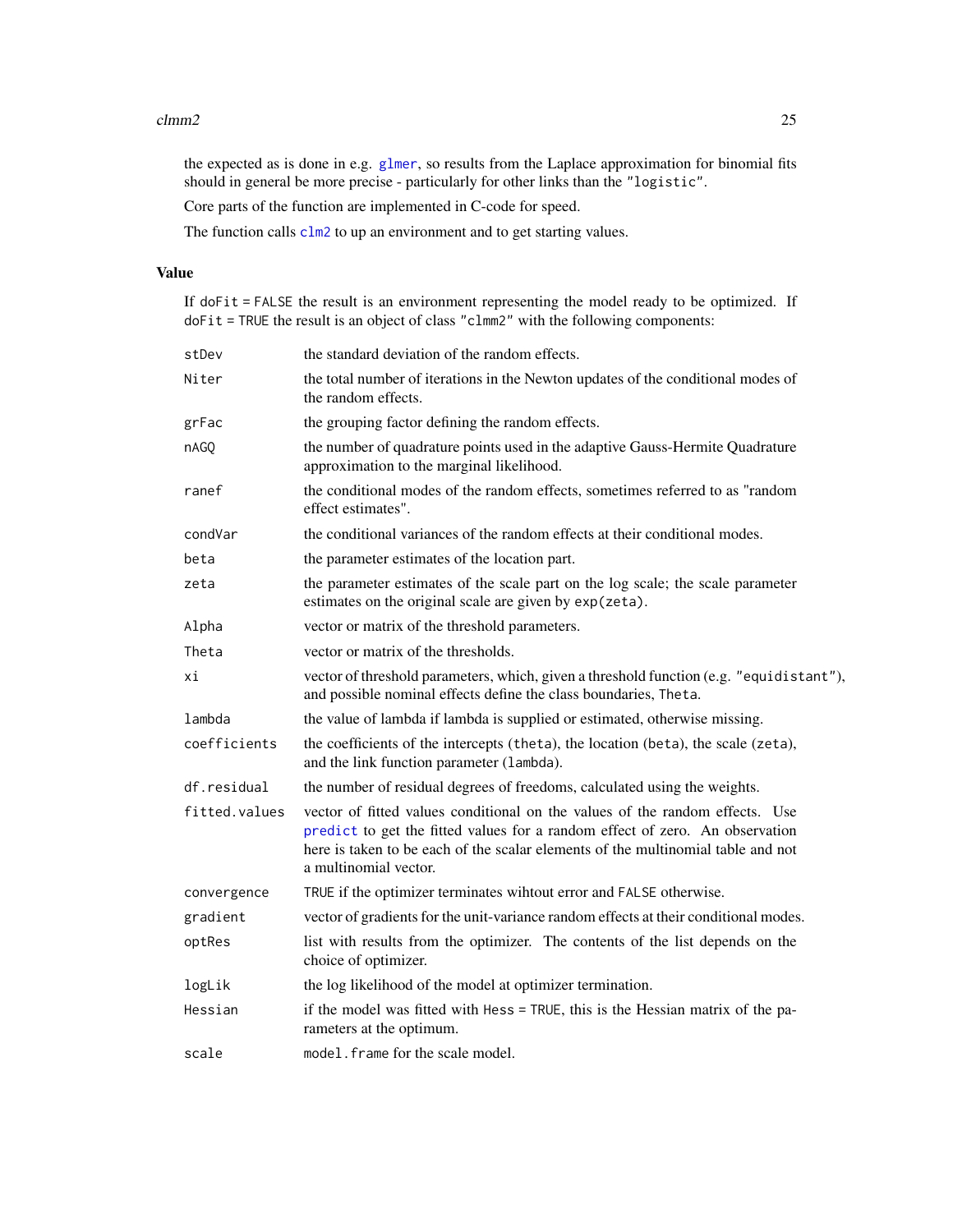the expected as is done in e.g. `glmer`, so results from the Laplace approximation for binomial fits should in general be more precise - particularly for other links than the `"logistic"`.

Core parts of the function are implemented in C-code for speed.

The function calls `clm2` to up an environment and to get starting values.

## Value

If `doFit = FALSE` the result is an environment representing the model ready to be optimized. If `doFit = TRUE` the result is an object of class `"clmm2"` with the following components:

- `stDev`: the standard deviation of the random effects.
- `Niter`: the total number of iterations in the Newton updates of the conditional modes of the random effects.
- `grFac`: the grouping factor defining the random effects.
- `nAGQ`: the number of quadrature points used in the adaptive Gauss-Hermite Quadrature approximation to the marginal likelihood.
- `ranef`: the conditional modes of the random effects, sometimes referred to as "random effect estimates".
- `condVar`: the conditional variances of the random effects at their conditional modes.
- `beta`: the parameter estimates of the location part.
- `zeta`: the parameter estimates of the scale part on the log scale; the scale parameter estimates on the original scale are given by `exp(zeta)`.
- `Alpha`: vector or matrix of the threshold parameters.
- `Theta`: vector or matrix of the thresholds.
- `xi`: vector of threshold parameters, which, given a threshold function (e.g. `"equidistant"`), and possible nominal effects define the class boundaries, `Theta`.
- `lambda`: the value of lambda if lambda is supplied or estimated, otherwise missing.
- `coefficients`: the coefficients of the intercepts (`theta`), the location (`beta`), the scale (`zeta`), and the link function parameter (`lambda`).
- `df.residual`: the number of residual degrees of freedoms, calculated using the weights.
- `fitted.values`: vector of fitted values conditional on the values of the random effects. Use `predict` to get the fitted values for a random effect of zero. An observation here is taken to be each of the scalar elements of the multinomial table and not a multinomial vector.
- `convergence`: `TRUE` if the optimizer terminates wihtout error and `FALSE` otherwise.
- `gradient`: vector of gradients for the unit-variance random effects at their conditional modes.
- `optRes`: list with results from the optimizer. The contents of the list depends on the choice of optimizer.
- `logLik`: the log likelihood of the model at optimizer termination.
- `Hessian`: if the model was fitted with `Hess = TRUE`, this is the Hessian matrix of the parameters at the optimum.
- `scale`: `model.frame` for the scale model.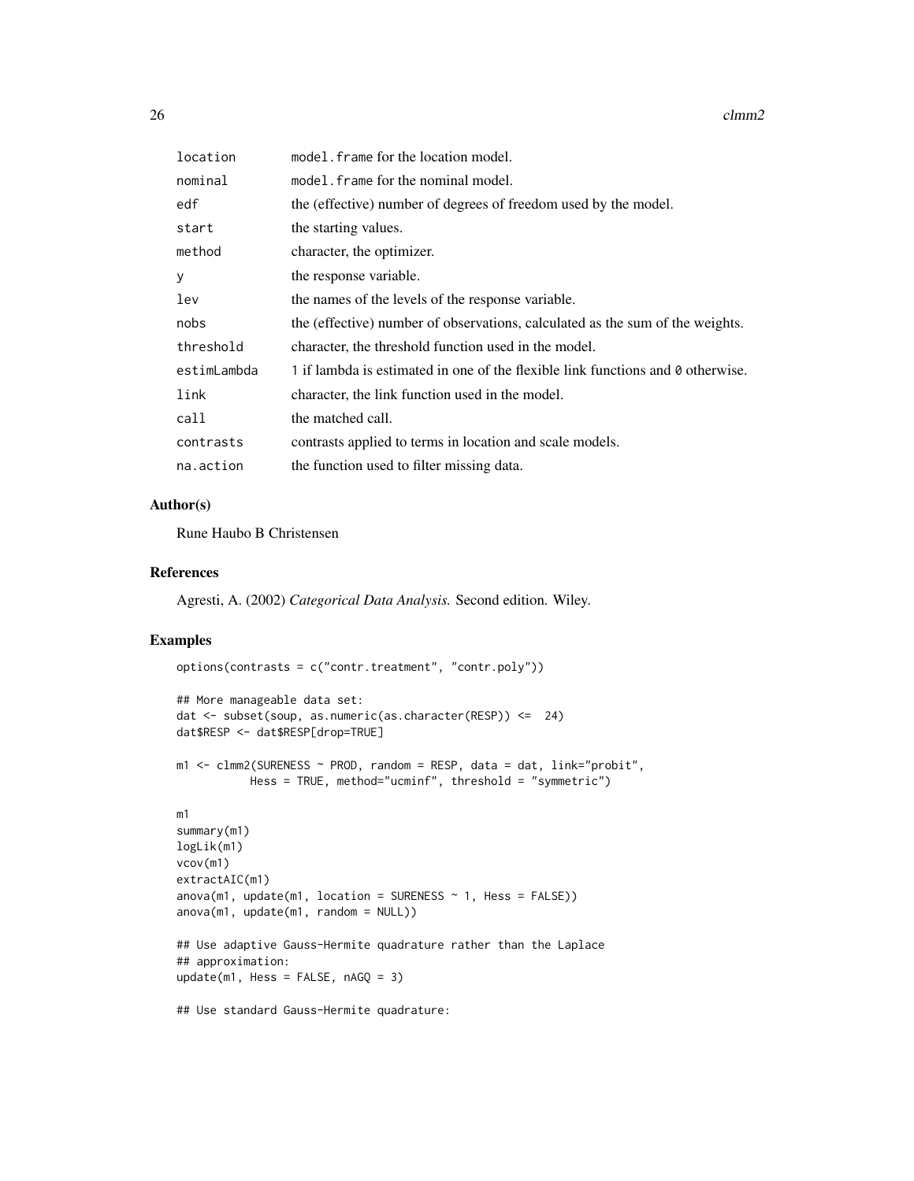| | |
|---|---|
| location | model.frame for the location model. |
| nominal | model.frame for the nominal model. |
| edf | the (effective) number of degrees of freedom used by the model. |
| start | the starting values. |
| method | character, the optimizer. |
| y | the response variable. |
| lev | the names of the levels of the response variable. |
| nobs | the (effective) number of observations, calculated as the sum of the weights. |
| threshold | character, the threshold function used in the model. |
| estimLambda | 1 if lambda is estimated in one of the flexible link functions and 0 otherwise. |
| link | character, the link function used in the model. |
| call | the matched call. |
| contrasts | contrasts applied to terms in location and scale models. |
| na.action | the function used to filter missing data. |

## Author(s)

Rune Haubo B Christensen

## References

Agresti, A. (2002) *Categorical Data Analysis.* Second edition. Wiley.

## Examples

```
options(contrasts = c("contr.treatment", "contr.poly"))

## More manageable data set:
dat <- subset(soup, as.numeric(as.character(RESP)) <=  24)
dat$RESP <- dat$RESP[drop=TRUE]

m1 <- clmm2(SURENESS ~ PROD, random = RESP, data = dat, link="probit",
           Hess = TRUE, method="ucminf", threshold = "symmetric")

m1
summary(m1)
logLik(m1)
vcov(m1)
extractAIC(m1)
anova(m1, update(m1, location = SURENESS ~ 1, Hess = FALSE))
anova(m1, update(m1, random = NULL))

## Use adaptive Gauss-Hermite quadrature rather than the Laplace
## approximation:
update(m1, Hess = FALSE, nAGQ = 3)

## Use standard Gauss-Hermite quadrature:
```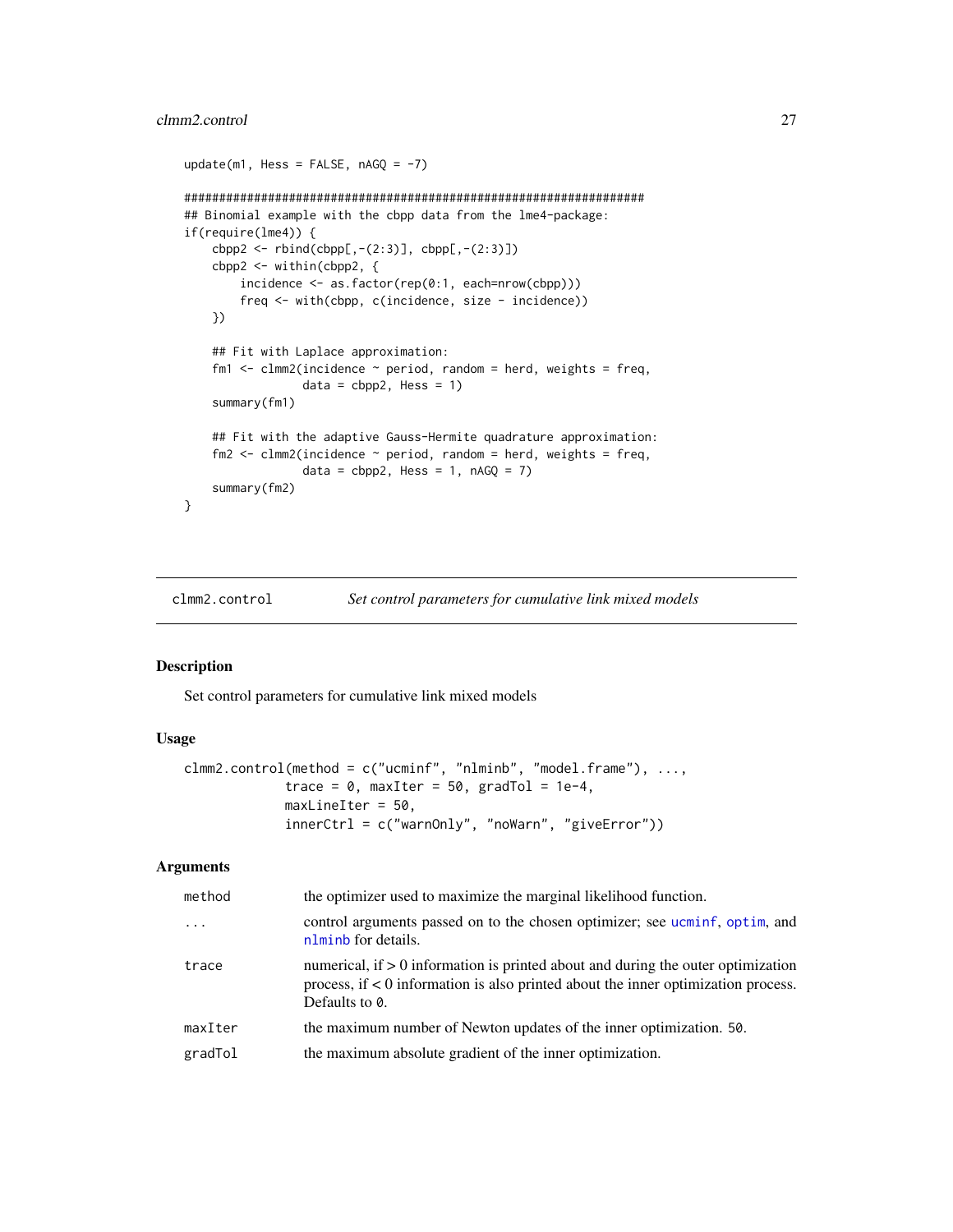```
update(m1, Hess = FALSE, nAGQ = -7)

#################################################################
## Binomial example with the cbpp data from the lme4-package:
if(require(lme4)) {
    cbpp2 <- rbind(cbpp[,-(2:3)], cbpp[,-(2:3)])
    cbpp2 <- within(cbpp2, {
        incidence <- as.factor(rep(0:1, each=nrow(cbpp)))
        freq <- with(cbpp, c(incidence, size - incidence))
    })

    ## Fit with Laplace approximation:
    fm1 <- clmm2(incidence ~ period, random = herd, weights = freq,
                 data = cbpp2, Hess = 1)
    summary(fm1)

    ## Fit with the adaptive Gauss-Hermite quadrature approximation:
    fm2 <- clmm2(incidence ~ period, random = herd, weights = freq,
                 data = cbpp2, Hess = 1, nAGQ = 7)
    summary(fm2)
}
```

---

clmm2.control *Set control parameters for cumulative link mixed models*

---

## Description

Set control parameters for cumulative link mixed models

## Usage

```
clmm2.control(method = c("ucminf", "nlminb", "model.frame"), ...,
              trace = 0, maxIter = 50, gradTol = 1e-4,
              maxLineIter = 50,
              innerCtrl = c("warnOnly", "noWarn", "giveError"))
```

## Arguments

| | |
|---|---|
| method | the optimizer used to maximize the marginal likelihood function. |
| ... | control arguments passed on to the chosen optimizer; see ucminf, optim, and nlminb for details. |
| trace | numerical, if $> 0$ information is printed about and during the outer optimization process, if $< 0$ information is also printed about the inner optimization process. Defaults to 0. |
| maxIter | the maximum number of Newton updates of the inner optimization. 50. |
| gradTol | the maximum absolute gradient of the inner optimization. |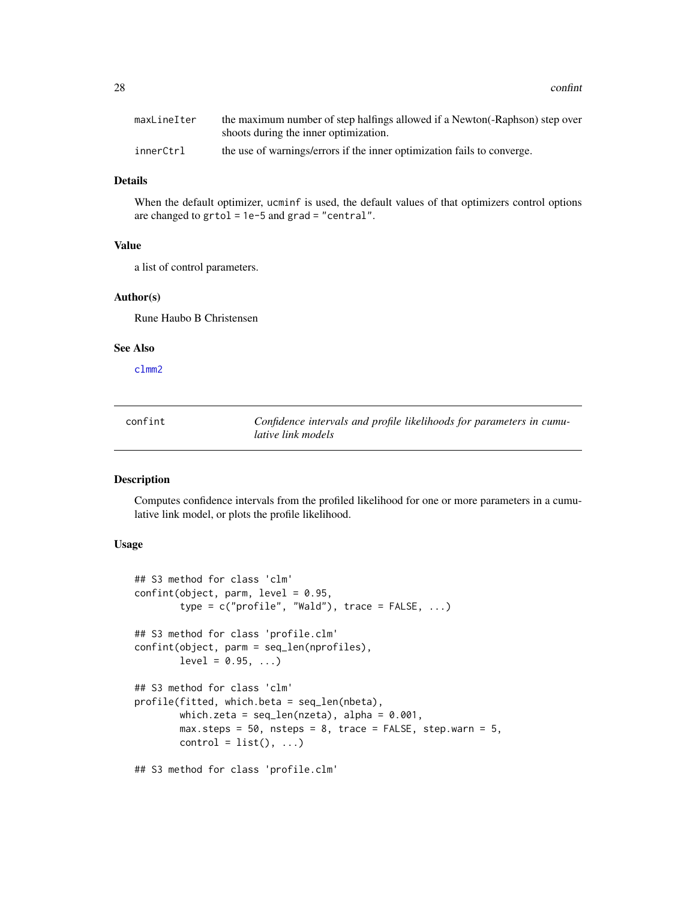| | |
|---|---|
| maxLineIter | the maximum number of step halfings allowed if a Newton(-Raphson) step over shoots during the inner optimization. |
| innerCtrl | the use of warnings/errors if the inner optimization fails to converge. |

### Details

When the default optimizer, ucminf is used, the default values of that optimizers control options are changed to grtol = 1e-5 and grad = "central".

### Value

a list of control parameters.

### Author(s)

Rune Haubo B Christensen

### See Also

clmm2

---

## confint — *Confidence intervals and profile likelihoods for parameters in cumulative link models*

---

### Description

Computes confidence intervals from the profiled likelihood for one or more parameters in a cumulative link model, or plots the profile likelihood.

### Usage

```
## S3 method for class 'clm'
confint(object, parm, level = 0.95,
        type = c("profile", "Wald"), trace = FALSE, ...)

## S3 method for class 'profile.clm'
confint(object, parm = seq_len(nprofiles),
        level = 0.95, ...)

## S3 method for class 'clm'
profile(fitted, which.beta = seq_len(nbeta),
        which.zeta = seq_len(nzeta), alpha = 0.001,
        max.steps = 50, nsteps = 8, trace = FALSE, step.warn = 5,
        control = list(), ...)

## S3 method for class 'profile.clm'
```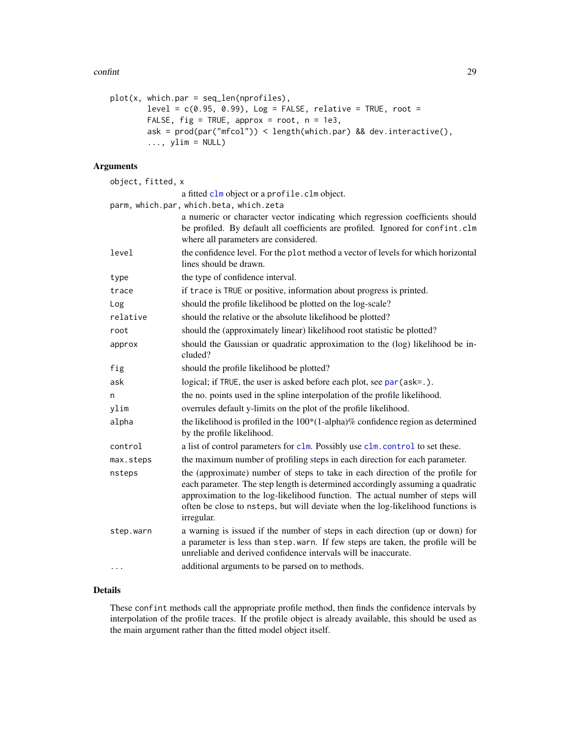```
plot(x, which.par = seq_len(nprofiles),
        level = c(0.95, 0.99), Log = FALSE, relative = TRUE, root =
        FALSE, fig = TRUE, approx = root, n = 1e3,
        ask = prod(par("mfcol")) < length(which.par) && dev.interactive(),
        ..., ylim = NULL)
```

## Arguments

| | |
|---|---|
| object, fitted, x | a fitted clm object or a profile.clm object. |
| parm, which.par, which.beta, which.zeta | a numeric or character vector indicating which regression coefficients should be profiled. By default all coefficients are profiled. Ignored for confint.clm where all parameters are considered. |
| level | the confidence level. For the plot method a vector of levels for which horizontal lines should be drawn. |
| type | the type of confidence interval. |
| trace | if trace is TRUE or positive, information about progress is printed. |
| Log | should the profile likelihood be plotted on the log-scale? |
| relative | should the relative or the absolute likelihood be plotted? |
| root | should the (approximately linear) likelihood root statistic be plotted? |
| approx | should the Gaussian or quadratic approximation to the (log) likelihood be included? |
| fig | should the profile likelihood be plotted? |
| ask | logical; if TRUE, the user is asked before each plot, see par(ask=.). |
| n | the no. points used in the spline interpolation of the profile likelihood. |
| ylim | overrules default y-limits on the plot of the profile likelihood. |
| alpha | the likelihood is profiled in the 100*(1-alpha)% confidence region as determined by the profile likelihood. |
| control | a list of control parameters for clm. Possibly use clm.control to set these. |
| max.steps | the maximum number of profiling steps in each direction for each parameter. |
| nsteps | the (approximate) number of steps to take in each direction of the profile for each parameter. The step length is determined accordingly assuming a quadratic approximation to the log-likelihood function. The actual number of steps will often be close to nsteps, but will deviate when the log-likelihood functions is irregular. |
| step.warn | a warning is issued if the number of steps in each direction (up or down) for a parameter is less than step.warn. If few steps are taken, the profile will be unreliable and derived confidence intervals will be inaccurate. |
| ... | additional arguments to be parsed on to methods. |

## Details

These confint methods call the appropriate profile method, then finds the confidence intervals by interpolation of the profile traces. If the profile object is already available, this should be used as the main argument rather than the fitted model object itself.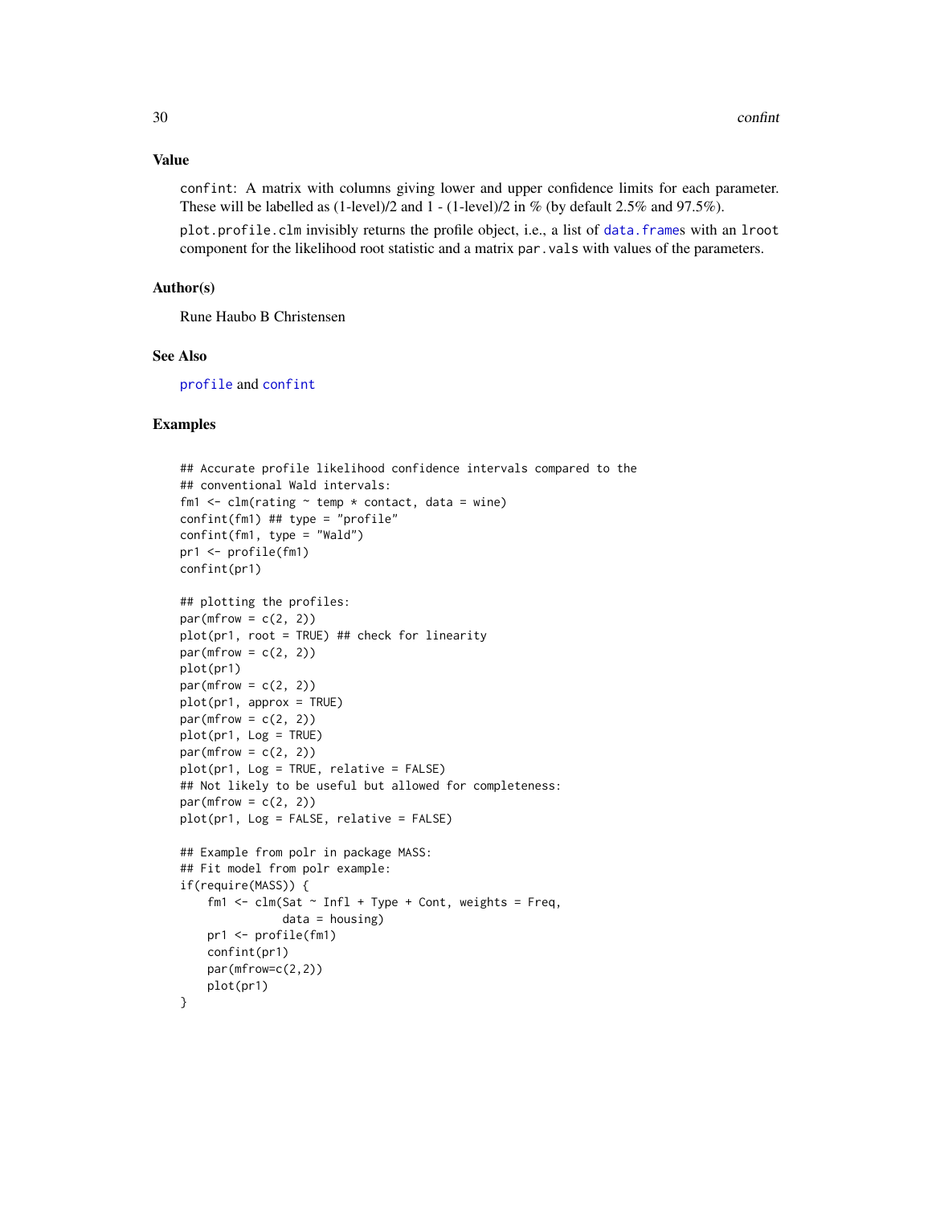## Value

`confint`: A matrix with columns giving lower and upper confidence limits for each parameter. These will be labelled as (1-level)/2 and 1 - (1-level)/2 in % (by default 2.5% and 97.5%).

`plot.profile.clm` invisibly returns the profile object, i.e., a list of `data.frame`s with an `lroot` component for the likelihood root statistic and a matrix `par.vals` with values of the parameters.

## Author(s)

Rune Haubo B Christensen

## See Also

`profile` and `confint`

## Examples

```
## Accurate profile likelihood confidence intervals compared to the
## conventional Wald intervals:
fm1 <- clm(rating ~ temp * contact, data = wine)
confint(fm1) ## type = "profile"
confint(fm1, type = "Wald")
pr1 <- profile(fm1)
confint(pr1)

## plotting the profiles:
par(mfrow = c(2, 2))
plot(pr1, root = TRUE) ## check for linearity
par(mfrow = c(2, 2))
plot(pr1)
par(mfrow = c(2, 2))
plot(pr1, approx = TRUE)
par(mfrow = c(2, 2))
plot(pr1, Log = TRUE)
par(mfrow = c(2, 2))
plot(pr1, Log = TRUE, relative = FALSE)
## Not likely to be useful but allowed for completeness:
par(mfrow = c(2, 2))
plot(pr1, Log = FALSE, relative = FALSE)

## Example from polr in package MASS:
## Fit model from polr example:
if(require(MASS)) {
    fm1 <- clm(Sat ~ Infl + Type + Cont, weights = Freq,
               data = housing)
    pr1 <- profile(fm1)
    confint(pr1)
    par(mfrow=c(2,2))
    plot(pr1)
}
```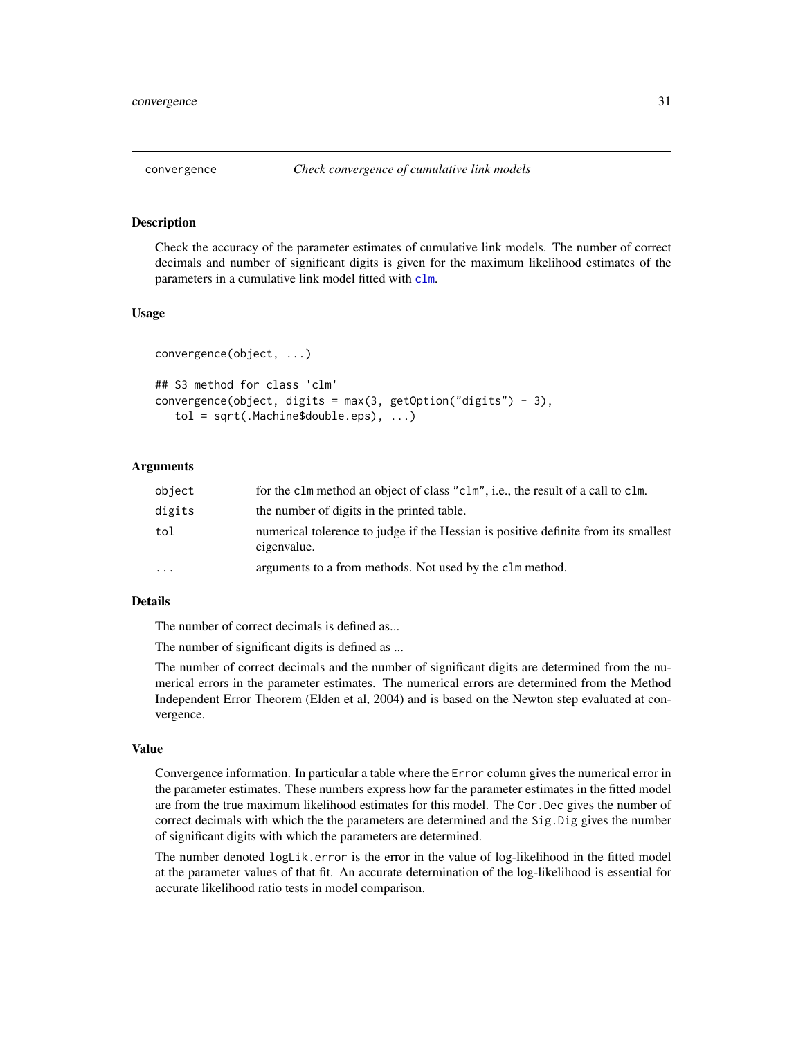convergence — *Check convergence of cumulative link models*

## Description

Check the accuracy of the parameter estimates of cumulative link models. The number of correct decimals and number of significant digits is given for the maximum likelihood estimates of the parameters in a cumulative link model fitted with `clm`.

## Usage

```
convergence(object, ...)

## S3 method for class 'clm'
convergence(object, digits = max(3, getOption("digits") - 3),
   tol = sqrt(.Machine$double.eps), ...)
```

## Arguments

| | |
|---|---|
| `object` | for the `clm` method an object of class `"clm"`, i.e., the result of a call to `clm`. |
| `digits` | the number of digits in the printed table. |
| `tol` | numerical tolerence to judge if the Hessian is positive definite from its smallest eigenvalue. |
| `...` | arguments to a from methods. Not used by the `clm` method. |

## Details

The number of correct decimals is defined as...

The number of significant digits is defined as ...

The number of correct decimals and the number of significant digits are determined from the numerical errors in the parameter estimates. The numerical errors are determined from the Method Independent Error Theorem (Elden et al, 2004) and is based on the Newton step evaluated at convergence.

## Value

Convergence information. In particular a table where the `Error` column gives the numerical error in the parameter estimates. These numbers express how far the parameter estimates in the fitted model are from the true maximum likelihood estimates for this model. The `Cor.Dec` gives the number of correct decimals with which the the parameters are determined and the `Sig.Dig` gives the number of significant digits with which the parameters are determined.

The number denoted `logLik.error` is the error in the value of log-likelihood in the fitted model at the parameter values of that fit. An accurate determination of the log-likelihood is essential for accurate likelihood ratio tests in model comparison.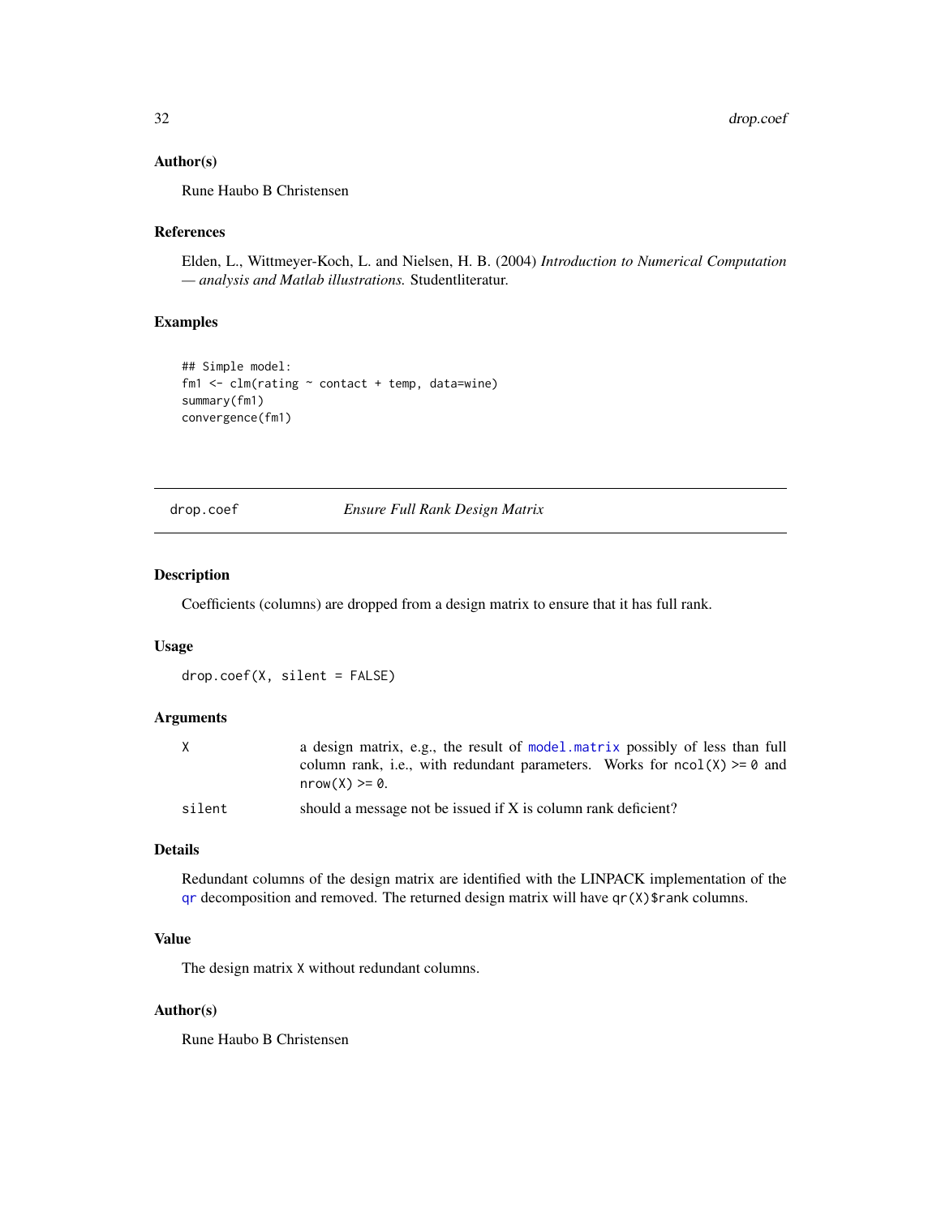### Author(s)

Rune Haubo B Christensen

### References

Elden, L., Wittmeyer-Koch, L. and Nielsen, H. B. (2004) *Introduction to Numerical Computation — analysis and Matlab illustrations.* Studentliteratur.

### Examples

```
## Simple model:
fm1 <- clm(rating ~ contact + temp, data=wine)
summary(fm1)
convergence(fm1)
```

---

## drop.coef *Ensure Full Rank Design Matrix*

---

### Description

Coefficients (columns) are dropped from a design matrix to ensure that it has full rank.

### Usage

```
drop.coef(X, silent = FALSE)
```

### Arguments

| | |
|---|---|
| X | a design matrix, e.g., the result of `model.matrix` possibly of less than full column rank, i.e., with redundant parameters. Works for `ncol(X) >= 0` and `nrow(X) >= 0`. |
| silent | should a message not be issued if X is column rank deficient? |

### Details

Redundant columns of the design matrix are identified with the LINPACK implementation of the `qr` decomposition and removed. The returned design matrix will have `qr(X)$rank` columns.

### Value

The design matrix `X` without redundant columns.

### Author(s)

Rune Haubo B Christensen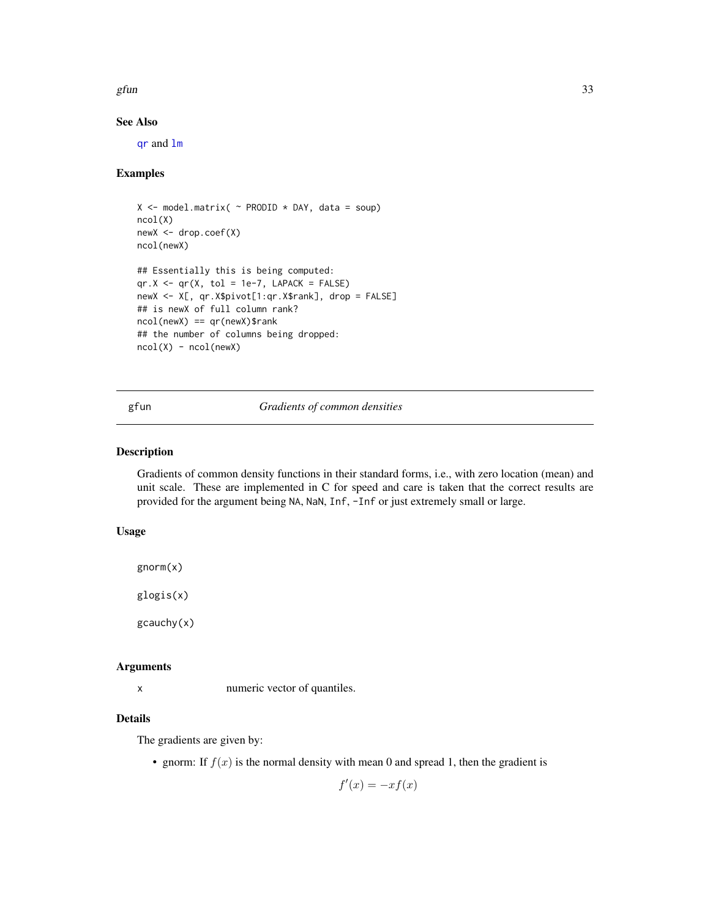## See Also

qr and lm

## Examples

```
X <- model.matrix( ~ PRODID * DAY, data = soup)
ncol(X)
newX <- drop.coef(X)
ncol(newX)

## Essentially this is being computed:
qr.X <- qr(X, tol = 1e-7, LAPACK = FALSE)
newX <- X[, qr.X$pivot[1:qr.X$rank], drop = FALSE]
## is newX of full column rank?
ncol(newX) == qr(newX)$rank
## the number of columns being dropped:
ncol(X) - ncol(newX)
```

---

# gfun *Gradients of common densities*

## Description

Gradients of common density functions in their standard forms, i.e., with zero location (mean) and unit scale. These are implemented in C for speed and care is taken that the correct results are provided for the argument being NA, NaN, Inf, -Inf or just extremely small or large.

## Usage

```
gnorm(x)

glogis(x)

gcauchy(x)
```

## Arguments

x numeric vector of quantiles.

## Details

The gradients are given by:

- gnorm: If $f(x)$ is the normal density with mean 0 and spread 1, then the gradient is

$$f'(x) = -xf(x)$$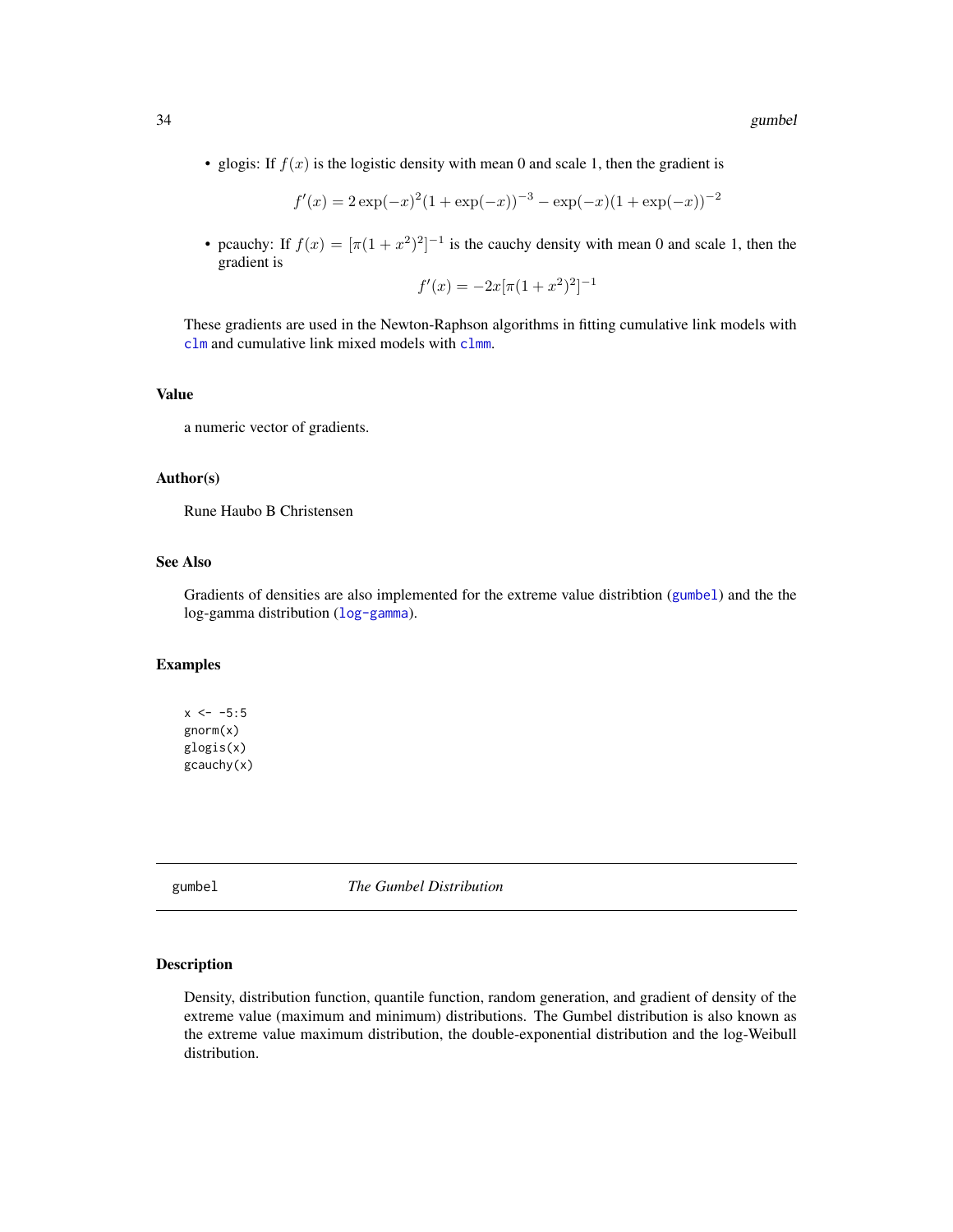- glogis: If $f(x)$ is the logistic density with mean 0 and scale 1, then the gradient is

$$f'(x) = 2\exp(-x)^2(1+\exp(-x))^{-3} - \exp(-x)(1+\exp(-x))^{-2}$$

- pcauchy: If $f(x) = [\pi(1+x^2)^2]^{-1}$ is the cauchy density with mean 0 and scale 1, then the gradient is

$$f'(x) = -2x[\pi(1+x^2)^2]^{-1}$$

These gradients are used in the Newton-Raphson algorithms in fitting cumulative link models with clm and cumulative link mixed models with clmm.

### Value

a numeric vector of gradients.

### Author(s)

Rune Haubo B Christensen

### See Also

Gradients of densities are also implemented for the extreme value distribtion (gumbel) and the the log-gamma distribution (log-gamma).

### Examples

```
x <- -5:5
gnorm(x)
glogis(x)
gcauchy(x)
```

---

## gumbel *The Gumbel Distribution*

---

### Description

Density, distribution function, quantile function, random generation, and gradient of density of the extreme value (maximum and minimum) distributions. The Gumbel distribution is also known as the extreme value maximum distribution, the double-exponential distribution and the log-Weibull distribution.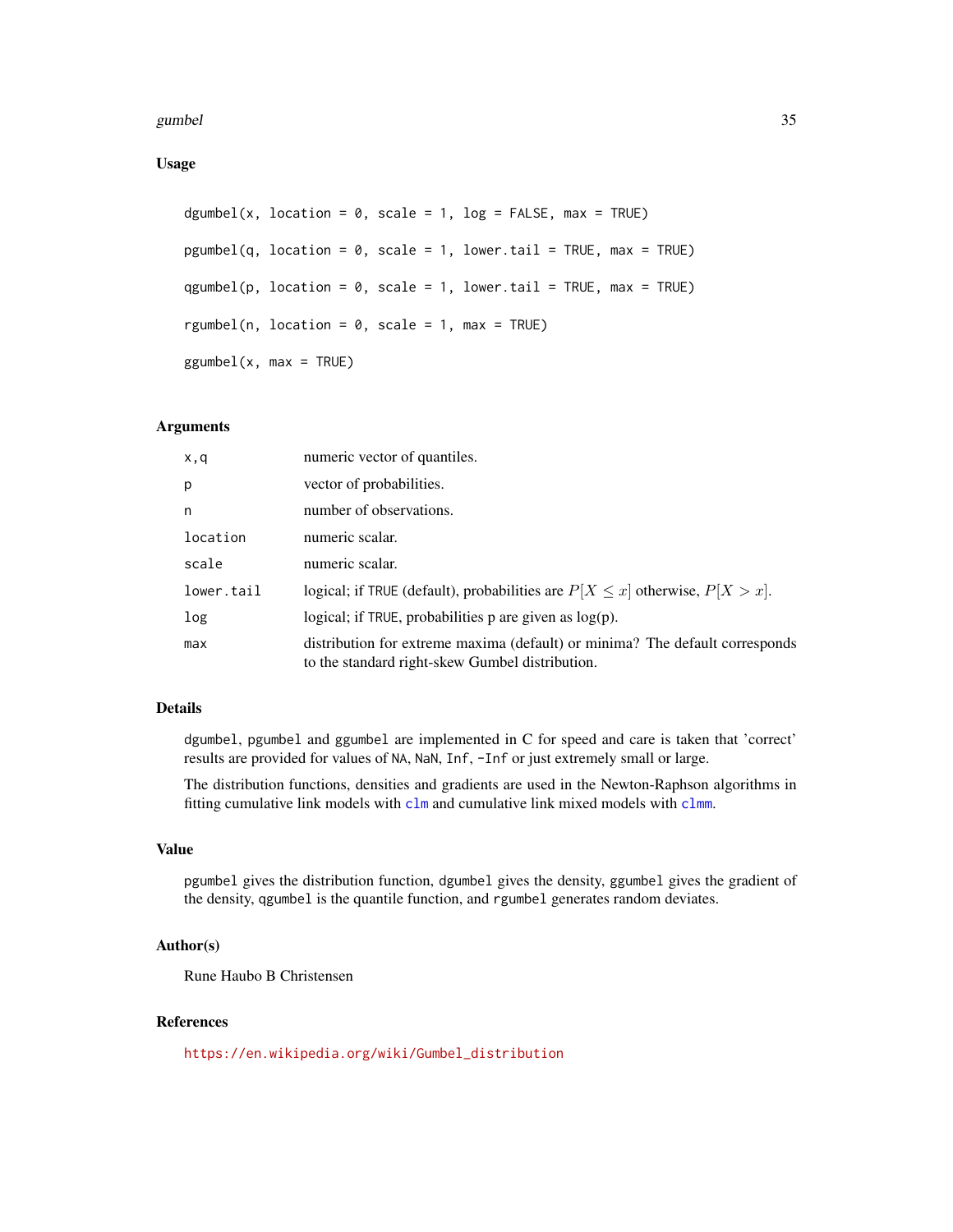### Usage

```
dgumbel(x, location = 0, scale = 1, log = FALSE, max = TRUE)

pgumbel(q, location = 0, scale = 1, lower.tail = TRUE, max = TRUE)

qgumbel(p, location = 0, scale = 1, lower.tail = TRUE, max = TRUE)

rgumbel(n, location = 0, scale = 1, max = TRUE)

ggumbel(x, max = TRUE)
```

### Arguments

| | |
|---|---|
| x,q | numeric vector of quantiles. |
| p | vector of probabilities. |
| n | number of observations. |
| location | numeric scalar. |
| scale | numeric scalar. |
| lower.tail | logical; if TRUE (default), probabilities are $P[X \leq x]$ otherwise, $P[X > x]$. |
| log | logical; if TRUE, probabilities p are given as log(p). |
| max | distribution for extreme maxima (default) or minima? The default corresponds to the standard right-skew Gumbel distribution. |

### Details

dgumbel, pgumbel and ggumbel are implemented in C for speed and care is taken that 'correct' results are provided for values of NA, NaN, Inf, -Inf or just extremely small or large.

The distribution functions, densities and gradients are used in the Newton-Raphson algorithms in fitting cumulative link models with clm and cumulative link mixed models with clmm.

### Value

pgumbel gives the distribution function, dgumbel gives the density, ggumbel gives the gradient of the density, qgumbel is the quantile function, and rgumbel generates random deviates.

### Author(s)

Rune Haubo B Christensen

### References

https://en.wikipedia.org/wiki/Gumbel_distribution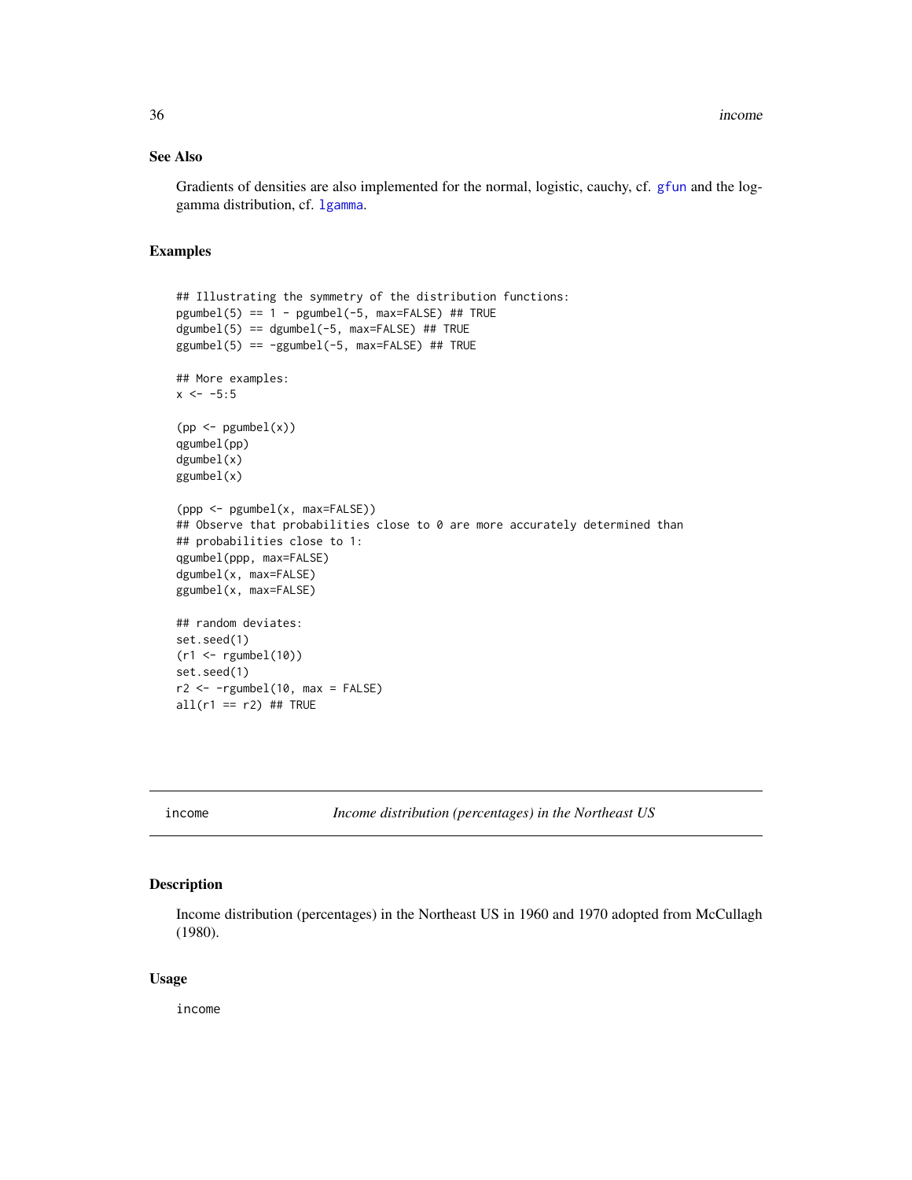### See Also

Gradients of densities are also implemented for the normal, logistic, cauchy, cf. `gfun` and the log-gamma distribution, cf. `lgamma`.

### Examples

```
## Illustrating the symmetry of the distribution functions:
pgumbel(5) == 1 - pgumbel(-5, max=FALSE) ## TRUE
dgumbel(5) == dgumbel(-5, max=FALSE) ## TRUE
ggumbel(5) == -ggumbel(-5, max=FALSE) ## TRUE

## More examples:
x <- -5:5

(pp <- pgumbel(x))
qgumbel(pp)
dgumbel(x)
ggumbel(x)

(ppp <- pgumbel(x, max=FALSE))
## Observe that probabilities close to 0 are more accurately determined than
## probabilities close to 1:
qgumbel(ppp, max=FALSE)
dgumbel(x, max=FALSE)
ggumbel(x, max=FALSE)

## random deviates:
set.seed(1)
(r1 <- rgumbel(10))
set.seed(1)
r2 <- -rgumbel(10, max = FALSE)
all(r1 == r2) ## TRUE
```

---

## income — *Income distribution (percentages) in the Northeast US*

### Description

Income distribution (percentages) in the Northeast US in 1960 and 1970 adopted from McCullagh (1980).

### Usage

```
income
```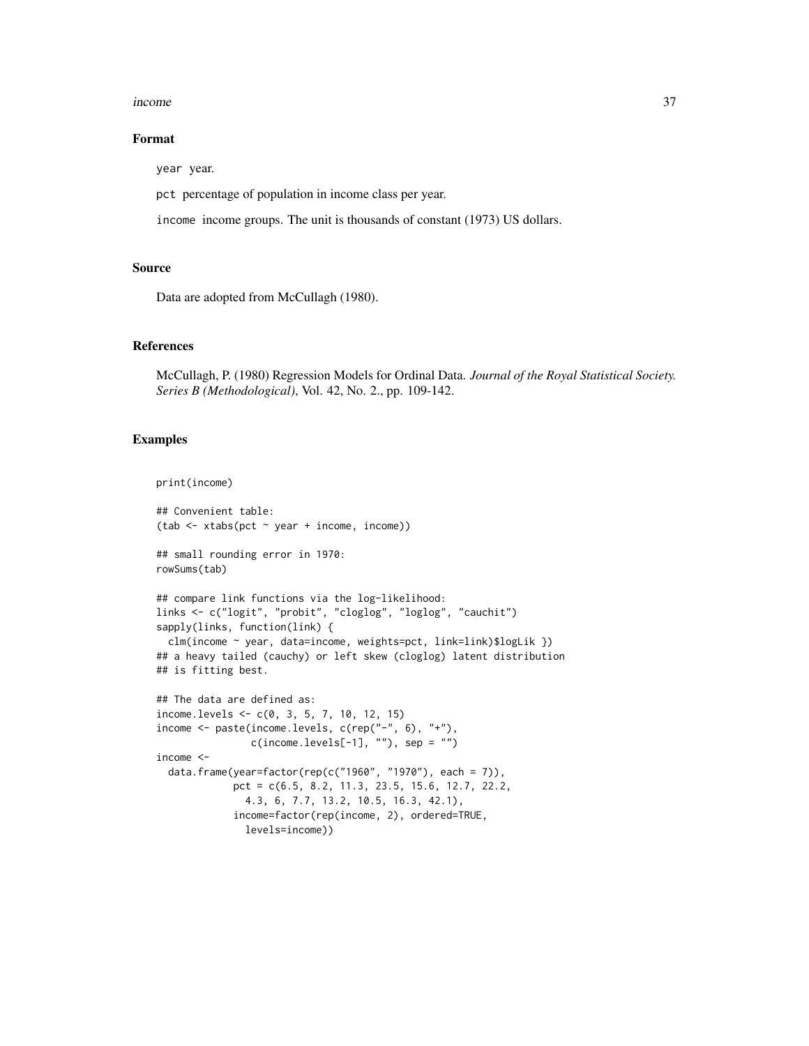### Format

`year` year.

`pct` percentage of population in income class per year.

`income` income groups. The unit is thousands of constant (1973) US dollars.

### Source

Data are adopted from McCullagh (1980).

### References

McCullagh, P. (1980) Regression Models for Ordinal Data. *Journal of the Royal Statistical Society. Series B (Methodological)*, Vol. 42, No. 2., pp. 109-142.

### Examples

```
print(income)

## Convenient table:
(tab <- xtabs(pct ~ year + income, income))

## small rounding error in 1970:
rowSums(tab)

## compare link functions via the log-likelihood:
links <- c("logit", "probit", "cloglog", "loglog", "cauchit")
sapply(links, function(link) {
  clm(income ~ year, data=income, weights=pct, link=link)$logLik })
## a heavy tailed (cauchy) or left skew (cloglog) latent distribution
## is fitting best.

## The data are defined as:
income.levels <- c(0, 3, 5, 7, 10, 12, 15)
income <- paste(income.levels, c(rep("-", 6), "+"),
                c(income.levels[-1], ""), sep = "")
income <-
  data.frame(year=factor(rep(c("1960", "1970"), each = 7)),
             pct = c(6.5, 8.2, 11.3, 23.5, 15.6, 12.7, 22.2,
               4.3, 6, 7.7, 13.2, 10.5, 16.3, 42.1),
             income=factor(rep(income, 2), ordered=TRUE,
               levels=income))
```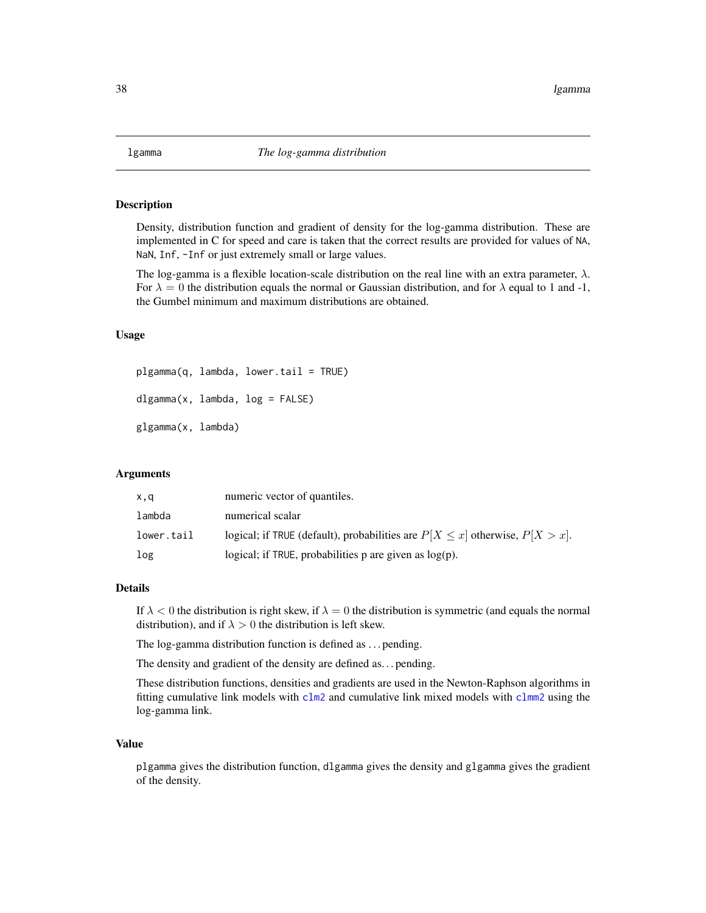## lgamma    *The log-gamma distribution*

### Description

Density, distribution function and gradient of density for the log-gamma distribution. These are implemented in C for speed and care is taken that the correct results are provided for values of NA, NaN, Inf, -Inf or just extremely small or large values.

The log-gamma is a flexible location-scale distribution on the real line with an extra parameter, $\lambda$. For $\lambda = 0$ the distribution equals the normal or Gaussian distribution, and for $\lambda$ equal to 1 and -1, the Gumbel minimum and maximum distributions are obtained.

### Usage

```
plgamma(q, lambda, lower.tail = TRUE)

dlgamma(x, lambda, log = FALSE)

glgamma(x, lambda)
```

### Arguments

| | |
|---|---|
| x,q | numeric vector of quantiles. |
| lambda | numerical scalar |
| lower.tail | logical; if TRUE (default), probabilities are $P[X \leq x]$ otherwise, $P[X > x]$. |
| log | logical; if TRUE, probabilities p are given as log(p). |

### Details

If $\lambda < 0$ the distribution is right skew, if $\lambda = 0$ the distribution is symmetric (and equals the normal distribution), and if $\lambda > 0$ the distribution is left skew.

The log-gamma distribution function is defined as . . . pending.

The density and gradient of the density are defined as. . . pending.

These distribution functions, densities and gradients are used in the Newton-Raphson algorithms in fitting cumulative link models with clm2 and cumulative link mixed models with clmm2 using the log-gamma link.

### Value

plgamma gives the distribution function, dlgamma gives the density and glgamma gives the gradient of the density.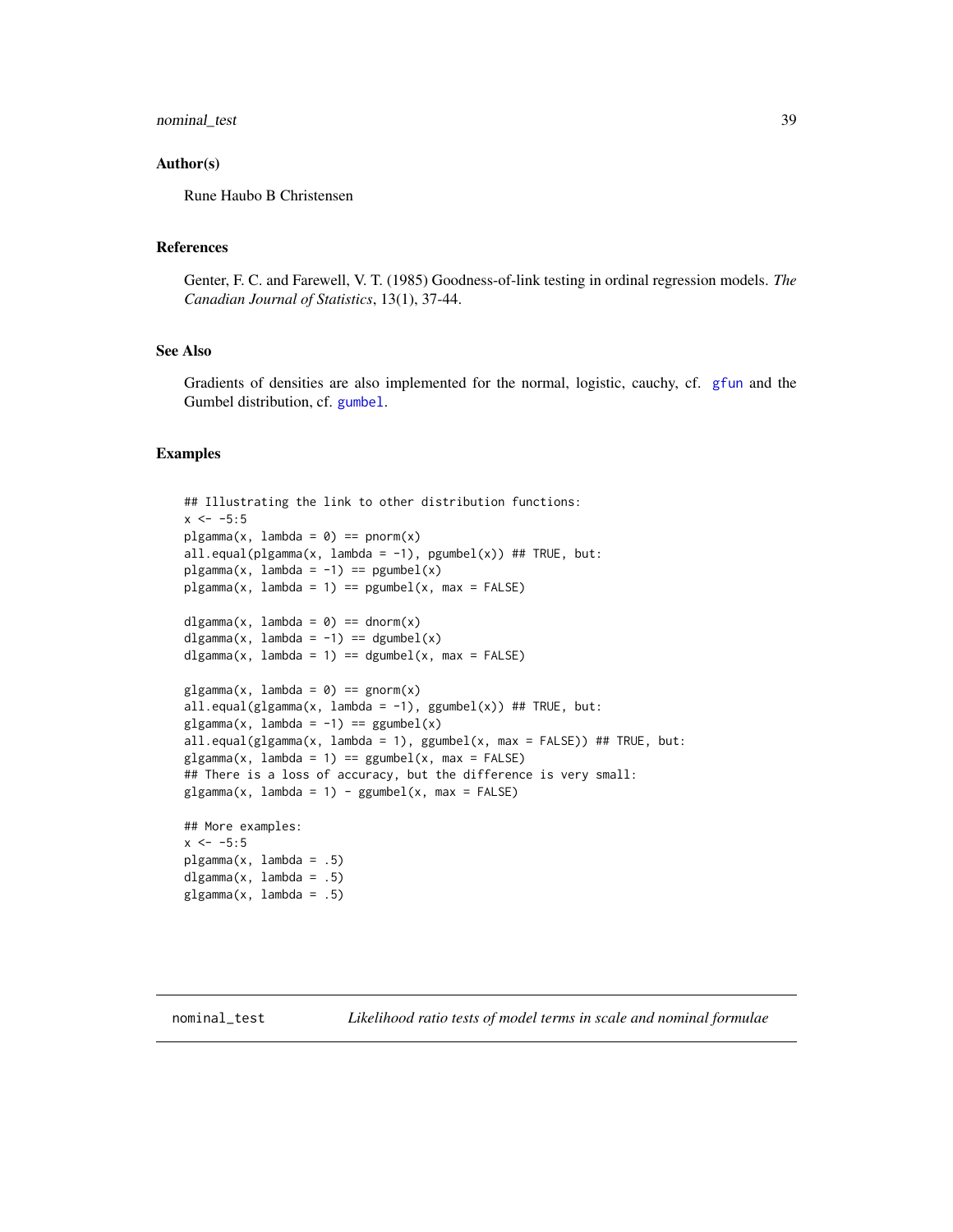### Author(s)

Rune Haubo B Christensen

### References

Genter, F. C. and Farewell, V. T. (1985) Goodness-of-link testing in ordinal regression models. *The Canadian Journal of Statistics*, 13(1), 37-44.

### See Also

Gradients of densities are also implemented for the normal, logistic, cauchy, cf. gfun and the Gumbel distribution, cf. gumbel.

### Examples

```
## Illustrating the link to other distribution functions:
x <- -5:5
plgamma(x, lambda = 0) == pnorm(x)
all.equal(plgamma(x, lambda = -1), pgumbel(x)) ## TRUE, but:
plgamma(x, lambda = -1) == pgumbel(x)
plgamma(x, lambda = 1) == pgumbel(x, max = FALSE)

dlgamma(x, lambda = 0) == dnorm(x)
dlgamma(x, lambda = -1) == dgumbel(x)
dlgamma(x, lambda = 1) == dgumbel(x, max = FALSE)

glgamma(x, lambda = 0) == gnorm(x)
all.equal(glgamma(x, lambda = -1), ggumbel(x)) ## TRUE, but:
glgamma(x, lambda = -1) == ggumbel(x)
all.equal(glgamma(x, lambda = 1), ggumbel(x, max = FALSE)) ## TRUE, but:
glgamma(x, lambda = 1) == ggumbel(x, max = FALSE)
## There is a loss of accuracy, but the difference is very small:
glgamma(x, lambda = 1) - ggumbel(x, max = FALSE)

## More examples:
x <- -5:5
plgamma(x, lambda = .5)
dlgamma(x, lambda = .5)
glgamma(x, lambda = .5)
```

---

## nominal_test *Likelihood ratio tests of model terms in scale and nominal formulae*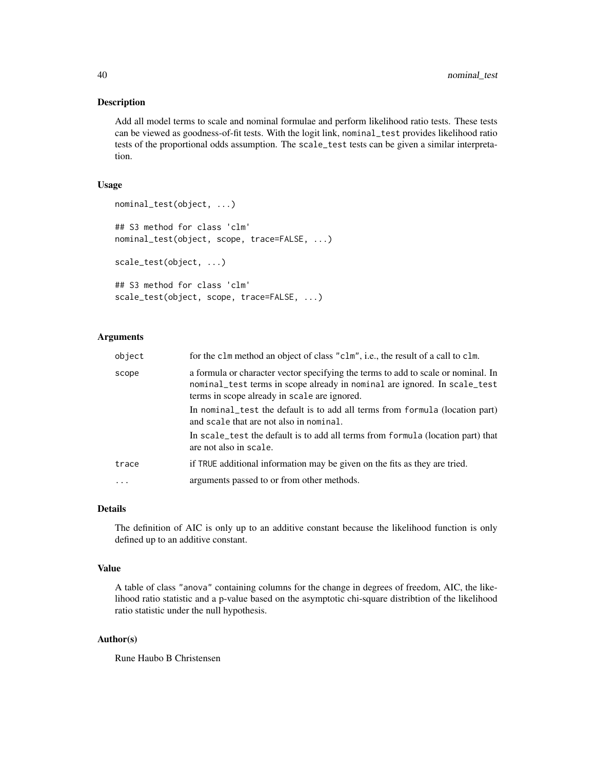## Description

Add all model terms to scale and nominal formulae and perform likelihood ratio tests. These tests can be viewed as goodness-of-fit tests. With the logit link, `nominal_test` provides likelihood ratio tests of the proportional odds assumption. The `scale_test` tests can be given a similar interpretation.

## Usage

```
nominal_test(object, ...)

## S3 method for class 'clm'
nominal_test(object, scope, trace=FALSE, ...)

scale_test(object, ...)

## S3 method for class 'clm'
scale_test(object, scope, trace=FALSE, ...)
```

## Arguments

| | |
|---|---|
| `object` | for the `clm` method an object of class `"clm"`, i.e., the result of a call to `clm`. |
| `scope` | a formula or character vector specifying the terms to add to scale or nominal. In `nominal_test` terms in scope already in `nominal` are ignored. In `scale_test` terms in scope already in `scale` are ignored. <br> In `nominal_test` the default is to add all terms from `formula` (location part) and `scale` that are not also in `nominal`. <br> In `scale_test` the default is to add all terms from `formula` (location part) that are not also in `scale`. |
| `trace` | if `TRUE` additional information may be given on the fits as they are tried. |
| `...` | arguments passed to or from other methods. |

## Details

The definition of AIC is only up to an additive constant because the likelihood function is only defined up to an additive constant.

## Value

A table of class `"anova"` containing columns for the change in degrees of freedom, AIC, the likelihood ratio statistic and a p-value based on the asymptotic chi-square distribtion of the likelihood ratio statistic under the null hypothesis.

## Author(s)

Rune Haubo B Christensen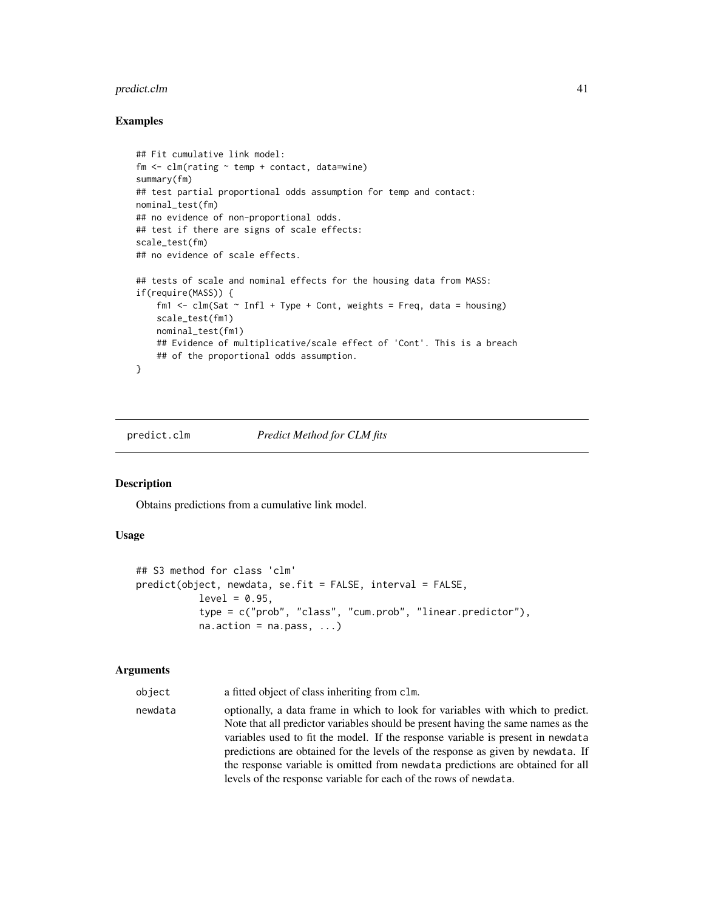### Examples

```
## Fit cumulative link model:
fm <- clm(rating ~ temp + contact, data=wine)
summary(fm)
## test partial proportional odds assumption for temp and contact:
nominal_test(fm)
## no evidence of non-proportional odds.
## test if there are signs of scale effects:
scale_test(fm)
## no evidence of scale effects.

## tests of scale and nominal effects for the housing data from MASS:
if(require(MASS)) {
    fm1 <- clm(Sat ~ Infl + Type + Cont, weights = Freq, data = housing)
    scale_test(fm1)
    nominal_test(fm1)
    ## Evidence of multiplicative/scale effect of 'Cont'. This is a breach
    ## of the proportional odds assumption.
}
```

---

## predict.clm — *Predict Method for CLM fits*

---

### Description

Obtains predictions from a cumulative link model.

### Usage

```
## S3 method for class 'clm'
predict(object, newdata, se.fit = FALSE, interval = FALSE,
           level = 0.95,
           type = c("prob", "class", "cum.prob", "linear.predictor"),
           na.action = na.pass, ...)
```

### Arguments

| | |
|---|---|
| `object` | a fitted object of class inheriting from `clm`. |
| `newdata` | optionally, a data frame in which to look for variables with which to predict. Note that all predictor variables should be present having the same names as the variables used to fit the model. If the response variable is present in `newdata` predictions are obtained for the levels of the response as given by `newdata`. If the response variable is omitted from `newdata` predictions are obtained for all levels of the response variable for each of the rows of `newdata`. |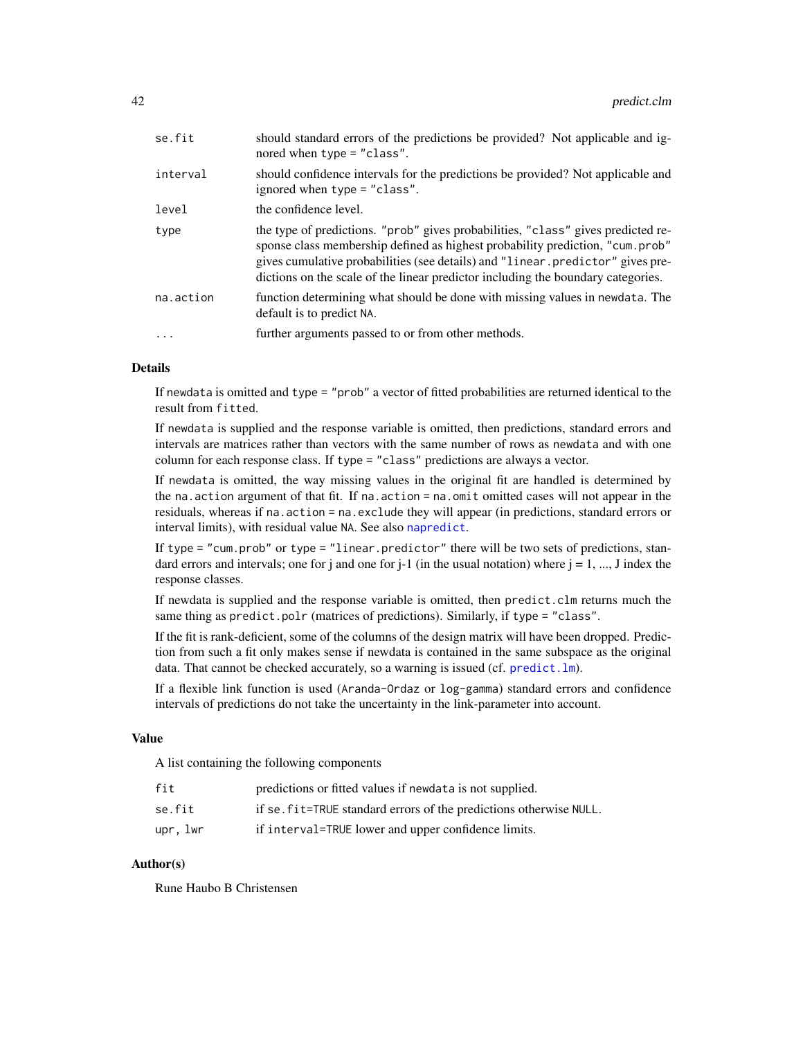| | |
|---|---|
| se.fit | should standard errors of the predictions be provided? Not applicable and ignored when type = "class". |
| interval | should confidence intervals for the predictions be provided? Not applicable and ignored when type = "class". |
| level | the confidence level. |
| type | the type of predictions. "prob" gives probabilities, "class" gives predicted response class membership defined as highest probability prediction, "cum.prob" gives cumulative probabilities (see details) and "linear.predictor" gives predictions on the scale of the linear predictor including the boundary categories. |
| na.action | function determining what should be done with missing values in newdata. The default is to predict NA. |
| ... | further arguments passed to or from other methods. |

## Details

If newdata is omitted and type = "prob" a vector of fitted probabilities are returned identical to the result from fitted.

If newdata is supplied and the response variable is omitted, then predictions, standard errors and intervals are matrices rather than vectors with the same number of rows as newdata and with one column for each response class. If type = "class" predictions are always a vector.

If newdata is omitted, the way missing values in the original fit are handled is determined by the na.action argument of that fit. If na.action = na.omit omitted cases will not appear in the residuals, whereas if na.action = na.exclude they will appear (in predictions, standard errors or interval limits), with residual value NA. See also napredict.

If type = "cum.prob" or type = "linear.predictor" there will be two sets of predictions, standard errors and intervals; one for j and one for j-1 (in the usual notation) where j = 1, ..., J index the response classes.

If newdata is supplied and the response variable is omitted, then predict.clm returns much the same thing as predict.polr (matrices of predictions). Similarly, if type = "class".

If the fit is rank-deficient, some of the columns of the design matrix will have been dropped. Prediction from such a fit only makes sense if newdata is contained in the same subspace as the original data. That cannot be checked accurately, so a warning is issued (cf. predict.lm).

If a flexible link function is used (Aranda-Ordaz or log-gamma) standard errors and confidence intervals of predictions do not take the uncertainty in the link-parameter into account.

## Value

A list containing the following components

| | |
|---|---|
| fit | predictions or fitted values if newdata is not supplied. |
| se.fit | if se.fit=TRUE standard errors of the predictions otherwise NULL. |
| upr, lwr | if interval=TRUE lower and upper confidence limits. |

## Author(s)

Rune Haubo B Christensen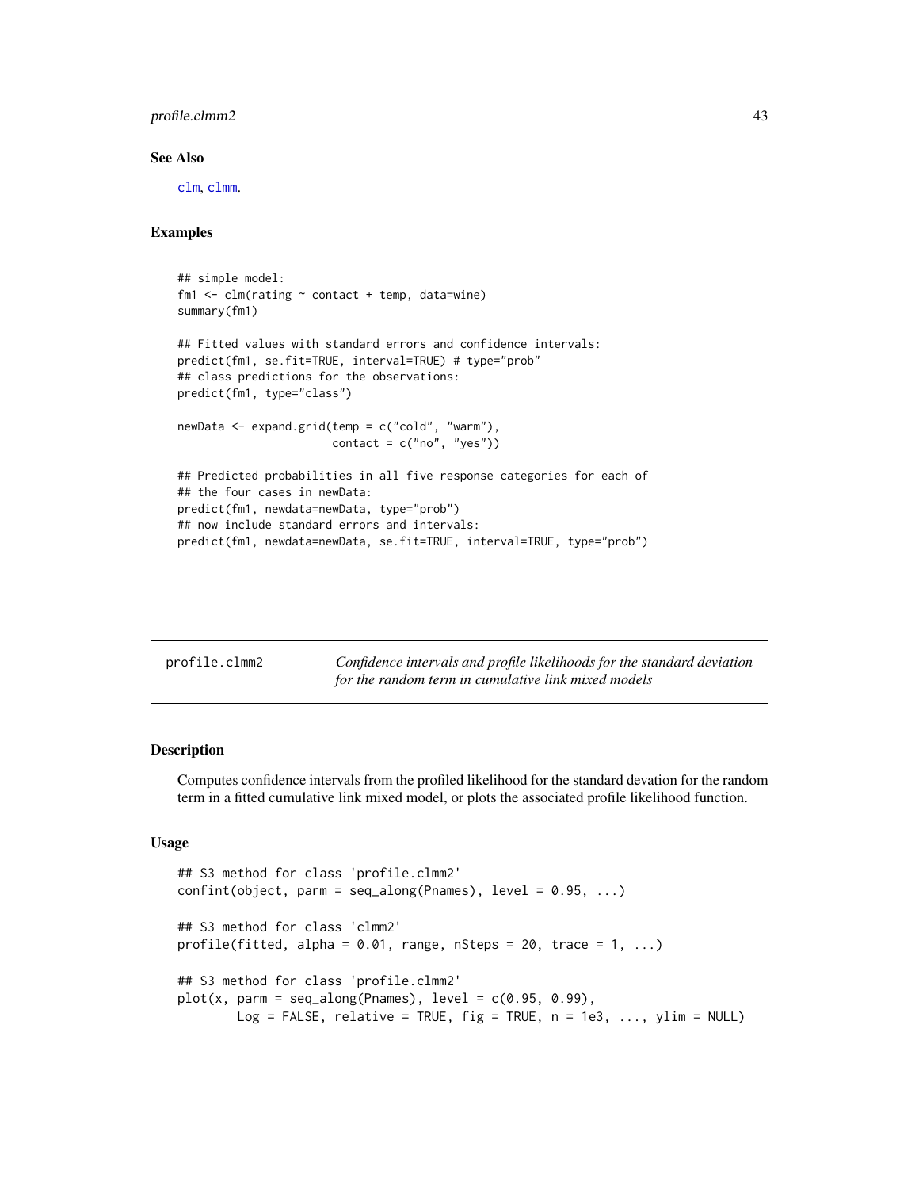### See Also

`clm`, `clmm`.

### Examples

```
## simple model:
fm1 <- clm(rating ~ contact + temp, data=wine)
summary(fm1)

## Fitted values with standard errors and confidence intervals:
predict(fm1, se.fit=TRUE, interval=TRUE) # type="prob"
## class predictions for the observations:
predict(fm1, type="class")

newData <- expand.grid(temp = c("cold", "warm"),
                       contact = c("no", "yes"))

## Predicted probabilities in all five response categories for each of
## the four cases in newData:
predict(fm1, newdata=newData, type="prob")
## now include standard errors and intervals:
predict(fm1, newdata=newData, se.fit=TRUE, interval=TRUE, type="prob")
```

---

## profile.clmm2 — *Confidence intervals and profile likelihoods for the standard deviation for the random term in cumulative link mixed models*

---

### Description

Computes confidence intervals from the profiled likelihood for the standard devation for the random term in a fitted cumulative link mixed model, or plots the associated profile likelihood function.

### Usage

```
## S3 method for class 'profile.clmm2'
confint(object, parm = seq_along(Pnames), level = 0.95, ...)

## S3 method for class 'clmm2'
profile(fitted, alpha = 0.01, range, nSteps = 20, trace = 1, ...)

## S3 method for class 'profile.clmm2'
plot(x, parm = seq_along(Pnames), level = c(0.95, 0.99),
       Log = FALSE, relative = TRUE, fig = TRUE, n = 1e3, ..., ylim = NULL)
```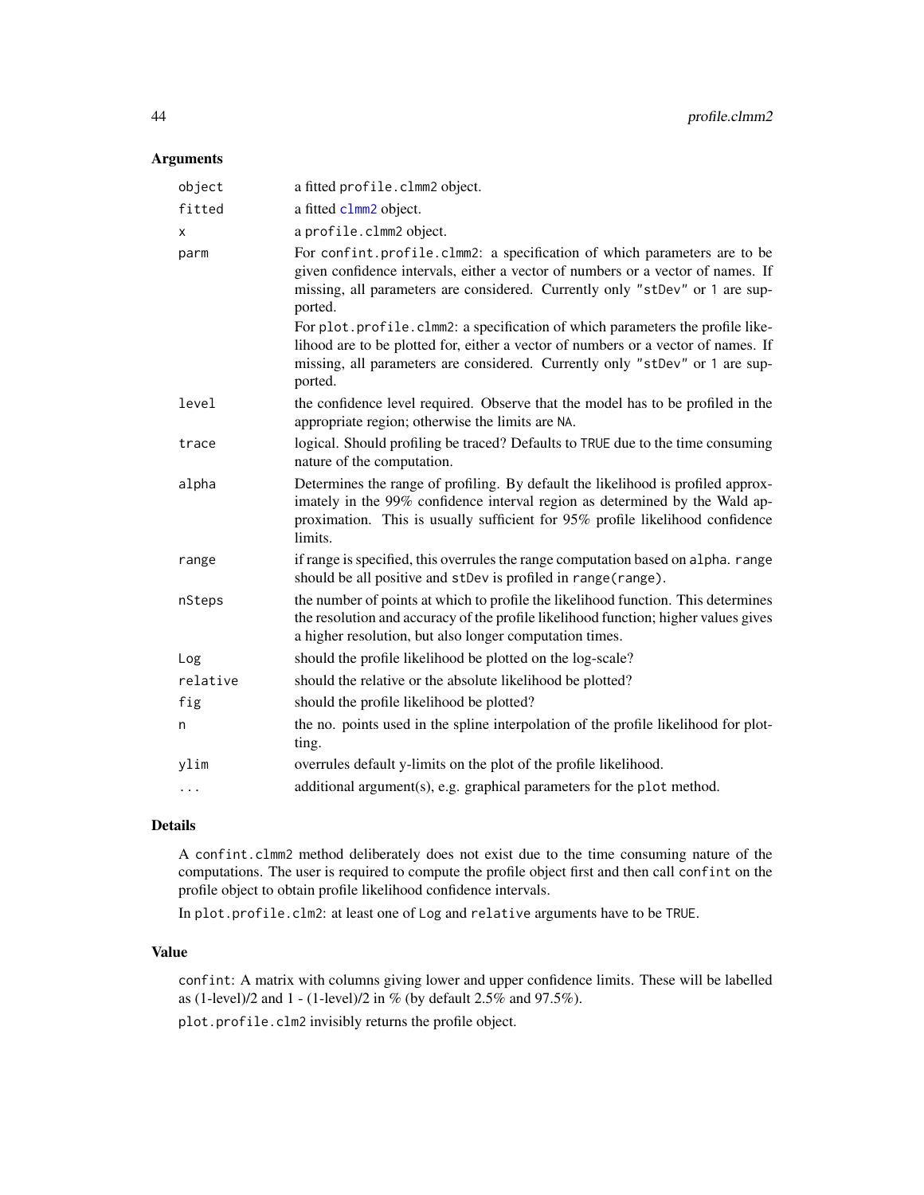## Arguments

| | |
|---|---|
| `object` | a fitted `profile.clmm2` object. |
| `fitted` | a fitted `clmm2` object. |
| `x` | a `profile.clmm2` object. |
| `parm` | For `confint.profile.clmm2`: a specification of which parameters are to be given confidence intervals, either a vector of numbers or a vector of names. If missing, all parameters are considered. Currently only `"stDev"` or `1` are supported. For `plot.profile.clmm2`: a specification of which parameters the profile likelihood are to be plotted for, either a vector of numbers or a vector of names. If missing, all parameters are considered. Currently only `"stDev"` or `1` are supported. |
| `level` | the confidence level required. Observe that the model has to be profiled in the appropriate region; otherwise the limits are `NA`. |
| `trace` | logical. Should profiling be traced? Defaults to `TRUE` due to the time consuming nature of the computation. |
| `alpha` | Determines the range of profiling. By default the likelihood is profiled approximately in the 99% confidence interval region as determined by the Wald approximation. This is usually sufficient for 95% profile likelihood confidence limits. |
| `range` | if range is specified, this overrules the range computation based on `alpha`. `range` should be all positive and `stDev` is profiled in `range(range)`. |
| `nSteps` | the number of points at which to profile the likelihood function. This determines the resolution and accuracy of the profile likelihood function; higher values gives a higher resolution, but also longer computation times. |
| `Log` | should the profile likelihood be plotted on the log-scale? |
| `relative` | should the relative or the absolute likelihood be plotted? |
| `fig` | should the profile likelihood be plotted? |
| `n` | the no. points used in the spline interpolation of the profile likelihood for plotting. |
| `ylim` | overrules default y-limits on the plot of the profile likelihood. |
| `...` | additional argument(s), e.g. graphical parameters for the `plot` method. |

## Details

A `confint.clmm2` method deliberately does not exist due to the time consuming nature of the computations. The user is required to compute the profile object first and then call `confint` on the profile object to obtain profile likelihood confidence intervals.

In `plot.profile.clm2`: at least one of `Log` and `relative` arguments have to be `TRUE`.

## Value

`confint`: A matrix with columns giving lower and upper confidence limits. These will be labelled as (1-level)/2 and 1 - (1-level)/2 in % (by default 2.5% and 97.5%).

`plot.profile.clm2` invisibly returns the profile object.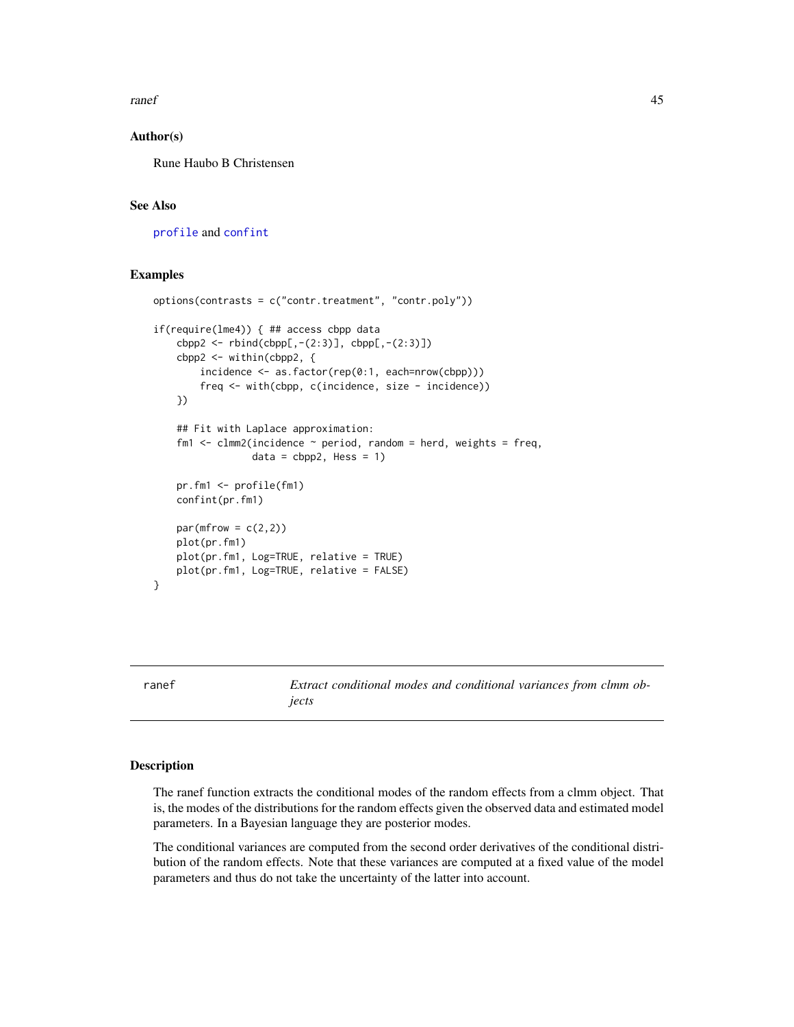### Author(s)

Rune Haubo B Christensen

### See Also

profile and confint

### Examples

```
options(contrasts = c("contr.treatment", "contr.poly"))

if(require(lme4)) { ## access cbpp data
    cbpp2 <- rbind(cbpp[,-(2:3)], cbpp[,-(2:3)])
    cbpp2 <- within(cbpp2, {
        incidence <- as.factor(rep(0:1, each=nrow(cbpp)))
        freq <- with(cbpp, c(incidence, size - incidence))
    })

    ## Fit with Laplace approximation:
    fm1 <- clmm2(incidence ~ period, random = herd, weights = freq,
                 data = cbpp2, Hess = 1)

    pr.fm1 <- profile(fm1)
    confint(pr.fm1)

    par(mfrow = c(2,2))
    plot(pr.fm1)
    plot(pr.fm1, Log=TRUE, relative = TRUE)
    plot(pr.fm1, Log=TRUE, relative = FALSE)
}
```

---

## ranef — *Extract conditional modes and conditional variances from clmm objects*

### Description

The ranef function extracts the conditional modes of the random effects from a clmm object. That is, the modes of the distributions for the random effects given the observed data and estimated model parameters. In a Bayesian language they are posterior modes.

The conditional variances are computed from the second order derivatives of the conditional distribution of the random effects. Note that these variances are computed at a fixed value of the model parameters and thus do not take the uncertainty of the latter into account.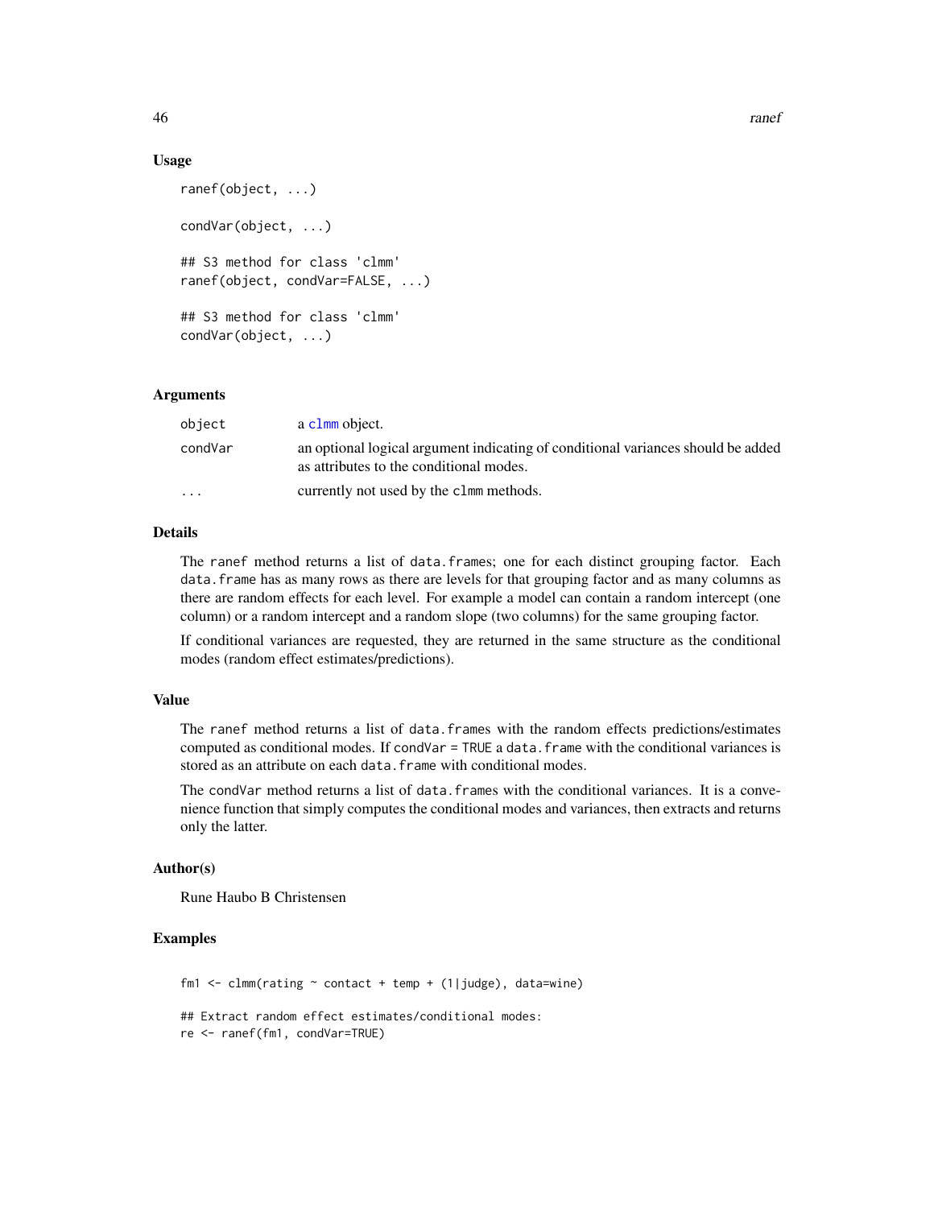## Usage

```
ranef(object, ...)

condVar(object, ...)

## S3 method for class 'clmm'
ranef(object, condVar=FALSE, ...)

## S3 method for class 'clmm'
condVar(object, ...)
```

## Arguments

| | |
|---|---|
| object | a clmm object. |
| condVar | an optional logical argument indicating of conditional variances should be added as attributes to the conditional modes. |
| ... | currently not used by the clmm methods. |

## Details

The ranef method returns a list of data.frames; one for each distinct grouping factor. Each data.frame has as many rows as there are levels for that grouping factor and as many columns as there are random effects for each level. For example a model can contain a random intercept (one column) or a random intercept and a random slope (two columns) for the same grouping factor.

If conditional variances are requested, they are returned in the same structure as the conditional modes (random effect estimates/predictions).

## Value

The ranef method returns a list of data.frames with the random effects predictions/estimates computed as conditional modes. If condVar = TRUE a data.frame with the conditional variances is stored as an attribute on each data.frame with conditional modes.

The condVar method returns a list of data.frames with the conditional variances. It is a convenience function that simply computes the conditional modes and variances, then extracts and returns only the latter.

## Author(s)

Rune Haubo B Christensen

## Examples

```
fm1 <- clmm(rating ~ contact + temp + (1|judge), data=wine)

## Extract random effect estimates/conditional modes:
re <- ranef(fm1, condVar=TRUE)
```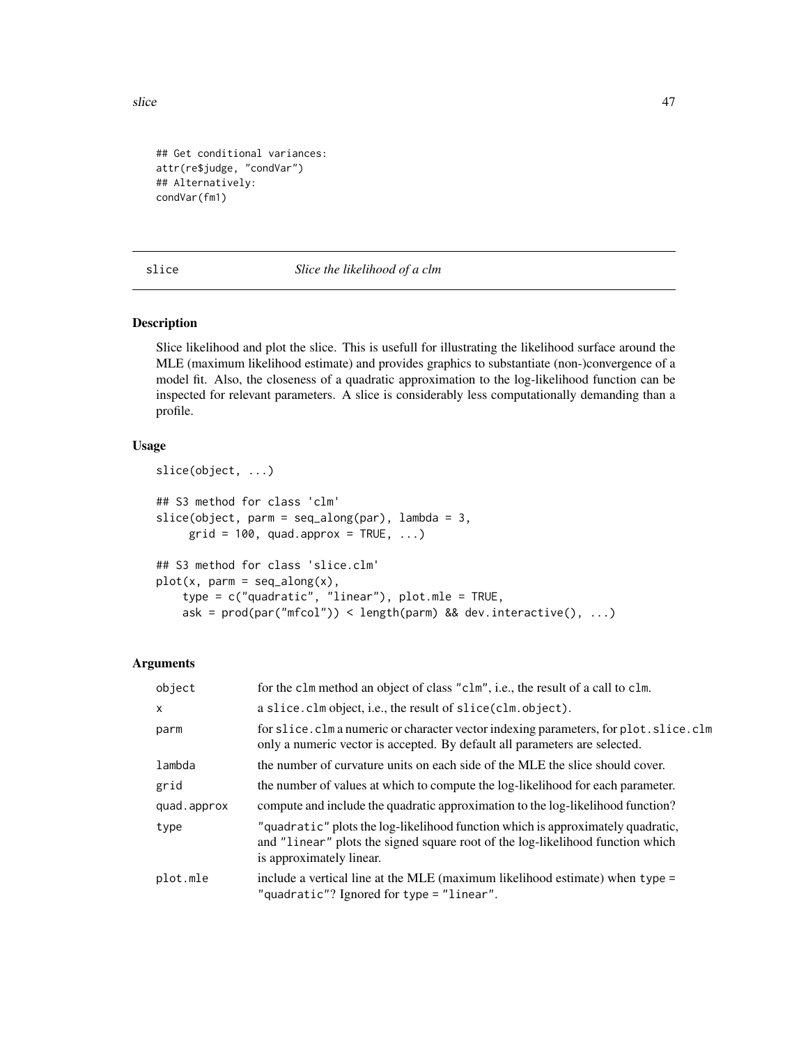```
## Get conditional variances:
attr(re$judge, "condVar")
## Alternatively:
condVar(fm1)
```

## slice — *Slice the likelihood of a clm*

### Description

Slice likelihood and plot the slice. This is usefull for illustrating the likelihood surface around the MLE (maximum likelihood estimate) and provides graphics to substantiate (non-)convergence of a model fit. Also, the closeness of a quadratic approximation to the log-likelihood function can be inspected for relevant parameters. A slice is considerably less computationally demanding than a profile.

### Usage

```
slice(object, ...)

## S3 method for class 'clm'
slice(object, parm = seq_along(par), lambda = 3,
     grid = 100, quad.approx = TRUE, ...)

## S3 method for class 'slice.clm'
plot(x, parm = seq_along(x),
    type = c("quadratic", "linear"), plot.mle = TRUE,
    ask = prod(par("mfcol")) < length(parm) && dev.interactive(), ...)
```

### Arguments

| | |
|---|---|
| `object` | for the `clm` method an object of class `"clm"`, i.e., the result of a call to `clm`. |
| `x` | a `slice.clm` object, i.e., the result of `slice(clm.object)`. |
| `parm` | for `slice.clm` a numeric or character vector indexing parameters, for `plot.slice.clm` only a numeric vector is accepted. By default all parameters are selected. |
| `lambda` | the number of curvature units on each side of the MLE the slice should cover. |
| `grid` | the number of values at which to compute the log-likelihood for each parameter. |
| `quad.approx` | compute and include the quadratic approximation to the log-likelihood function? |
| `type` | `"quadratic"` plots the log-likelihood function which is approximately quadratic, and `"linear"` plots the signed square root of the log-likelihood function which is approximately linear. |
| `plot.mle` | include a vertical line at the MLE (maximum likelihood estimate) when `type = "quadratic"`? Ignored for `type = "linear"`. |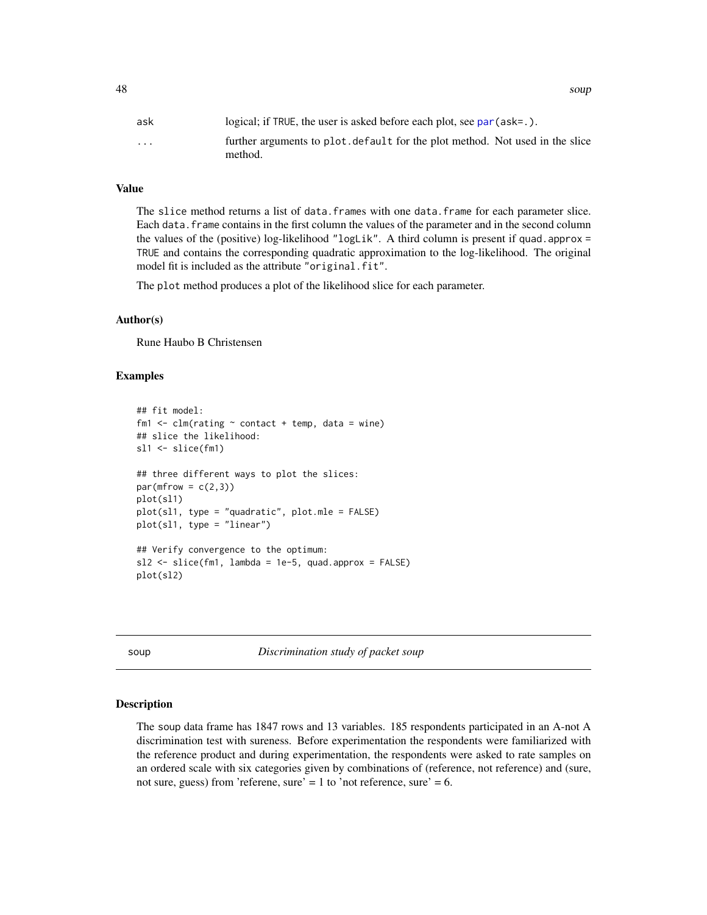| | |
|---|---|
| ask | logical; if TRUE, the user is asked before each plot, see par(ask=.). |
| ... | further arguments to plot.default for the plot method. Not used in the slice method. |

### Value

The slice method returns a list of data.frames with one data.frame for each parameter slice. Each data.frame contains in the first column the values of the parameter and in the second column the values of the (positive) log-likelihood "logLik". A third column is present if quad.approx = TRUE and contains the corresponding quadratic approximation to the log-likelihood. The original model fit is included as the attribute "original.fit".

The plot method produces a plot of the likelihood slice for each parameter.

### Author(s)

Rune Haubo B Christensen

### Examples

```
## fit model:
fm1 <- clm(rating ~ contact + temp, data = wine)
## slice the likelihood:
sl1 <- slice(fm1)

## three different ways to plot the slices:
par(mfrow = c(2,3))
plot(sl1)
plot(sl1, type = "quadratic", plot.mle = FALSE)
plot(sl1, type = "linear")

## Verify convergence to the optimum:
sl2 <- slice(fm1, lambda = 1e-5, quad.approx = FALSE)
plot(sl2)
```

## soup *Discrimination study of packet soup*

### Description

The soup data frame has 1847 rows and 13 variables. 185 respondents participated in an A-not A discrimination test with sureness. Before experimentation the respondents were familiarized with the reference product and during experimentation, the respondents were asked to rate samples on an ordered scale with six categories given by combinations of (reference, not reference) and (sure, not sure, guess) from 'referene, sure' = 1 to 'not reference, sure' = 6.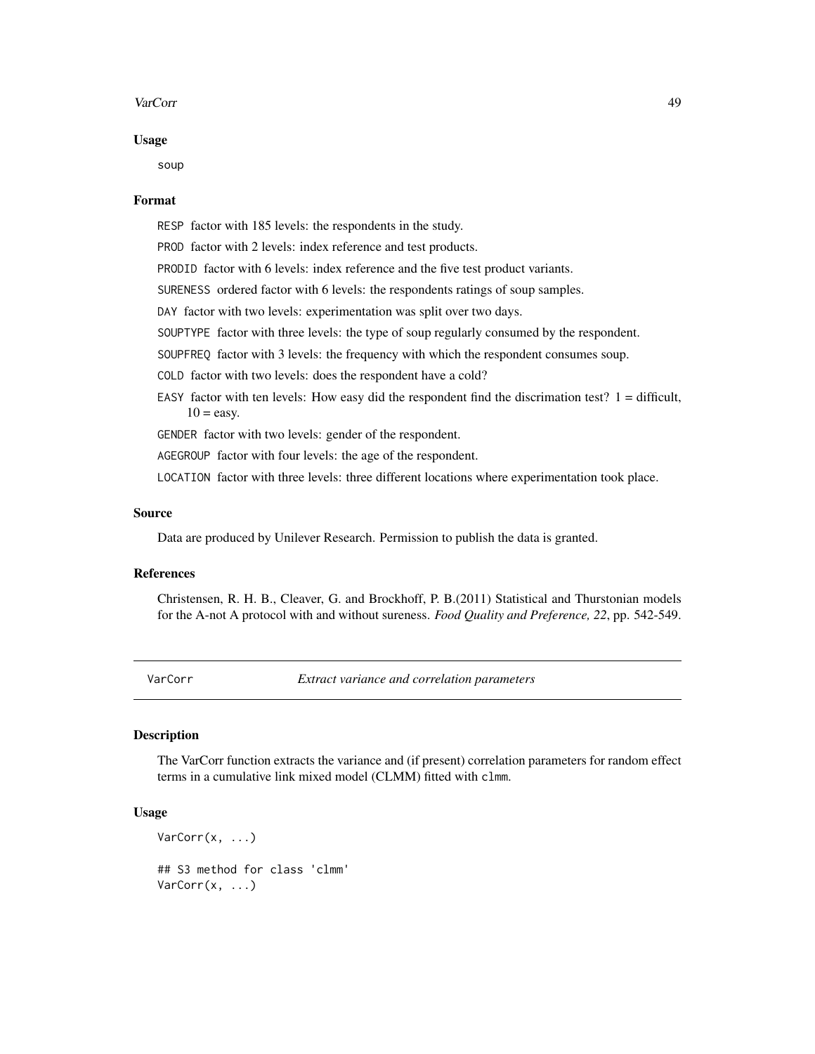## Usage

```
soup
```

## Format

`RESP` factor with 185 levels: the respondents in the study.

`PROD` factor with 2 levels: index reference and test products.

`PRODID` factor with 6 levels: index reference and the five test product variants.

`SURENESS` ordered factor with 6 levels: the respondents ratings of soup samples.

`DAY` factor with two levels: experimentation was split over two days.

`SOUPTYPE` factor with three levels: the type of soup regularly consumed by the respondent.

`SOUPFREQ` factor with 3 levels: the frequency with which the respondent consumes soup.

`COLD` factor with two levels: does the respondent have a cold?

`EASY` factor with ten levels: How easy did the respondent find the discrimation test? 1 = difficult, 10 = easy.

`GENDER` factor with two levels: gender of the respondent.

`AGEGROUP` factor with four levels: the age of the respondent.

`LOCATION` factor with three levels: three different locations where experimentation took place.

## Source

Data are produced by Unilever Research. Permission to publish the data is granted.

## References

Christensen, R. H. B., Cleaver, G. and Brockhoff, P. B.(2011) Statistical and Thurstonian models for the A-not A protocol with and without sureness. *Food Quality and Preference, 22*, pp. 542-549.

---

# VarCorr — *Extract variance and correlation parameters*

## Description

The VarCorr function extracts the variance and (if present) correlation parameters for random effect terms in a cumulative link mixed model (CLMM) fitted with `clmm`.

## Usage

```
VarCorr(x, ...)

## S3 method for class 'clmm'
VarCorr(x, ...)
```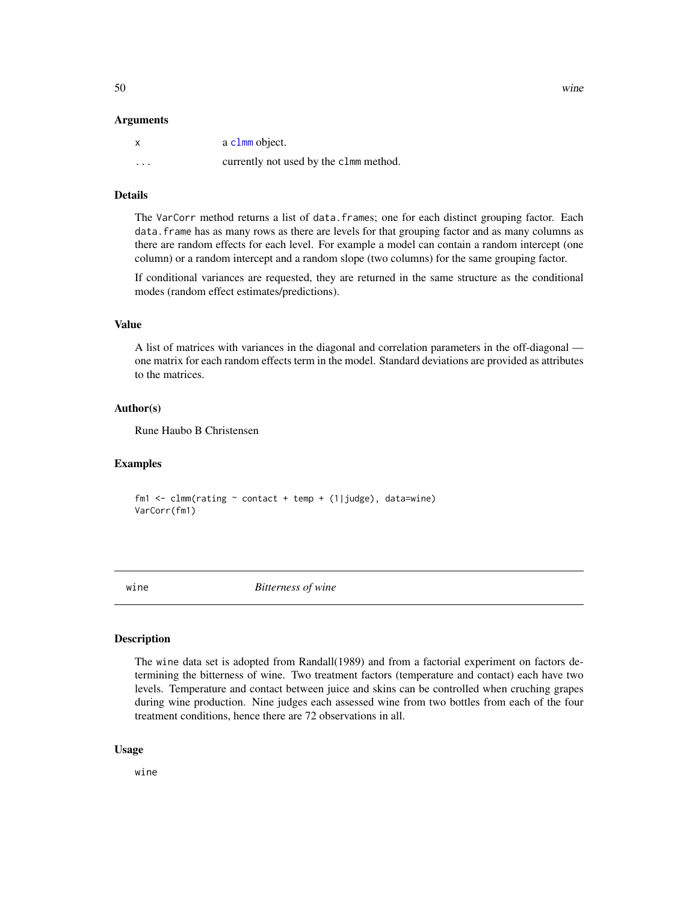### Arguments

| | |
|---|---|
| x | a clmm object. |
| ... | currently not used by the clmm method. |

### Details

The VarCorr method returns a list of data.frames; one for each distinct grouping factor. Each data.frame has as many rows as there are levels for that grouping factor and as many columns as there are random effects for each level. For example a model can contain a random intercept (one column) or a random intercept and a random slope (two columns) for the same grouping factor.

If conditional variances are requested, they are returned in the same structure as the conditional modes (random effect estimates/predictions).

### Value

A list of matrices with variances in the diagonal and correlation parameters in the off-diagonal — one matrix for each random effects term in the model. Standard deviations are provided as attributes to the matrices.

### Author(s)

Rune Haubo B Christensen

### Examples

```
fm1 <- clmm(rating ~ contact + temp + (1|judge), data=wine)
VarCorr(fm1)
```

---

## wine — *Bitterness of wine*

---

### Description

The wine data set is adopted from Randall(1989) and from a factorial experiment on factors determining the bitterness of wine. Two treatment factors (temperature and contact) each have two levels. Temperature and contact between juice and skins can be controlled when cruching grapes during wine production. Nine judges each assessed wine from two bottles from each of the four treatment conditions, hence there are 72 observations in all.

### Usage

```
wine
```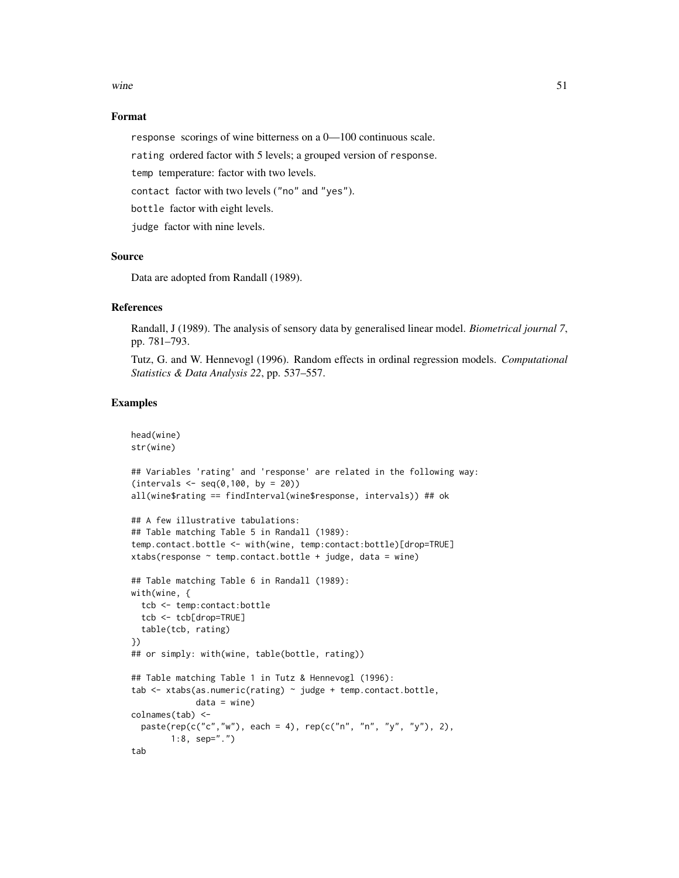### Format

`response` scorings of wine bitterness on a 0—100 continuous scale.

`rating` ordered factor with 5 levels; a grouped version of `response`.

`temp` temperature: factor with two levels.

`contact` factor with two levels ("no" and "yes").

`bottle` factor with eight levels.

`judge` factor with nine levels.

### Source

Data are adopted from Randall (1989).

### References

Randall, J (1989). The analysis of sensory data by generalised linear model. *Biometrical journal 7*, pp. 781–793.

Tutz, G. and W. Hennevogl (1996). Random effects in ordinal regression models. *Computational Statistics & Data Analysis 22*, pp. 537–557.

### Examples

```
head(wine)
str(wine)

## Variables 'rating' and 'response' are related in the following way:
(intervals <- seq(0,100, by = 20))
all(wine$rating == findInterval(wine$response, intervals)) ## ok

## A few illustrative tabulations:
## Table matching Table 5 in Randall (1989):
temp.contact.bottle <- with(wine, temp:contact:bottle)[drop=TRUE]
xtabs(response ~ temp.contact.bottle + judge, data = wine)

## Table matching Table 6 in Randall (1989):
with(wine, {
  tcb <- temp:contact:bottle
  tcb <- tcb[drop=TRUE]
  table(tcb, rating)
})
## or simply: with(wine, table(bottle, rating))

## Table matching Table 1 in Tutz & Hennevogl (1996):
tab <- xtabs(as.numeric(rating) ~ judge + temp.contact.bottle,
             data = wine)
colnames(tab) <-
  paste(rep(c("c","w"), each = 4), rep(c("n", "n", "y", "y"), 2),
        1:8, sep=".")
tab
```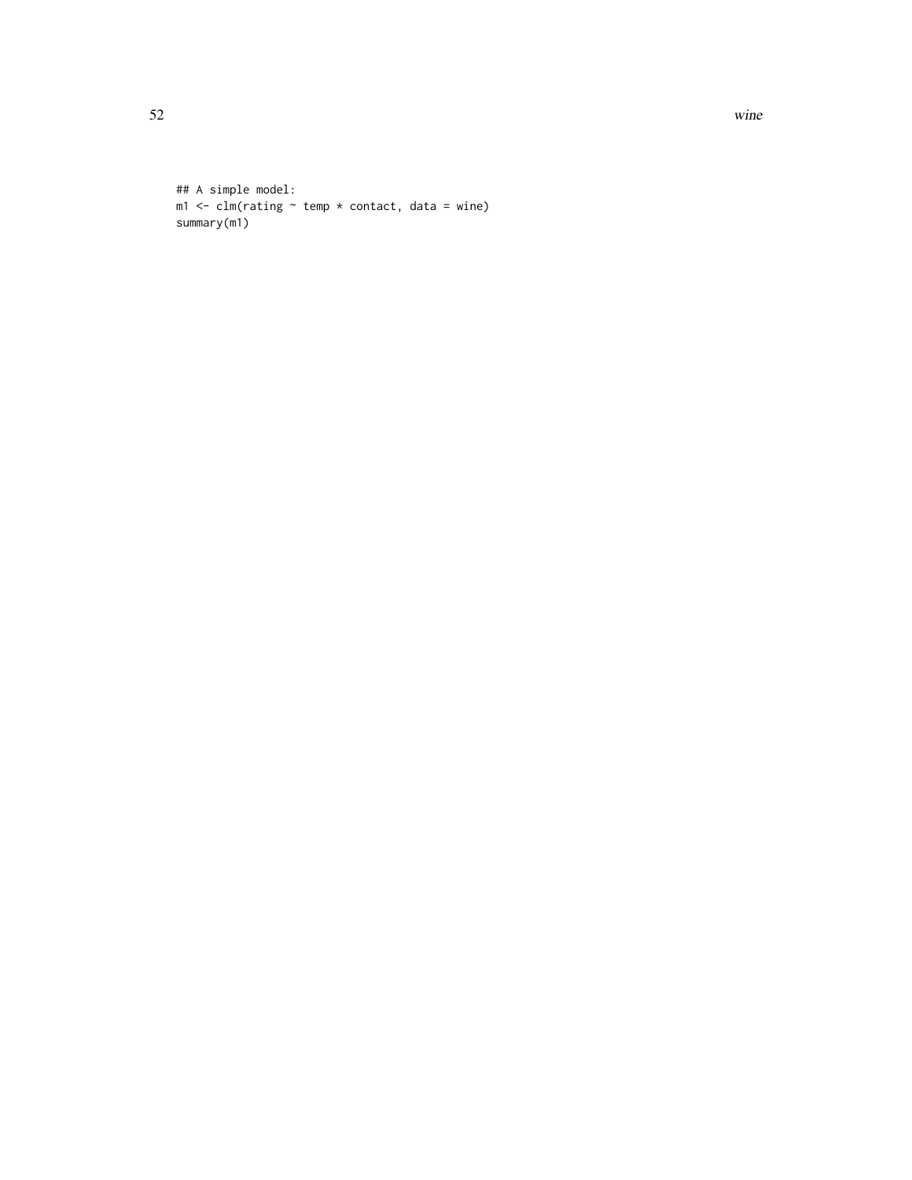```
## A simple model:
m1 <- clm(rating ~ temp * contact, data = wine)
summary(m1)
```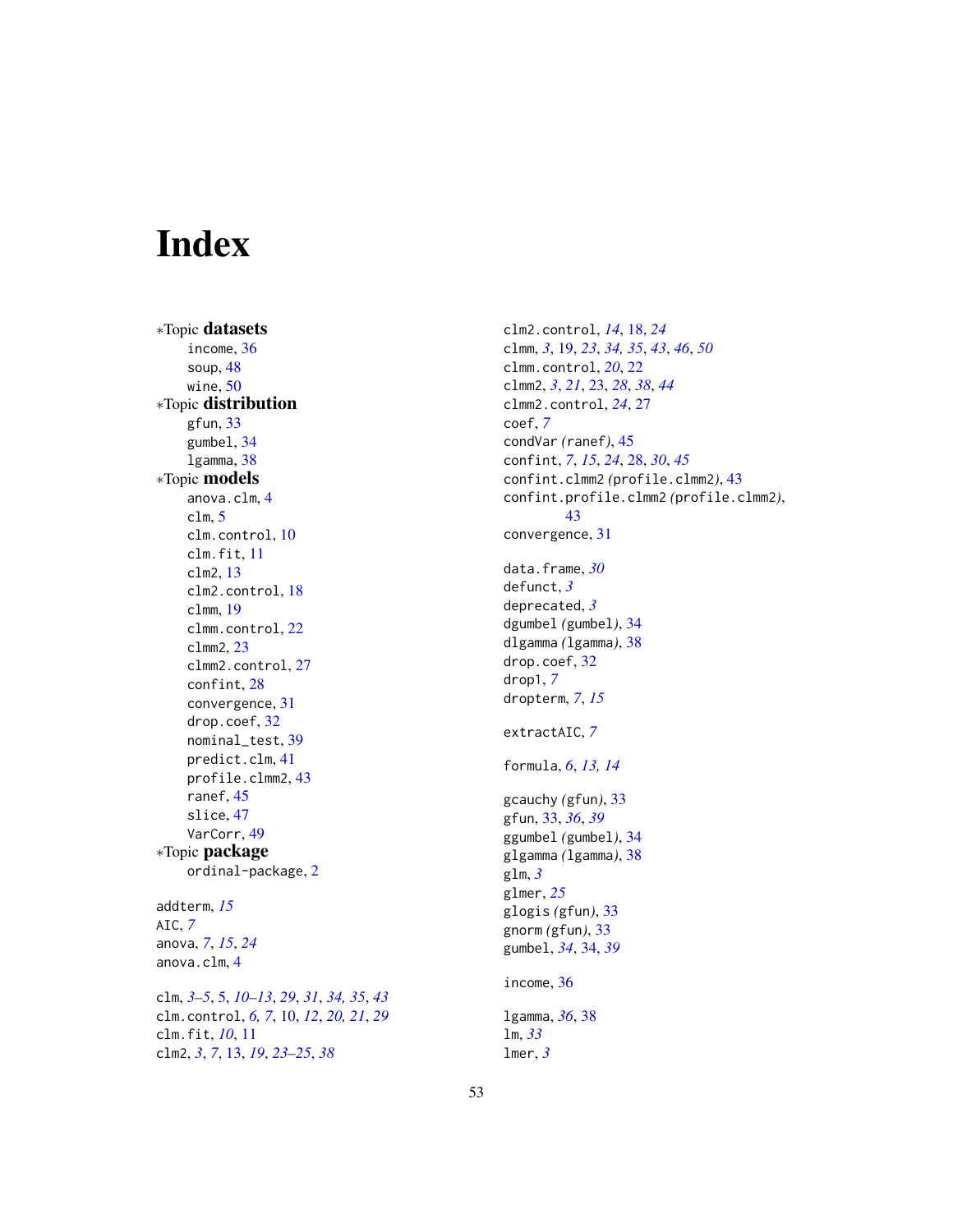# Index

*Topic **datasets**
- income, 36
- soup, 48
- wine, 50

*Topic **distribution**
- gfun, 33
- gumbel, 34
- lgamma, 38

*Topic **models**
- anova.clm, 4
- clm, 5
- clm.control, 10
- clm.fit, 11
- clm2, 13
- clm2.control, 18
- clmm, 19
- clmm.control, 22
- clmm2, 23
- clmm2.control, 27
- confint, 28
- convergence, 31
- drop.coef, 32
- nominal_test, 39
- predict.clm, 41
- profile.clmm2, 43
- ranef, 45
- slice, 47
- VarCorr, 49

*Topic **package**
- ordinal-package, 2

addterm, *15*
AIC, *7*
anova, *7*, *15*, *24*
anova.clm, 4

clm, *3–5*, 5, *10–13*, *29*, *31*, *34, 35*, *43*
clm.control, *6, 7*, 10, *12*, *20, 21*, *29*
clm.fit, *10*, 11
clm2, *3*, *7*, 13, *19*, *23–25*, *38*
clm2.control, *14*, 18, *24*
clmm, *3*, 19, *23*, *34, 35*, *43*, *46*, *50*
clmm.control, *20*, 22
clmm2, *3*, *21*, 23, *28*, *38*, *44*
clmm2.control, *24*, 27
coef, *7*
condVar *(*ranef*)*, 45
confint, *7*, *15*, *24*, 28, *30*, *45*
confint.clmm2 *(*profile.clmm2*)*, 43
confint.profile.clmm2 *(*profile.clmm2*)*, 43
convergence, 31

data.frame, *30*
defunct, *3*
deprecated, *3*
dgumbel *(*gumbel*)*, 34
dlgamma *(*lgamma*)*, 38
drop.coef, 32
drop1, *7*
dropterm, *7*, *15*

extractAIC, *7*

formula, *6*, *13, 14*

gcauchy *(*gfun*)*, 33
gfun, 33, *36*, *39*
ggumbel *(*gumbel*)*, 34
glgamma *(*lgamma*)*, 38
glm, *3*
glmer, *25*
glogis *(*gfun*)*, 33
gnorm *(*gfun*)*, 33
gumbel, *34*, 34, *39*

income, 36

lgamma, *36*, 38
lm, *33*
lmer, *3*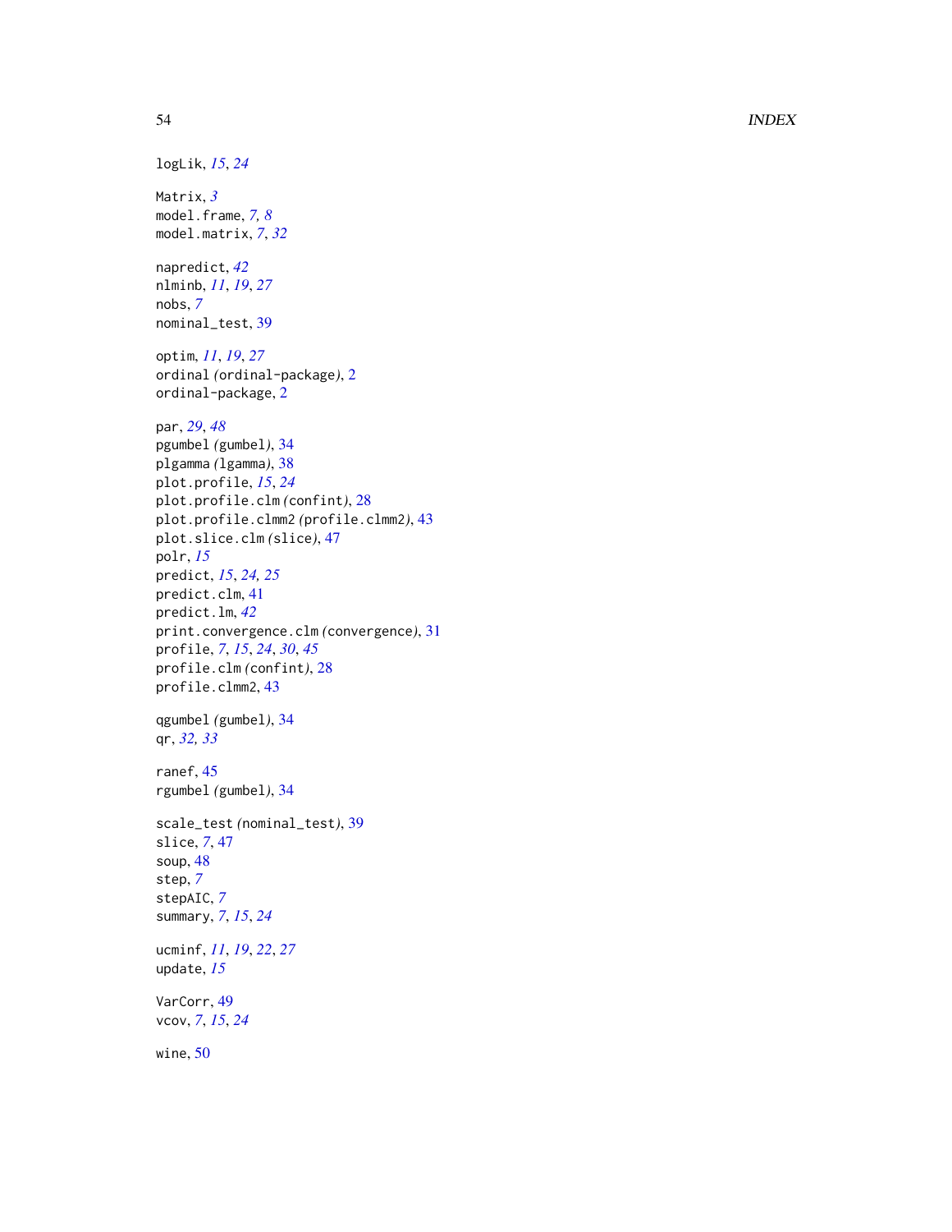logLik, *15*, *24*

Matrix, *3*
model.frame, *7, 8*
model.matrix, *7*, *32*

napredict, *42*
nlminb, *11*, *19*, *27*
nobs, *7*
nominal_test, 39

optim, *11*, *19*, *27*
ordinal *(*ordinal-package*)*, 2
ordinal-package, 2

par, *29*, *48*
pgumbel *(*gumbel*)*, 34
plgamma *(*lgamma*)*, 38
plot.profile, *15*, *24*
plot.profile.clm *(*confint*)*, 28
plot.profile.clmm2 *(*profile.clmm2*)*, 43
plot.slice.clm *(*slice*)*, 47
polr, *15*
predict, *15*, *24, 25*
predict.clm, 41
predict.lm, *42*
print.convergence.clm *(*convergence*)*, 31
profile, *7*, *15*, *24*, *30*, *45*
profile.clm *(*confint*)*, 28
profile.clmm2, 43

qgumbel *(*gumbel*)*, 34
qr, *32, 33*

ranef, 45
rgumbel *(*gumbel*)*, 34

scale_test *(*nominal_test*)*, 39
slice, *7*, 47
soup, 48
step, *7*
stepAIC, *7*
summary, *7*, *15*, *24*

ucminf, *11*, *19*, *22*, *27*
update, *15*

VarCorr, 49
vcov, *7*, *15*, *24*

wine, 50